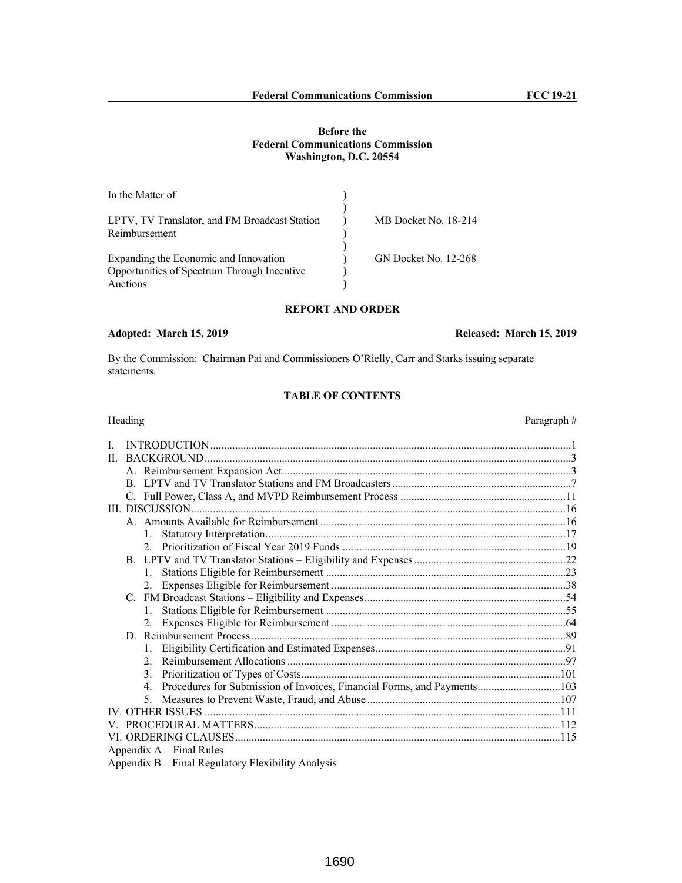**Before the**
**Federal Communications Commission**
**Washington, D.C. 20554**

| | | |
|---|---|---|
| In the Matter of | ) | |
| | ) | |
| LPTV, TV Translator, and FM Broadcast Station Reimbursement | ) | MB Docket No. 18-214 |
| | ) | |
| Expanding the Economic and Innovation Opportunities of Spectrum Through Incentive Auctions | ) | GN Docket No. 12-268 |

## REPORT AND ORDER

**Adopted: March 15, 2019** **Released: March 15, 2019**

By the Commission: Chairman Pai and Commissioners O'Rielly, Carr and Starks issuing separate statements.

### TABLE OF CONTENTS

| Heading | Paragraph # |
|---|---|
| I. INTRODUCTION | 1 |
| II. BACKGROUND | 3 |
|   A. Reimbursement Expansion Act | 3 |
|   B. LPTV and TV Translator Stations and FM Broadcasters | 7 |
|   C. Full Power, Class A, and MVPD Reimbursement Process | 11 |
| III. DISCUSSION | 16 |
|   A. Amounts Available for Reimbursement | 16 |
|     1. Statutory Interpretation | 17 |
|     2. Prioritization of Fiscal Year 2019 Funds | 19 |
|   B. LPTV and TV Translator Stations – Eligibility and Expenses | 22 |
|     1. Stations Eligible for Reimbursement | 23 |
|     2. Expenses Eligible for Reimbursement | 38 |
|   C. FM Broadcast Stations – Eligibility and Expenses | 54 |
|     1. Stations Eligible for Reimbursement | 55 |
|     2. Expenses Eligible for Reimbursement | 64 |
|   D. Reimbursement Process | 89 |
|     1. Eligibility Certification and Estimated Expenses | 91 |
|     2. Reimbursement Allocations | 97 |
|     3. Prioritization of Types of Costs | 101 |
|     4. Procedures for Submission of Invoices, Financial Forms, and Payments | 103 |
|     5. Measures to Prevent Waste, Fraud, and Abuse | 107 |
| IV. OTHER ISSUES | 111 |
| V. PROCEDURAL MATTERS | 112 |
| VI. ORDERING CLAUSES | 115 |
| Appendix A – Final Rules | |
| Appendix B – Final Regulatory Flexibility Analysis | |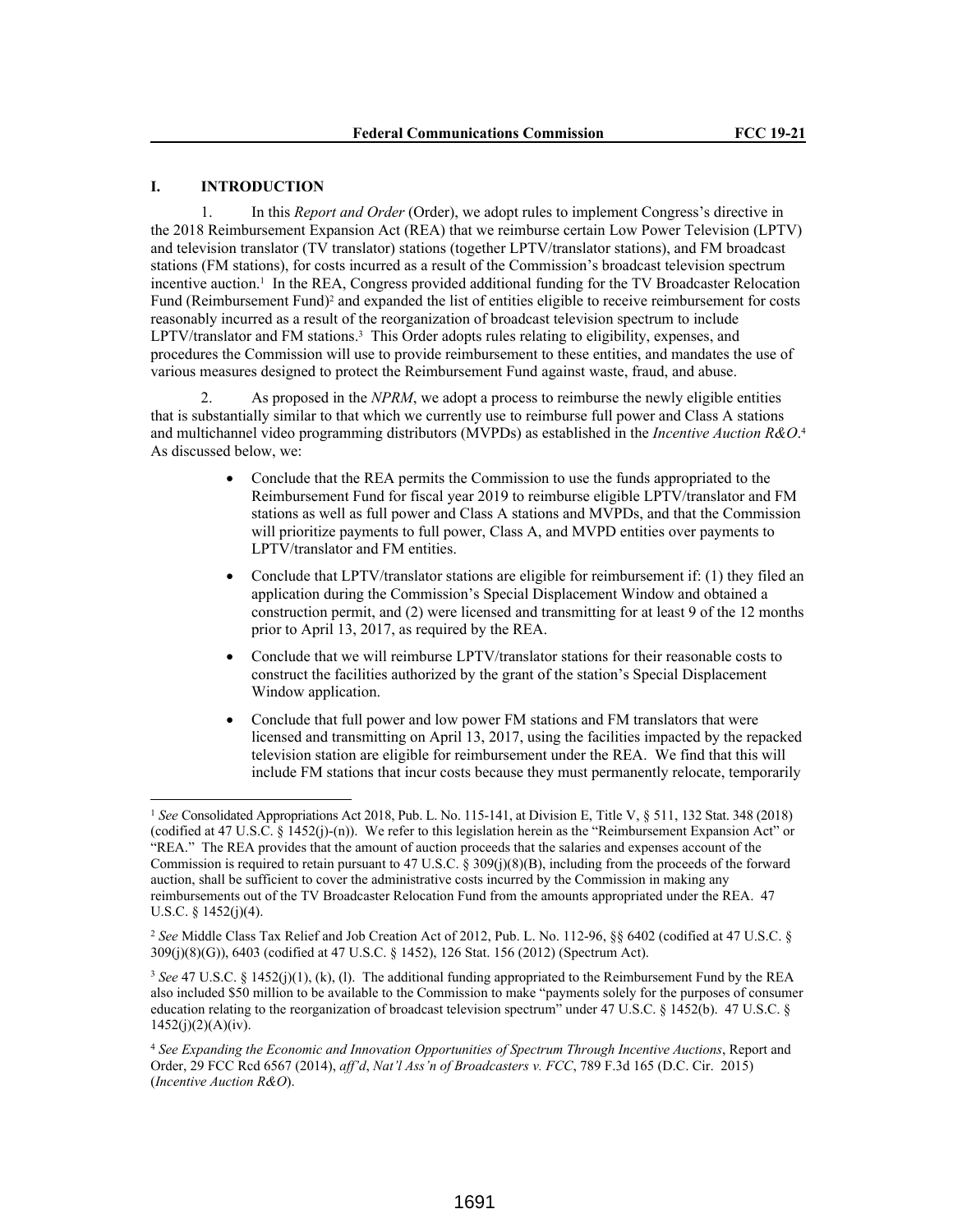## I. INTRODUCTION

1. In this *Report and Order* (Order), we adopt rules to implement Congress's directive in the 2018 Reimbursement Expansion Act (REA) that we reimburse certain Low Power Television (LPTV) and television translator (TV translator) stations (together LPTV/translator stations), and FM broadcast stations (FM stations), for costs incurred as a result of the Commission's broadcast television spectrum incentive auction.[1] In the REA, Congress provided additional funding for the TV Broadcaster Relocation Fund (Reimbursement Fund)[2] and expanded the list of entities eligible to receive reimbursement for costs reasonably incurred as a result of the reorganization of broadcast television spectrum to include LPTV/translator and FM stations.[3] This Order adopts rules relating to eligibility, expenses, and procedures the Commission will use to provide reimbursement to these entities, and mandates the use of various measures designed to protect the Reimbursement Fund against waste, fraud, and abuse.

2. As proposed in the *NPRM*, we adopt a process to reimburse the newly eligible entities that is substantially similar to that which we currently use to reimburse full power and Class A stations and multichannel video programming distributors (MVPDs) as established in the *Incentive Auction R&O*.[4] As discussed below, we:

- Conclude that the REA permits the Commission to use the funds appropriated to the Reimbursement Fund for fiscal year 2019 to reimburse eligible LPTV/translator and FM stations as well as full power and Class A stations and MVPDs, and that the Commission will prioritize payments to full power, Class A, and MVPD entities over payments to LPTV/translator and FM entities.
- Conclude that LPTV/translator stations are eligible for reimbursement if: (1) they filed an application during the Commission's Special Displacement Window and obtained a construction permit, and (2) were licensed and transmitting for at least 9 of the 12 months prior to April 13, 2017, as required by the REA.
- Conclude that we will reimburse LPTV/translator stations for their reasonable costs to construct the facilities authorized by the grant of the station's Special Displacement Window application.
- Conclude that full power and low power FM stations and FM translators that were licensed and transmitting on April 13, 2017, using the facilities impacted by the repacked television station are eligible for reimbursement under the REA. We find that this will include FM stations that incur costs because they must permanently relocate, temporarily

---

[1] *See* Consolidated Appropriations Act 2018, Pub. L. No. 115-141, at Division E, Title V, § 511, 132 Stat. 348 (2018) (codified at 47 U.S.C. § 1452(j)-(n)). We refer to this legislation herein as the "Reimbursement Expansion Act" or "REA." The REA provides that the amount of auction proceeds that the salaries and expenses account of the Commission is required to retain pursuant to 47 U.S.C. § 309(j)(8)(B), including from the proceeds of the forward auction, shall be sufficient to cover the administrative costs incurred by the Commission in making any reimbursements out of the TV Broadcaster Relocation Fund from the amounts appropriated under the REA. 47 U.S.C. § 1452(j)(4).

[2] *See* Middle Class Tax Relief and Job Creation Act of 2012, Pub. L. No. 112-96, §§ 6402 (codified at 47 U.S.C. § 309(j)(8)(G)), 6403 (codified at 47 U.S.C. § 1452), 126 Stat. 156 (2012) (Spectrum Act).

[3] *See* 47 U.S.C. § 1452(j)(1), (k), (l). The additional funding appropriated to the Reimbursement Fund by the REA also included $50 million to be available to the Commission to make "payments solely for the purposes of consumer education relating to the reorganization of broadcast television spectrum" under 47 U.S.C. § 1452(b). 47 U.S.C. § 1452(j)(2)(A)(iv).

[4] *See Expanding the Economic and Innovation Opportunities of Spectrum Through Incentive Auctions*, Report and Order, 29 FCC Rcd 6567 (2014), *aff'd*, *Nat'l Ass'n of Broadcasters v. FCC*, 789 F.3d 165 (D.C. Cir. 2015) (*Incentive Auction R&O*).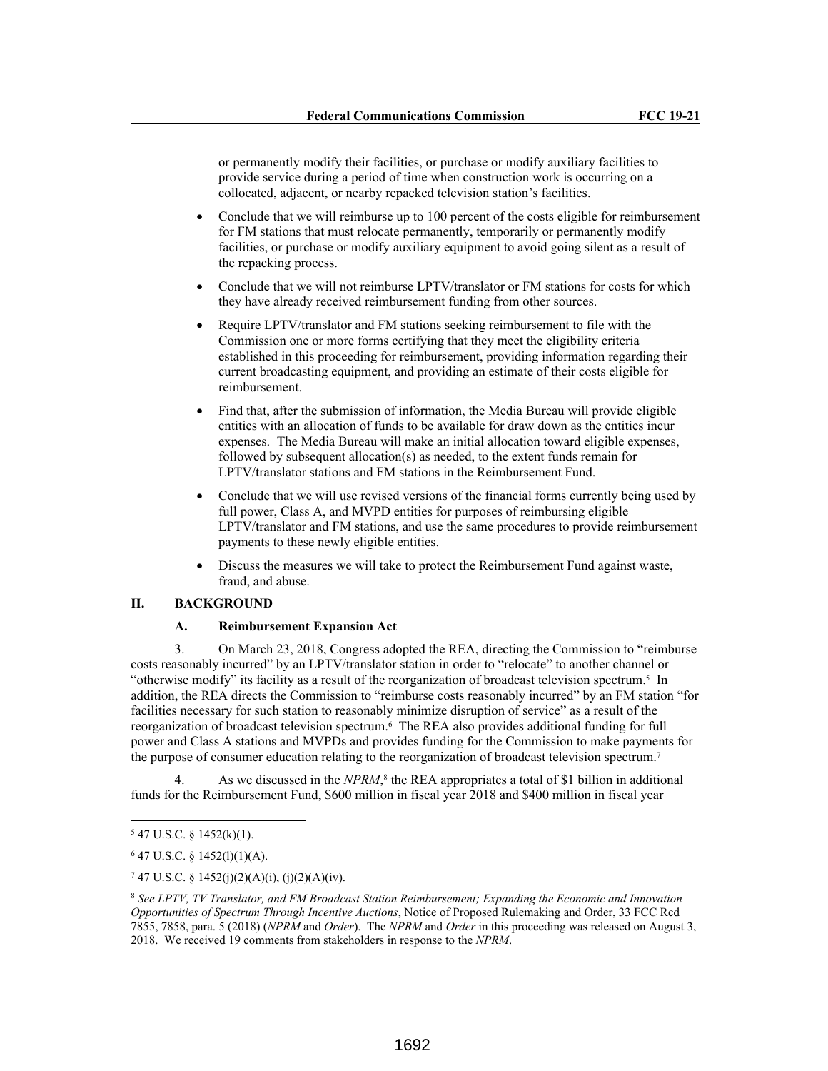or permanently modify their facilities, or purchase or modify auxiliary facilities to provide service during a period of time when construction work is occurring on a collocated, adjacent, or nearby repacked television station's facilities.

- Conclude that we will reimburse up to 100 percent of the costs eligible for reimbursement for FM stations that must relocate permanently, temporarily or permanently modify facilities, or purchase or modify auxiliary equipment to avoid going silent as a result of the repacking process.
- Conclude that we will not reimburse LPTV/translator or FM stations for costs for which they have already received reimbursement funding from other sources.
- Require LPTV/translator and FM stations seeking reimbursement to file with the Commission one or more forms certifying that they meet the eligibility criteria established in this proceeding for reimbursement, providing information regarding their current broadcasting equipment, and providing an estimate of their costs eligible for reimbursement.
- Find that, after the submission of information, the Media Bureau will provide eligible entities with an allocation of funds to be available for draw down as the entities incur expenses. The Media Bureau will make an initial allocation toward eligible expenses, followed by subsequent allocation(s) as needed, to the extent funds remain for LPTV/translator stations and FM stations in the Reimbursement Fund.
- Conclude that we will use revised versions of the financial forms currently being used by full power, Class A, and MVPD entities for purposes of reimbursing eligible LPTV/translator and FM stations, and use the same procedures to provide reimbursement payments to these newly eligible entities.
- Discuss the measures we will take to protect the Reimbursement Fund against waste, fraud, and abuse.

## II. BACKGROUND

### A. Reimbursement Expansion Act

3. On March 23, 2018, Congress adopted the REA, directing the Commission to "reimburse costs reasonably incurred" by an LPTV/translator station in order to "relocate" to another channel or "otherwise modify" its facility as a result of the reorganization of broadcast television spectrum.[5] In addition, the REA directs the Commission to "reimburse costs reasonably incurred" by an FM station "for facilities necessary for such station to reasonably minimize disruption of service" as a result of the reorganization of broadcast television spectrum.[6] The REA also provides additional funding for full power and Class A stations and MVPDs and provides funding for the Commission to make payments for the purpose of consumer education relating to the reorganization of broadcast television spectrum.[7]

4. As we discussed in the *NPRM*,[8] the REA appropriates a total of $1 billion in additional funds for the Reimbursement Fund, $600 million in fiscal year 2018 and $400 million in fiscal year

---

[5] 47 U.S.C. § 1452(k)(1).

[6] 47 U.S.C. § 1452(l)(1)(A).

[7] 47 U.S.C. § 1452(j)(2)(A)(i), (j)(2)(A)(iv).

[8] *See LPTV, TV Translator, and FM Broadcast Station Reimbursement; Expanding the Economic and Innovation Opportunities of Spectrum Through Incentive Auctions*, Notice of Proposed Rulemaking and Order, 33 FCC Rcd 7855, 7858, para. 5 (2018) (*NPRM* and *Order*). The *NPRM* and *Order* in this proceeding was released on August 3, 2018. We received 19 comments from stakeholders in response to the *NPRM*.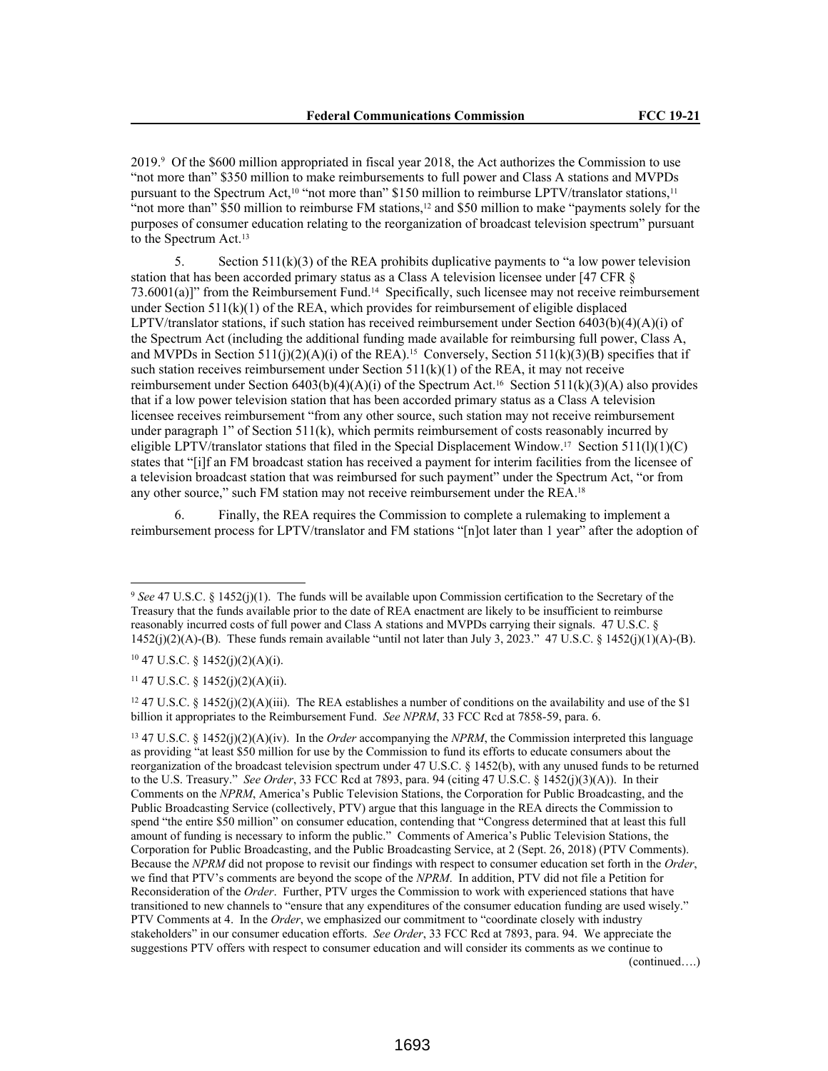2019.[9] Of the $600 million appropriated in fiscal year 2018, the Act authorizes the Commission to use "not more than" $350 million to make reimbursements to full power and Class A stations and MVPDs pursuant to the Spectrum Act,[10] "not more than" $150 million to reimburse LPTV/translator stations,[11] "not more than" $50 million to reimburse FM stations,[12] and $50 million to make "payments solely for the purposes of consumer education relating to the reorganization of broadcast television spectrum" pursuant to the Spectrum Act.[13]

5. Section 511(k)(3) of the REA prohibits duplicative payments to "a low power television station that has been accorded primary status as a Class A television licensee under [47 CFR § 73.6001(a)]" from the Reimbursement Fund.[14] Specifically, such licensee may not receive reimbursement under Section 511(k)(1) of the REA, which provides for reimbursement of eligible displaced LPTV/translator stations, if such station has received reimbursement under Section 6403(b)(4)(A)(i) of the Spectrum Act (including the additional funding made available for reimbursing full power, Class A, and MVPDs in Section 511(j)(2)(A)(i) of the REA).[15] Conversely, Section 511(k)(3)(B) specifies that if such station receives reimbursement under Section 511(k)(1) of the REA, it may not receive reimbursement under Section 6403(b)(4)(A)(i) of the Spectrum Act.[16] Section 511(k)(3)(A) also provides that if a low power television station that has been accorded primary status as a Class A television licensee receives reimbursement "from any other source, such station may not receive reimbursement under paragraph 1" of Section 511(k), which permits reimbursement of costs reasonably incurred by eligible LPTV/translator stations that filed in the Special Displacement Window.[17] Section 511(l)(1)(C) states that "[i]f an FM broadcast station has received a payment for interim facilities from the licensee of a television broadcast station that was reimbursed for such payment" under the Spectrum Act, "or from any other source," such FM station may not receive reimbursement under the REA.[18]

6. Finally, the REA requires the Commission to complete a rulemaking to implement a reimbursement process for LPTV/translator and FM stations "[n]ot later than 1 year" after the adoption of

---

[9] *See* 47 U.S.C. § 1452(j)(1). The funds will be available upon Commission certification to the Secretary of the Treasury that the funds available prior to the date of REA enactment are likely to be insufficient to reimburse reasonably incurred costs of full power and Class A stations and MVPDs carrying their signals. 47 U.S.C. § 1452(j)(2)(A)-(B). These funds remain available "until not later than July 3, 2023." 47 U.S.C. § 1452(j)(1)(A)-(B).

[10] 47 U.S.C. § 1452(j)(2)(A)(i).

[11] 47 U.S.C. § 1452(j)(2)(A)(ii).

[12] 47 U.S.C. § 1452(j)(2)(A)(iii). The REA establishes a number of conditions on the availability and use of the $1 billion it appropriates to the Reimbursement Fund. *See NPRM*, 33 FCC Rcd at 7858-59, para. 6.

[13] 47 U.S.C. § 1452(j)(2)(A)(iv). In the *Order* accompanying the *NPRM*, the Commission interpreted this language as providing "at least $50 million for use by the Commission to fund its efforts to educate consumers about the reorganization of the broadcast television spectrum under 47 U.S.C. § 1452(b), with any unused funds to be returned to the U.S. Treasury." *See Order*, 33 FCC Rcd at 7893, para. 94 (citing 47 U.S.C. § 1452(j)(3)(A)). In their Comments on the *NPRM*, America's Public Television Stations, the Corporation for Public Broadcasting, and the Public Broadcasting Service (collectively, PTV) argue that this language in the REA directs the Commission to spend "the entire $50 million" on consumer education, contending that "Congress determined that at least this full amount of funding is necessary to inform the public." Comments of America's Public Television Stations, the Corporation for Public Broadcasting, and the Public Broadcasting Service, at 2 (Sept. 26, 2018) (PTV Comments). Because the *NPRM* did not propose to revisit our findings with respect to consumer education set forth in the *Order*, we find that PTV's comments are beyond the scope of the *NPRM*. In addition, PTV did not file a Petition for Reconsideration of the *Order*. Further, PTV urges the Commission to work with experienced stations that have transitioned to new channels to "ensure that any expenditures of the consumer education funding are used wisely." PTV Comments at 4. In the *Order*, we emphasized our commitment to "coordinate closely with industry stakeholders" in our consumer education efforts. *See Order*, 33 FCC Rcd at 7893, para. 94. We appreciate the suggestions PTV offers with respect to consumer education and will consider its comments as we continue to

(continued….)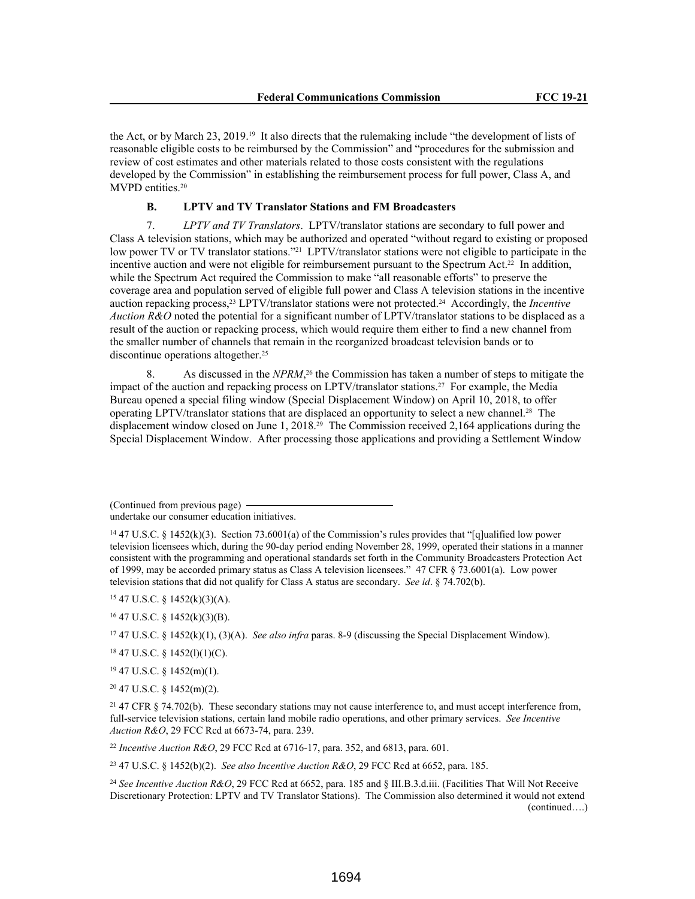the Act, or by March 23, 2019.[19] It also directs that the rulemaking include "the development of lists of reasonable eligible costs to be reimbursed by the Commission" and "procedures for the submission and review of cost estimates and other materials related to those costs consistent with the regulations developed by the Commission" in establishing the reimbursement process for full power, Class A, and MVPD entities.[20]

### B. LPTV and TV Translator Stations and FM Broadcasters

7. *LPTV and TV Translators*. LPTV/translator stations are secondary to full power and Class A television stations, which may be authorized and operated "without regard to existing or proposed low power TV or TV translator stations."[21] LPTV/translator stations were not eligible to participate in the incentive auction and were not eligible for reimbursement pursuant to the Spectrum Act.[22] In addition, while the Spectrum Act required the Commission to make "all reasonable efforts" to preserve the coverage area and population served of eligible full power and Class A television stations in the incentive auction repacking process,[23] LPTV/translator stations were not protected.[24] Accordingly, the *Incentive Auction R&O* noted the potential for a significant number of LPTV/translator stations to be displaced as a result of the auction or repacking process, which would require them either to find a new channel from the smaller number of channels that remain in the reorganized broadcast television bands or to discontinue operations altogether.[25]

8. As discussed in the *NPRM*,[26] the Commission has taken a number of steps to mitigate the impact of the auction and repacking process on LPTV/translator stations.[27] For example, the Media Bureau opened a special filing window (Special Displacement Window) on April 10, 2018, to offer operating LPTV/translator stations that are displaced an opportunity to select a new channel.[28] The displacement window closed on June 1, 2018.[29] The Commission received 2,164 applications during the Special Displacement Window. After processing those applications and providing a Settlement Window

(Continued from previous page)
undertake our consumer education initiatives.

[14] 47 U.S.C. § 1452(k)(3). Section 73.6001(a) of the Commission's rules provides that "[q]ualified low power television licensees which, during the 90-day period ending November 28, 1999, operated their stations in a manner consistent with the programming and operational standards set forth in the Community Broadcasters Protection Act of 1999, may be accorded primary status as Class A television licensees." 47 CFR § 73.6001(a). Low power television stations that did not qualify for Class A status are secondary. *See id*. § 74.702(b).

[15] 47 U.S.C. § 1452(k)(3)(A).

[16] 47 U.S.C. § 1452(k)(3)(B).

[17] 47 U.S.C. § 1452(k)(1), (3)(A). *See also infra* paras. 8-9 (discussing the Special Displacement Window).

[18] 47 U.S.C. § 1452(l)(1)(C).

[19] 47 U.S.C. § 1452(m)(1).

[20] 47 U.S.C. § 1452(m)(2).

[21] 47 CFR § 74.702(b). These secondary stations may not cause interference to, and must accept interference from, full-service television stations, certain land mobile radio operations, and other primary services. *See Incentive Auction R&O*, 29 FCC Rcd at 6673-74, para. 239.

[22] *Incentive Auction R&O*, 29 FCC Rcd at 6716-17, para. 352, and 6813, para. 601.

[23] 47 U.S.C. § 1452(b)(2). *See also Incentive Auction R&O*, 29 FCC Rcd at 6652, para. 185.

[24] *See Incentive Auction R&O*, 29 FCC Rcd at 6652, para. 185 and § III.B.3.d.iii. (Facilities That Will Not Receive Discretionary Protection: LPTV and TV Translator Stations). The Commission also determined it would not extend (continued….)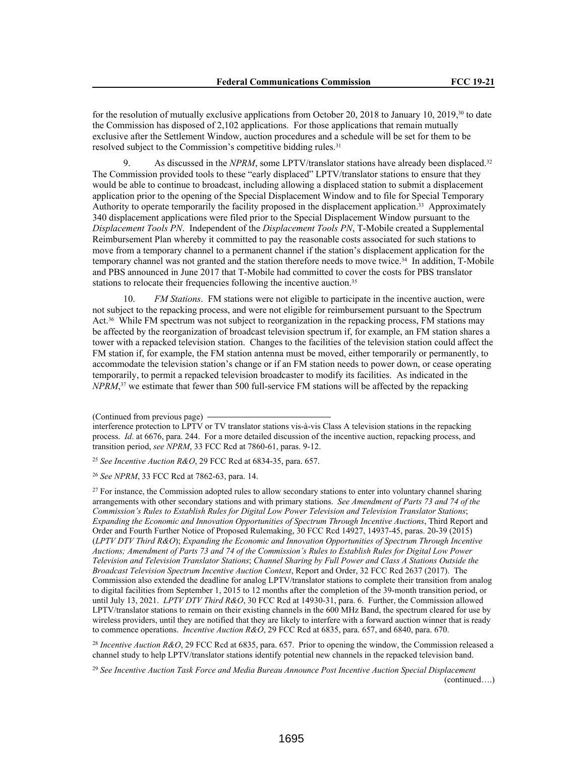for the resolution of mutually exclusive applications from October 20, 2018 to January 10, 2019,[30] to date the Commission has disposed of 2,102 applications. For those applications that remain mutually exclusive after the Settlement Window, auction procedures and a schedule will be set for them to be resolved subject to the Commission's competitive bidding rules.[31]

9. As discussed in the *NPRM*, some LPTV/translator stations have already been displaced.[32] The Commission provided tools to these "early displaced" LPTV/translator stations to ensure that they would be able to continue to broadcast, including allowing a displaced station to submit a displacement application prior to the opening of the Special Displacement Window and to file for Special Temporary Authority to operate temporarily the facility proposed in the displacement application.[33] Approximately 340 displacement applications were filed prior to the Special Displacement Window pursuant to the *Displacement Tools PN*. Independent of the *Displacement Tools PN*, T-Mobile created a Supplemental Reimbursement Plan whereby it committed to pay the reasonable costs associated for such stations to move from a temporary channel to a permanent channel if the station's displacement application for the temporary channel was not granted and the station therefore needs to move twice.[34] In addition, T-Mobile and PBS announced in June 2017 that T-Mobile had committed to cover the costs for PBS translator stations to relocate their frequencies following the incentive auction.[35]

10. *FM Stations*. FM stations were not eligible to participate in the incentive auction, were not subject to the repacking process, and were not eligible for reimbursement pursuant to the Spectrum Act.[36] While FM spectrum was not subject to reorganization in the repacking process, FM stations may be affected by the reorganization of broadcast television spectrum if, for example, an FM station shares a tower with a repacked television station. Changes to the facilities of the television station could affect the FM station if, for example, the FM station antenna must be moved, either temporarily or permanently, to accommodate the television station's change or if an FM station needs to power down, or cease operating temporarily, to permit a repacked television broadcaster to modify its facilities. As indicated in the *NPRM*,[37] we estimate that fewer than 500 full-service FM stations will be affected by the repacking

(Continued from previous page)

interference protection to LPTV or TV translator stations vis-à-vis Class A television stations in the repacking process. *Id*. at 6676, para. 244. For a more detailed discussion of the incentive auction, repacking process, and transition period, *see NPRM*, 33 FCC Rcd at 7860-61, paras. 9-12.

[25] *See Incentive Auction R&O*, 29 FCC Rcd at 6834-35, para. 657.

[26] *See NPRM*, 33 FCC Rcd at 7862-63, para. 14.

[27] For instance, the Commission adopted rules to allow secondary stations to enter into voluntary channel sharing arrangements with other secondary stations and with primary stations. *See Amendment of Parts 73 and 74 of the Commission's Rules to Establish Rules for Digital Low Power Television and Television Translator Stations*; *Expanding the Economic and Innovation Opportunities of Spectrum Through Incentive Auctions*, Third Report and Order and Fourth Further Notice of Proposed Rulemaking, 30 FCC Rcd 14927, 14937-45, paras. 20-39 (2015) (*LPTV DTV Third R&O*); *Expanding the Economic and Innovation Opportunities of Spectrum Through Incentive Auctions; Amendment of Parts 73 and 74 of the Commission's Rules to Establish Rules for Digital Low Power Television and Television Translator Stations*; *Channel Sharing by Full Power and Class A Stations Outside the Broadcast Television Spectrum Incentive Auction Context*, Report and Order, 32 FCC Rcd 2637 (2017). The Commission also extended the deadline for analog LPTV/translator stations to complete their transition from analog to digital facilities from September 1, 2015 to 12 months after the completion of the 39-month transition period, or until July 13, 2021. *LPTV DTV Third R&O*, 30 FCC Rcd at 14930-31, para. 6. Further, the Commission allowed LPTV/translator stations to remain on their existing channels in the 600 MHz Band, the spectrum cleared for use by wireless providers, until they are notified that they are likely to interfere with a forward auction winner that is ready to commence operations. *Incentive Auction R&O*, 29 FCC Rcd at 6835, para. 657, and 6840, para. 670.

[28] *Incentive Auction R&O*, 29 FCC Rcd at 6835, para. 657. Prior to opening the window, the Commission released a channel study to help LPTV/translator stations identify potential new channels in the repacked television band.

[29] *See Incentive Auction Task Force and Media Bureau Announce Post Incentive Auction Special Displacement*

(continued….)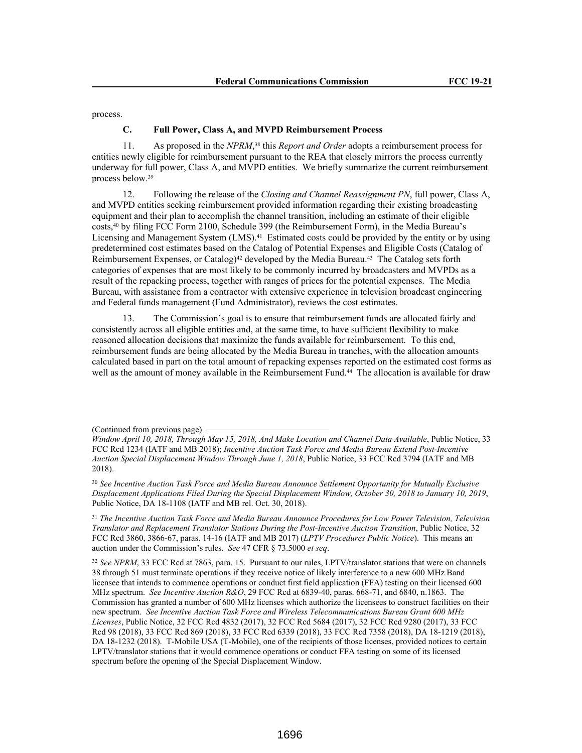process.

### C. Full Power, Class A, and MVPD Reimbursement Process

11. As proposed in the *NPRM*,[38] this *Report and Order* adopts a reimbursement process for entities newly eligible for reimbursement pursuant to the REA that closely mirrors the process currently underway for full power, Class A, and MVPD entities. We briefly summarize the current reimbursement process below.[39]

12. Following the release of the *Closing and Channel Reassignment PN*, full power, Class A, and MVPD entities seeking reimbursement provided information regarding their existing broadcasting equipment and their plan to accomplish the channel transition, including an estimate of their eligible costs,[40] by filing FCC Form 2100, Schedule 399 (the Reimbursement Form), in the Media Bureau's Licensing and Management System (LMS).[41] Estimated costs could be provided by the entity or by using predetermined cost estimates based on the Catalog of Potential Expenses and Eligible Costs (Catalog of Reimbursement Expenses, or Catalog)[42] developed by the Media Bureau.[43] The Catalog sets forth categories of expenses that are most likely to be commonly incurred by broadcasters and MVPDs as a result of the repacking process, together with ranges of prices for the potential expenses. The Media Bureau, with assistance from a contractor with extensive experience in television broadcast engineering and Federal funds management (Fund Administrator), reviews the cost estimates.

13. The Commission's goal is to ensure that reimbursement funds are allocated fairly and consistently across all eligible entities and, at the same time, to have sufficient flexibility to make reasoned allocation decisions that maximize the funds available for reimbursement. To this end, reimbursement funds are being allocated by the Media Bureau in tranches, with the allocation amounts calculated based in part on the total amount of repacking expenses reported on the estimated cost forms as well as the amount of money available in the Reimbursement Fund.[44] The allocation is available for draw

---

(Continued from previous page)

*Window April 10, 2018, Through May 15, 2018, And Make Location and Channel Data Available*, Public Notice, 33 FCC Rcd 1234 (IATF and MB 2018); *Incentive Auction Task Force and Media Bureau Extend Post-Incentive Auction Special Displacement Window Through June 1, 2018*, Public Notice, 33 FCC Rcd 3794 (IATF and MB 2018).

[30] *See Incentive Auction Task Force and Media Bureau Announce Settlement Opportunity for Mutually Exclusive Displacement Applications Filed During the Special Displacement Window, October 30, 2018 to January 10, 2019*, Public Notice, DA 18-1108 (IATF and MB rel. Oct. 30, 2018).

[31] *The Incentive Auction Task Force and Media Bureau Announce Procedures for Low Power Television, Television Translator and Replacement Translator Stations During the Post-Incentive Auction Transition*, Public Notice, 32 FCC Rcd 3860, 3866-67, paras. 14-16 (IATF and MB 2017) (*LPTV Procedures Public Notice*). This means an auction under the Commission's rules. *See* 47 CFR § 73.5000 *et seq*.

[32] *See NPRM*, 33 FCC Rcd at 7863, para. 15. Pursuant to our rules, LPTV/translator stations that were on channels 38 through 51 must terminate operations if they receive notice of likely interference to a new 600 MHz Band licensee that intends to commence operations or conduct first field application (FFA) testing on their licensed 600 MHz spectrum. *See Incentive Auction R&O*, 29 FCC Rcd at 6839-40, paras. 668-71, and 6840, n.1863. The Commission has granted a number of 600 MHz licenses which authorize the licensees to construct facilities on their new spectrum. *See Incentive Auction Task Force and Wireless Telecommunications Bureau Grant 600 MHz Licenses*, Public Notice, 32 FCC Rcd 4832 (2017), 32 FCC Rcd 5684 (2017), 32 FCC Rcd 9280 (2017), 33 FCC Rcd 98 (2018), 33 FCC Rcd 869 (2018), 33 FCC Rcd 6339 (2018), 33 FCC Rcd 7358 (2018), DA 18-1219 (2018), DA 18-1232 (2018). T-Mobile USA (T-Mobile), one of the recipients of those licenses, provided notices to certain LPTV/translator stations that it would commence operations or conduct FFA testing on some of its licensed spectrum before the opening of the Special Displacement Window.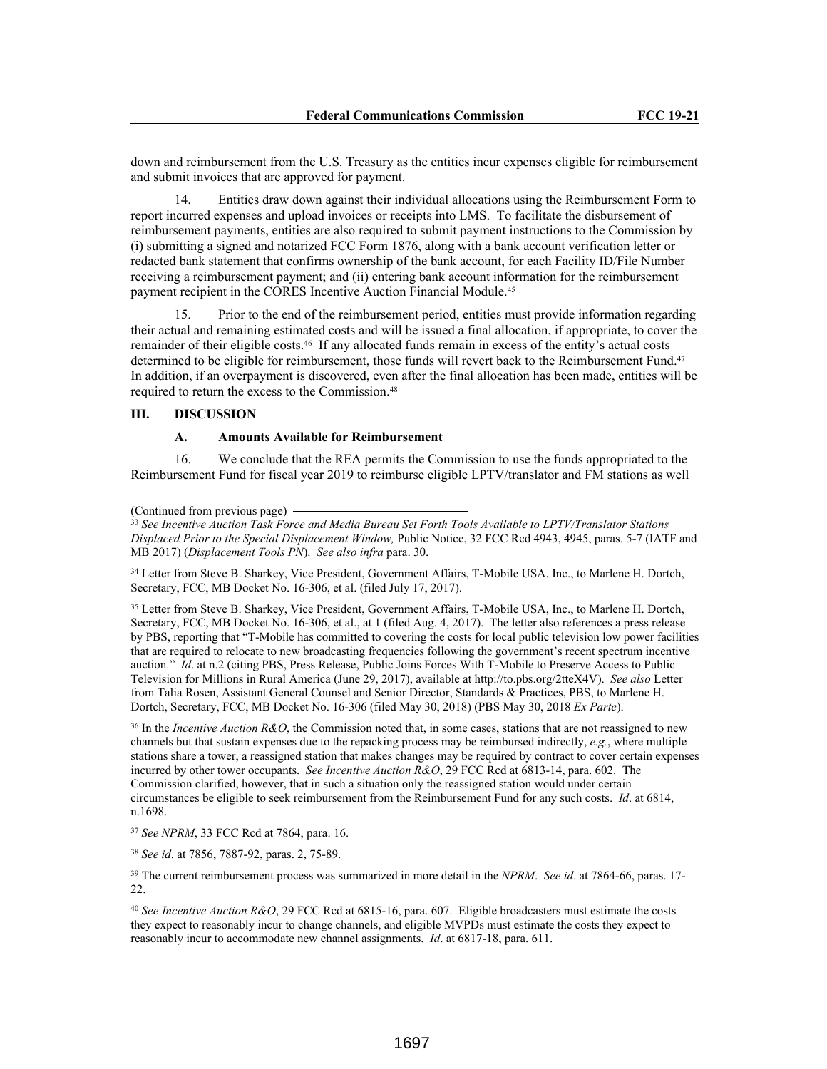down and reimbursement from the U.S. Treasury as the entities incur expenses eligible for reimbursement and submit invoices that are approved for payment.

14. Entities draw down against their individual allocations using the Reimbursement Form to report incurred expenses and upload invoices or receipts into LMS. To facilitate the disbursement of reimbursement payments, entities are also required to submit payment instructions to the Commission by (i) submitting a signed and notarized FCC Form 1876, along with a bank account verification letter or redacted bank statement that confirms ownership of the bank account, for each Facility ID/File Number receiving a reimbursement payment; and (ii) entering bank account information for the reimbursement payment recipient in the CORES Incentive Auction Financial Module.[45]

15. Prior to the end of the reimbursement period, entities must provide information regarding their actual and remaining estimated costs and will be issued a final allocation, if appropriate, to cover the remainder of their eligible costs.[46] If any allocated funds remain in excess of the entity's actual costs determined to be eligible for reimbursement, those funds will revert back to the Reimbursement Fund.[47] In addition, if an overpayment is discovered, even after the final allocation has been made, entities will be required to return the excess to the Commission.[48]

## III. DISCUSSION

### A. Amounts Available for Reimbursement

16. We conclude that the REA permits the Commission to use the funds appropriated to the Reimbursement Fund for fiscal year 2019 to reimburse eligible LPTV/translator and FM stations as well

(Continued from previous page)

[33] *See Incentive Auction Task Force and Media Bureau Set Forth Tools Available to LPTV/Translator Stations Displaced Prior to the Special Displacement Window,* Public Notice, 32 FCC Rcd 4943, 4945, paras. 5-7 (IATF and MB 2017) (*Displacement Tools PN*). *See also infra* para. 30.

[34] Letter from Steve B. Sharkey, Vice President, Government Affairs, T-Mobile USA, Inc., to Marlene H. Dortch, Secretary, FCC, MB Docket No. 16-306, et al. (filed July 17, 2017).

[35] Letter from Steve B. Sharkey, Vice President, Government Affairs, T-Mobile USA, Inc., to Marlene H. Dortch, Secretary, FCC, MB Docket No. 16-306, et al., at 1 (filed Aug. 4, 2017). The letter also references a press release by PBS, reporting that "T-Mobile has committed to covering the costs for local public television low power facilities that are required to relocate to new broadcasting frequencies following the government's recent spectrum incentive auction." *Id*. at n.2 (citing PBS, Press Release, Public Joins Forces With T-Mobile to Preserve Access to Public Television for Millions in Rural America (June 29, 2017), available at http://to.pbs.org/2tteX4V). *See also* Letter from Talia Rosen, Assistant General Counsel and Senior Director, Standards & Practices, PBS, to Marlene H. Dortch, Secretary, FCC, MB Docket No. 16-306 (filed May 30, 2018) (PBS May 30, 2018 *Ex Parte*).

[36] In the *Incentive Auction R&O*, the Commission noted that, in some cases, stations that are not reassigned to new channels but that sustain expenses due to the repacking process may be reimbursed indirectly, *e.g.*, where multiple stations share a tower, a reassigned station that makes changes may be required by contract to cover certain expenses incurred by other tower occupants. *See Incentive Auction R&O*, 29 FCC Rcd at 6813-14, para. 602. The Commission clarified, however, that in such a situation only the reassigned station would under certain circumstances be eligible to seek reimbursement from the Reimbursement Fund for any such costs. *Id*. at 6814, n.1698.

[37] *See NPRM*, 33 FCC Rcd at 7864, para. 16.

[38] *See id*. at 7856, 7887-92, paras. 2, 75-89.

[39] The current reimbursement process was summarized in more detail in the *NPRM*. *See id*. at 7864-66, paras. 17-22.

[40] *See Incentive Auction R&O*, 29 FCC Rcd at 6815-16, para. 607. Eligible broadcasters must estimate the costs they expect to reasonably incur to change channels, and eligible MVPDs must estimate the costs they expect to reasonably incur to accommodate new channel assignments. *Id*. at 6817-18, para. 611.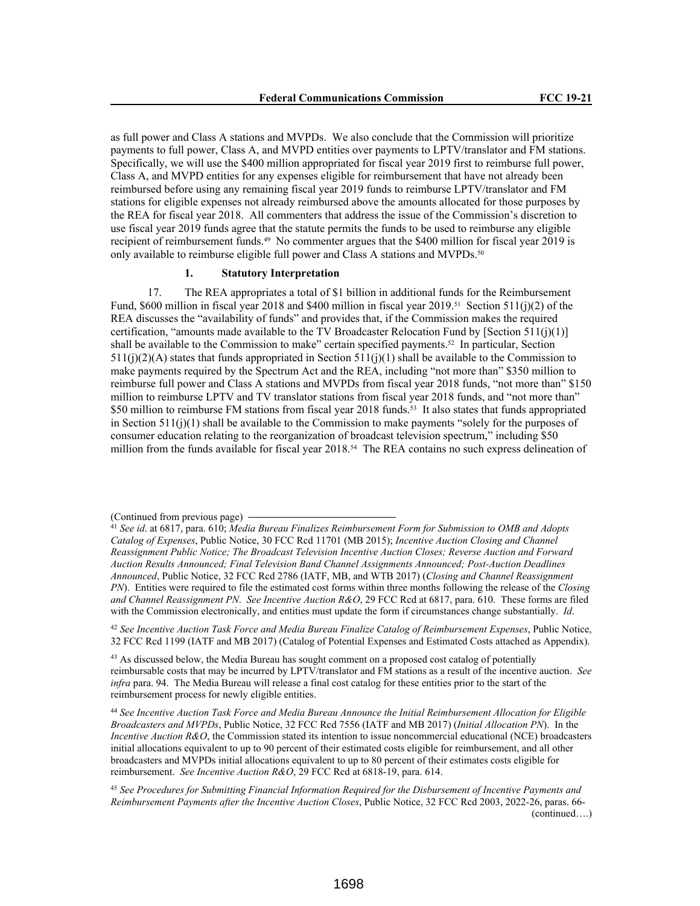as full power and Class A stations and MVPDs. We also conclude that the Commission will prioritize payments to full power, Class A, and MVPD entities over payments to LPTV/translator and FM stations. Specifically, we will use the $400 million appropriated for fiscal year 2019 first to reimburse full power, Class A, and MVPD entities for any expenses eligible for reimbursement that have not already been reimbursed before using any remaining fiscal year 2019 funds to reimburse LPTV/translator and FM stations for eligible expenses not already reimbursed above the amounts allocated for those purposes by the REA for fiscal year 2018. All commenters that address the issue of the Commission's discretion to use fiscal year 2019 funds agree that the statute permits the funds to be used to reimburse any eligible recipient of reimbursement funds.[49] No commenter argues that the $400 million for fiscal year 2019 is only available to reimburse eligible full power and Class A stations and MVPDs.[50]

### 1. Statutory Interpretation

17. The REA appropriates a total of $1 billion in additional funds for the Reimbursement Fund, $600 million in fiscal year 2018 and $400 million in fiscal year 2019.[51] Section 511(j)(2) of the REA discusses the "availability of funds" and provides that, if the Commission makes the required certification, "amounts made available to the TV Broadcaster Relocation Fund by [Section 511(j)(1)] shall be available to the Commission to make" certain specified payments.[52] In particular, Section 511(j)(2)(A) states that funds appropriated in Section 511(j)(1) shall be available to the Commission to make payments required by the Spectrum Act and the REA, including "not more than" $350 million to reimburse full power and Class A stations and MVPDs from fiscal year 2018 funds, "not more than" $150 million to reimburse LPTV and TV translator stations from fiscal year 2018 funds, and "not more than" $50 million to reimburse FM stations from fiscal year 2018 funds.[53] It also states that funds appropriated in Section 511(j)(1) shall be available to the Commission to make payments "solely for the purposes of consumer education relating to the reorganization of broadcast television spectrum," including $50 million from the funds available for fiscal year 2018.[54] The REA contains no such express delineation of

---

(Continued from previous page)

[41] *See id*. at 6817, para. 610; *Media Bureau Finalizes Reimbursement Form for Submission to OMB and Adopts Catalog of Expenses*, Public Notice, 30 FCC Rcd 11701 (MB 2015); *Incentive Auction Closing and Channel Reassignment Public Notice; The Broadcast Television Incentive Auction Closes; Reverse Auction and Forward Auction Results Announced; Final Television Band Channel Assignments Announced; Post-Auction Deadlines Announced*, Public Notice, 32 FCC Rcd 2786 (IATF, MB, and WTB 2017) (*Closing and Channel Reassignment PN*). Entities were required to file the estimated cost forms within three months following the release of the *Closing and Channel Reassignment PN*. *See Incentive Auction R&O*, 29 FCC Rcd at 6817, para. 610. These forms are filed with the Commission electronically, and entities must update the form if circumstances change substantially. *Id*.

[42] *See Incentive Auction Task Force and Media Bureau Finalize Catalog of Reimbursement Expenses*, Public Notice, 32 FCC Rcd 1199 (IATF and MB 2017) (Catalog of Potential Expenses and Estimated Costs attached as Appendix).

[43] As discussed below, the Media Bureau has sought comment on a proposed cost catalog of potentially reimbursable costs that may be incurred by LPTV/translator and FM stations as a result of the incentive auction. *See infra* para. 94. The Media Bureau will release a final cost catalog for these entities prior to the start of the reimbursement process for newly eligible entities.

[44] *See Incentive Auction Task Force and Media Bureau Announce the Initial Reimbursement Allocation for Eligible Broadcasters and MVPDs*, Public Notice, 32 FCC Rcd 7556 (IATF and MB 2017) (*Initial Allocation PN*). In the *Incentive Auction R&O*, the Commission stated its intention to issue noncommercial educational (NCE) broadcasters initial allocations equivalent to up to 90 percent of their estimated costs eligible for reimbursement, and all other broadcasters and MVPDs initial allocations equivalent to up to 80 percent of their estimates costs eligible for reimbursement. *See Incentive Auction R&O*, 29 FCC Rcd at 6818-19, para. 614.

[45] *See Procedures for Submitting Financial Information Required for the Disbursement of Incentive Payments and Reimbursement Payments after the Incentive Auction Closes*, Public Notice, 32 FCC Rcd 2003, 2022-26, paras. 66-

(continued….)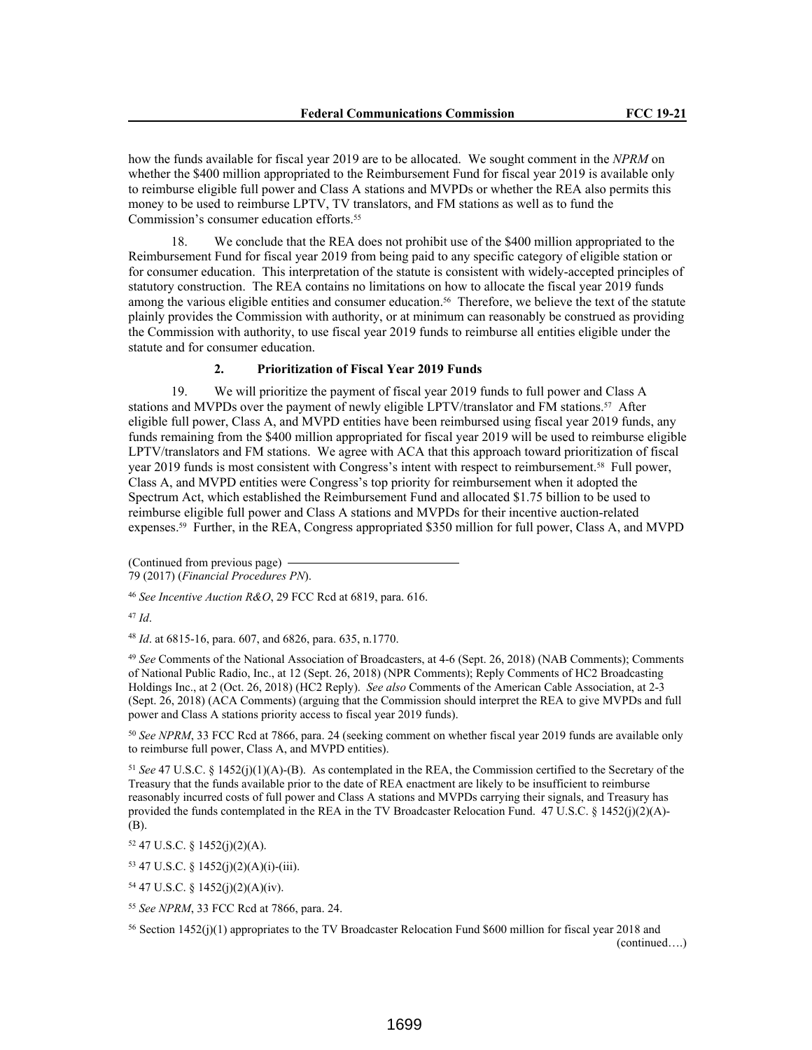how the funds available for fiscal year 2019 are to be allocated. We sought comment in the *NPRM* on whether the $400 million appropriated to the Reimbursement Fund for fiscal year 2019 is available only to reimburse eligible full power and Class A stations and MVPDs or whether the REA also permits this money to be used to reimburse LPTV, TV translators, and FM stations as well as to fund the Commission's consumer education efforts.[55]

18. We conclude that the REA does not prohibit use of the $400 million appropriated to the Reimbursement Fund for fiscal year 2019 from being paid to any specific category of eligible station or for consumer education. This interpretation of the statute is consistent with widely-accepted principles of statutory construction. The REA contains no limitations on how to allocate the fiscal year 2019 funds among the various eligible entities and consumer education.[56] Therefore, we believe the text of the statute plainly provides the Commission with authority, or at minimum can reasonably be construed as providing the Commission with authority, to use fiscal year 2019 funds to reimburse all entities eligible under the statute and for consumer education.

### 2. Prioritization of Fiscal Year 2019 Funds

19. We will prioritize the payment of fiscal year 2019 funds to full power and Class A stations and MVPDs over the payment of newly eligible LPTV/translator and FM stations.[57] After eligible full power, Class A, and MVPD entities have been reimbursed using fiscal year 2019 funds, any funds remaining from the $400 million appropriated for fiscal year 2019 will be used to reimburse eligible LPTV/translators and FM stations. We agree with ACA that this approach toward prioritization of fiscal year 2019 funds is most consistent with Congress's intent with respect to reimbursement.[58] Full power, Class A, and MVPD entities were Congress's top priority for reimbursement when it adopted the Spectrum Act, which established the Reimbursement Fund and allocated $1.75 billion to be used to reimburse eligible full power and Class A stations and MVPDs for their incentive auction-related expenses.[59] Further, in the REA, Congress appropriated $350 million for full power, Class A, and MVPD

---

(Continued from previous page)
79 (2017) (*Financial Procedures PN*).

[46] *See Incentive Auction R&O*, 29 FCC Rcd at 6819, para. 616.

[47] *Id*.

[48] *Id*. at 6815-16, para. 607, and 6826, para. 635, n.1770.

[49] *See* Comments of the National Association of Broadcasters, at 4-6 (Sept. 26, 2018) (NAB Comments); Comments of National Public Radio, Inc., at 12 (Sept. 26, 2018) (NPR Comments); Reply Comments of HC2 Broadcasting Holdings Inc., at 2 (Oct. 26, 2018) (HC2 Reply). *See also* Comments of the American Cable Association, at 2-3 (Sept. 26, 2018) (ACA Comments) (arguing that the Commission should interpret the REA to give MVPDs and full power and Class A stations priority access to fiscal year 2019 funds).

[50] *See NPRM*, 33 FCC Rcd at 7866, para. 24 (seeking comment on whether fiscal year 2019 funds are available only to reimburse full power, Class A, and MVPD entities).

[51] *See* 47 U.S.C. § 1452(j)(1)(A)-(B). As contemplated in the REA, the Commission certified to the Secretary of the Treasury that the funds available prior to the date of REA enactment are likely to be insufficient to reimburse reasonably incurred costs of full power and Class A stations and MVPDs carrying their signals, and Treasury has provided the funds contemplated in the REA in the TV Broadcaster Relocation Fund. 47 U.S.C. § 1452(j)(2)(A)-(B).

[52] 47 U.S.C. § 1452(j)(2)(A).

[53] 47 U.S.C. § 1452(j)(2)(A)(i)-(iii).

[54] 47 U.S.C. § 1452(j)(2)(A)(iv).

[55] *See NPRM*, 33 FCC Rcd at 7866, para. 24.

[56] Section 1452(j)(1) appropriates to the TV Broadcaster Relocation Fund $600 million for fiscal year 2018 and
(continued….)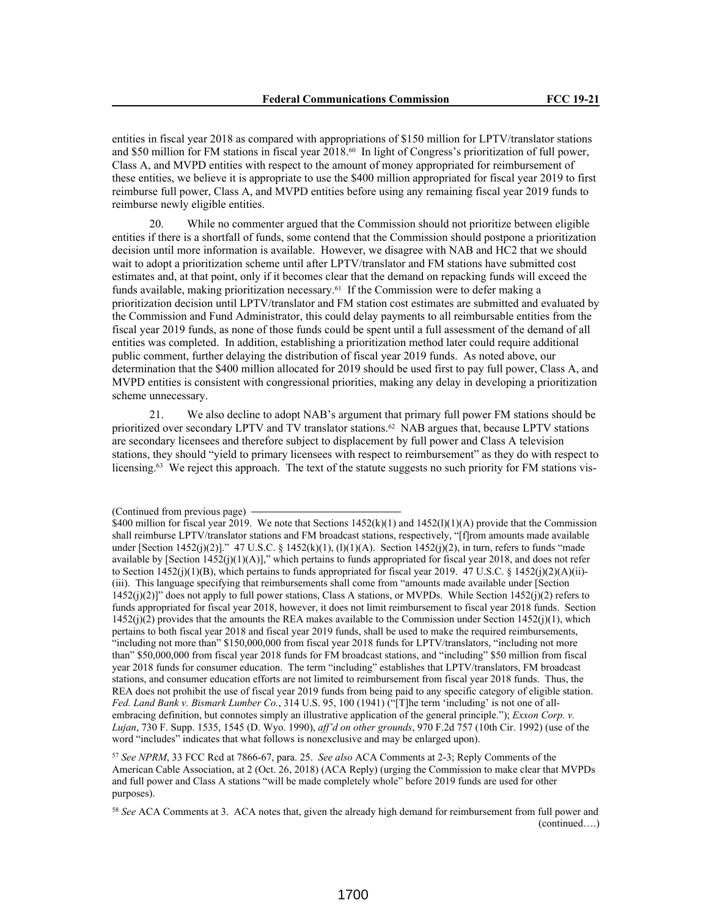entities in fiscal year 2018 as compared with appropriations of $150 million for LPTV/translator stations and $50 million for FM stations in fiscal year 2018.[60] In light of Congress's prioritization of full power, Class A, and MVPD entities with respect to the amount of money appropriated for reimbursement of these entities, we believe it is appropriate to use the $400 million appropriated for fiscal year 2019 to first reimburse full power, Class A, and MVPD entities before using any remaining fiscal year 2019 funds to reimburse newly eligible entities.

20. While no commenter argued that the Commission should not prioritize between eligible entities if there is a shortfall of funds, some contend that the Commission should postpone a prioritization decision until more information is available. However, we disagree with NAB and HC2 that we should wait to adopt a prioritization scheme until after LPTV/translator and FM stations have submitted cost estimates and, at that point, only if it becomes clear that the demand on repacking funds will exceed the funds available, making prioritization necessary.[61] If the Commission were to defer making a prioritization decision until LPTV/translator and FM station cost estimates are submitted and evaluated by the Commission and Fund Administrator, this could delay payments to all reimbursable entities from the fiscal year 2019 funds, as none of those funds could be spent until a full assessment of the demand of all entities was completed. In addition, establishing a prioritization method later could require additional public comment, further delaying the distribution of fiscal year 2019 funds. As noted above, our determination that the $400 million allocated for 2019 should be used first to pay full power, Class A, and MVPD entities is consistent with congressional priorities, making any delay in developing a prioritization scheme unnecessary.

21. We also decline to adopt NAB's argument that primary full power FM stations should be prioritized over secondary LPTV and TV translator stations.[62] NAB argues that, because LPTV stations are secondary licensees and therefore subject to displacement by full power and Class A television stations, they should "yield to primary licensees with respect to reimbursement" as they do with respect to licensing.[63] We reject this approach. The text of the statute suggests no such priority for FM stations vis-

(Continued from previous page)
$400 million for fiscal year 2019. We note that Sections 1452(k)(1) and 1452(l)(1)(A) provide that the Commission shall reimburse LPTV/translator stations and FM broadcast stations, respectively, "[f]rom amounts made available under [Section 1452(j)(2)]." 47 U.S.C. § 1452(k)(1), (l)(1)(A). Section 1452(j)(2), in turn, refers to funds "made available by [Section 1452(j)(1)(A)]," which pertains to funds appropriated for fiscal year 2018, and does not refer to Section 1452(j)(1)(B), which pertains to funds appropriated for fiscal year 2019. 47 U.S.C. § 1452(j)(2)(A)(ii)-(iii). This language specifying that reimbursements shall come from "amounts made available under [Section 1452(j)(2)]" does not apply to full power stations, Class A stations, or MVPDs. While Section 1452(j)(2) refers to funds appropriated for fiscal year 2018, however, it does not limit reimbursement to fiscal year 2018 funds. Section 1452(j)(2) provides that the amounts the REA makes available to the Commission under Section 1452(j)(1), which pertains to both fiscal year 2018 and fiscal year 2019 funds, shall be used to make the required reimbursements, "including not more than" $150,000,000 from fiscal year 2018 funds for LPTV/translators, "including not more than" $50,000,000 from fiscal year 2018 funds for FM broadcast stations, and "including" $50 million from fiscal year 2018 funds for consumer education. The term "including" establishes that LPTV/translators, FM broadcast stations, and consumer education efforts are not limited to reimbursement from fiscal year 2018 funds. Thus, the REA does not prohibit the use of fiscal year 2019 funds from being paid to any specific category of eligible station. *Fed. Land Bank v. Bismark Lumber Co.*, 314 U.S. 95, 100 (1941) ("[T]he term 'including' is not one of all-embracing definition, but connotes simply an illustrative application of the general principle."); *Exxon Corp. v. Lujan*, 730 F. Supp. 1535, 1545 (D. Wyo. 1990), *aff'd on other grounds*, 970 F.2d 757 (10th Cir. 1992) (use of the word "includes" indicates that what follows is nonexclusive and may be enlarged upon).

[57] *See NPRM*, 33 FCC Rcd at 7866-67, para. 25. *See also* ACA Comments at 2-3; Reply Comments of the American Cable Association, at 2 (Oct. 26, 2018) (ACA Reply) (urging the Commission to make clear that MVPDs and full power and Class A stations "will be made completely whole" before 2019 funds are used for other purposes).

[58] *See* ACA Comments at 3. ACA notes that, given the already high demand for reimbursement from full power and (continued….)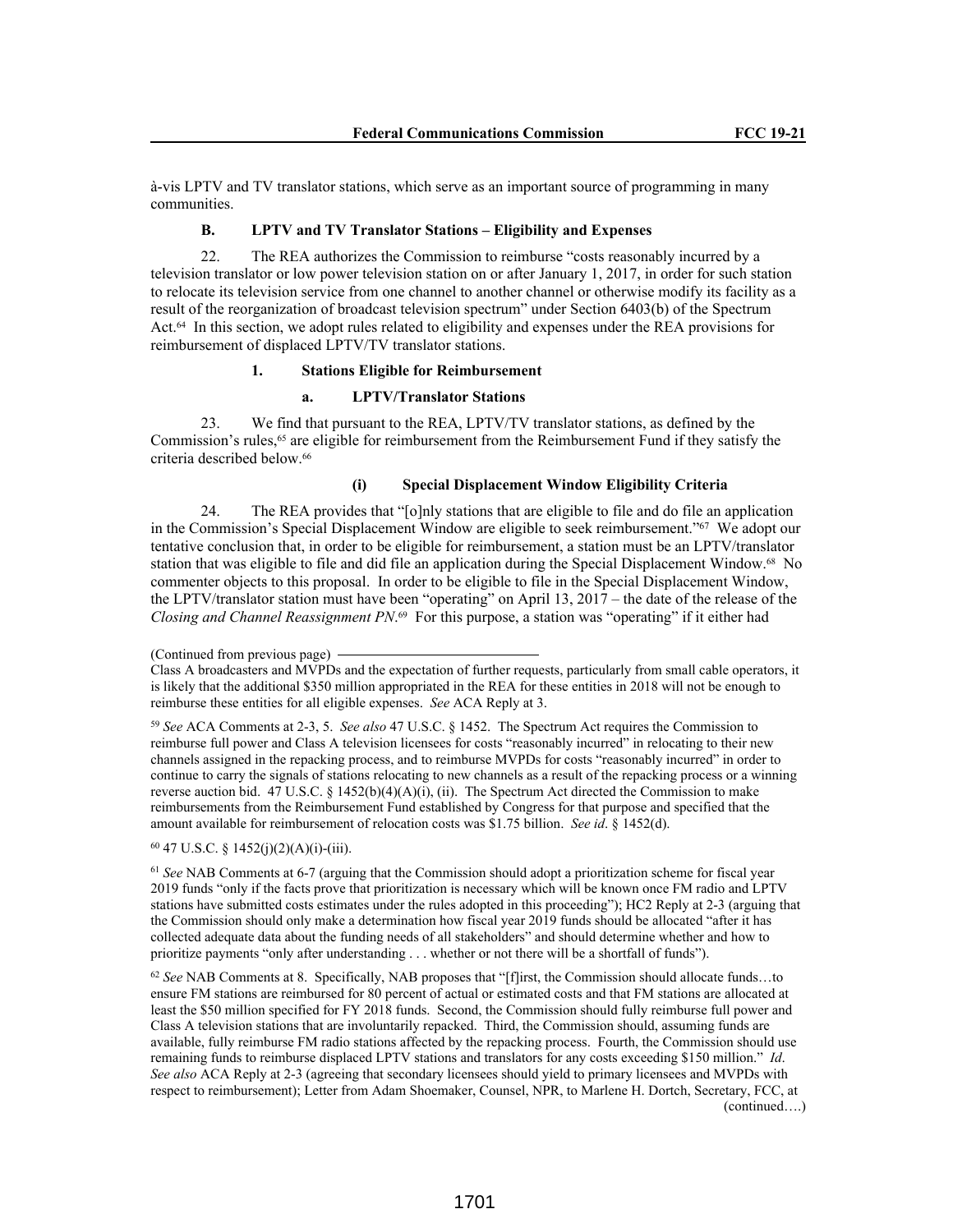à-vis LPTV and TV translator stations, which serve as an important source of programming in many communities.

### B. LPTV and TV Translator Stations – Eligibility and Expenses

22. The REA authorizes the Commission to reimburse "costs reasonably incurred by a television translator or low power television station on or after January 1, 2017, in order for such station to relocate its television service from one channel to another channel or otherwise modify its facility as a result of the reorganization of broadcast television spectrum" under Section 6403(b) of the Spectrum Act.[64] In this section, we adopt rules related to eligibility and expenses under the REA provisions for reimbursement of displaced LPTV/TV translator stations.

#### 1. Stations Eligible for Reimbursement

##### a. LPTV/Translator Stations

23. We find that pursuant to the REA, LPTV/TV translator stations, as defined by the Commission's rules,[65] are eligible for reimbursement from the Reimbursement Fund if they satisfy the criteria described below.[66]

###### (i) Special Displacement Window Eligibility Criteria

24. The REA provides that "[o]nly stations that are eligible to file and do file an application in the Commission's Special Displacement Window are eligible to seek reimbursement."[67] We adopt our tentative conclusion that, in order to be eligible for reimbursement, a station must be an LPTV/translator station that was eligible to file and did file an application during the Special Displacement Window.[68] No commenter objects to this proposal. In order to be eligible to file in the Special Displacement Window, the LPTV/translator station must have been "operating" on April 13, 2017 – the date of the release of the *Closing and Channel Reassignment PN*.[69] For this purpose, a station was "operating" if it either had

(Continued from previous page)

Class A broadcasters and MVPDs and the expectation of further requests, particularly from small cable operators, it is likely that the additional $350 million appropriated in the REA for these entities in 2018 will not be enough to reimburse these entities for all eligible expenses. *See* ACA Reply at 3.

[59] *See* ACA Comments at 2-3, 5. *See also* 47 U.S.C. § 1452. The Spectrum Act requires the Commission to reimburse full power and Class A television licensees for costs "reasonably incurred" in relocating to their new channels assigned in the repacking process, and to reimburse MVPDs for costs "reasonably incurred" in order to continue to carry the signals of stations relocating to new channels as a result of the repacking process or a winning reverse auction bid. 47 U.S.C. § 1452(b)(4)(A)(i), (ii). The Spectrum Act directed the Commission to make reimbursements from the Reimbursement Fund established by Congress for that purpose and specified that the amount available for reimbursement of relocation costs was $1.75 billion. *See id*. § 1452(d).

[60] 47 U.S.C. § 1452(j)(2)(A)(i)-(iii).

[61] *See* NAB Comments at 6-7 (arguing that the Commission should adopt a prioritization scheme for fiscal year 2019 funds "only if the facts prove that prioritization is necessary which will be known once FM radio and LPTV stations have submitted costs estimates under the rules adopted in this proceeding"); HC2 Reply at 2-3 (arguing that the Commission should only make a determination how fiscal year 2019 funds should be allocated "after it has collected adequate data about the funding needs of all stakeholders" and should determine whether and how to prioritize payments "only after understanding . . . whether or not there will be a shortfall of funds").

[62] *See* NAB Comments at 8. Specifically, NAB proposes that "[f]irst, the Commission should allocate funds…to ensure FM stations are reimbursed for 80 percent of actual or estimated costs and that FM stations are allocated at least the $50 million specified for FY 2018 funds. Second, the Commission should fully reimburse full power and Class A television stations that are involuntarily repacked. Third, the Commission should, assuming funds are available, fully reimburse FM radio stations affected by the repacking process. Fourth, the Commission should use remaining funds to reimburse displaced LPTV stations and translators for any costs exceeding $150 million." *Id*. *See also* ACA Reply at 2-3 (agreeing that secondary licensees should yield to primary licensees and MVPDs with respect to reimbursement); Letter from Adam Shoemaker, Counsel, NPR, to Marlene H. Dortch, Secretary, FCC, at

(continued….)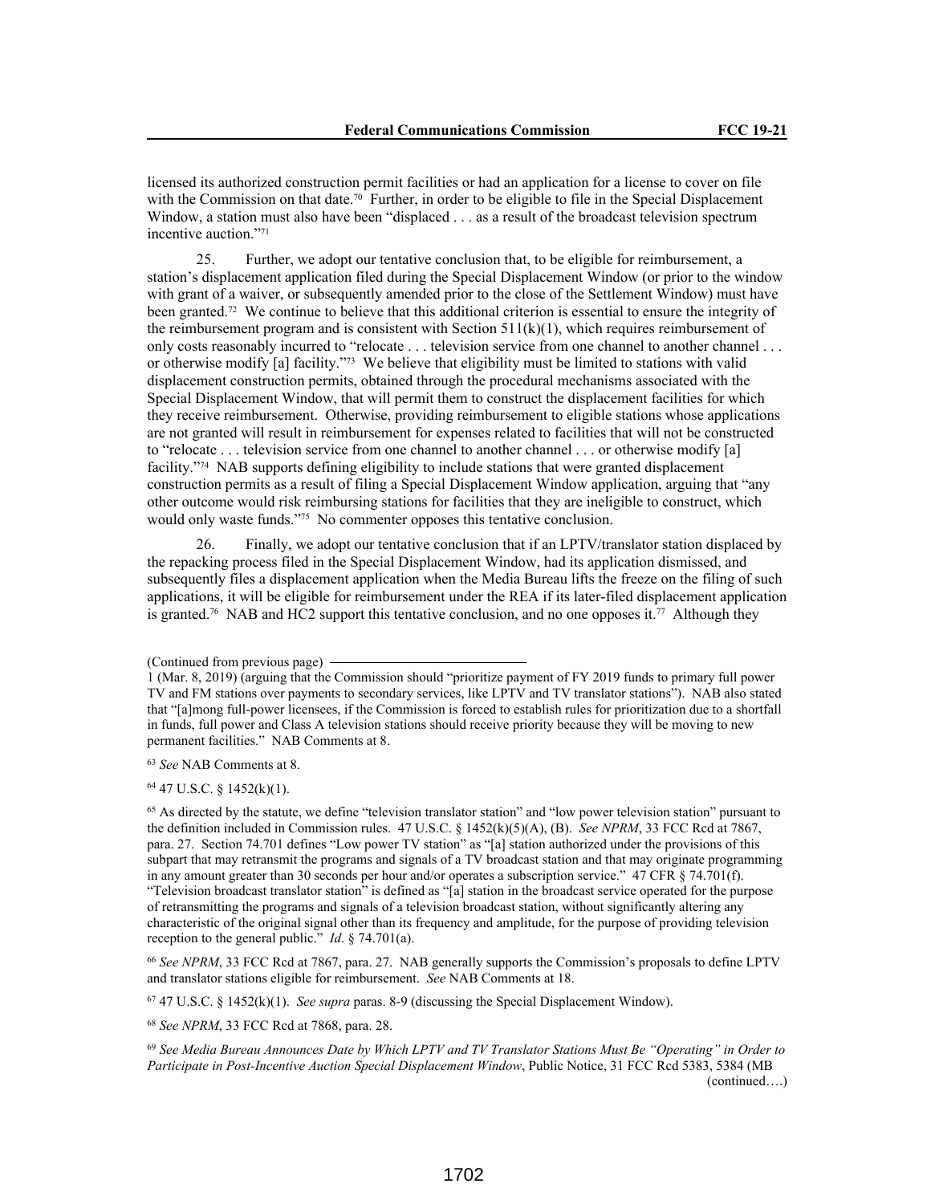licensed its authorized construction permit facilities or had an application for a license to cover on file with the Commission on that date.[70] Further, in order to be eligible to file in the Special Displacement Window, a station must also have been "displaced . . . as a result of the broadcast television spectrum incentive auction."[71]

25. Further, we adopt our tentative conclusion that, to be eligible for reimbursement, a station's displacement application filed during the Special Displacement Window (or prior to the window with grant of a waiver, or subsequently amended prior to the close of the Settlement Window) must have been granted.[72] We continue to believe that this additional criterion is essential to ensure the integrity of the reimbursement program and is consistent with Section 511(k)(1), which requires reimbursement of only costs reasonably incurred to "relocate . . . television service from one channel to another channel . . . or otherwise modify [a] facility."[73] We believe that eligibility must be limited to stations with valid displacement construction permits, obtained through the procedural mechanisms associated with the Special Displacement Window, that will permit them to construct the displacement facilities for which they receive reimbursement. Otherwise, providing reimbursement to eligible stations whose applications are not granted will result in reimbursement for expenses related to facilities that will not be constructed to "relocate . . . television service from one channel to another channel . . . or otherwise modify [a] facility."[74] NAB supports defining eligibility to include stations that were granted displacement construction permits as a result of filing a Special Displacement Window application, arguing that "any other outcome would risk reimbursing stations for facilities that they are ineligible to construct, which would only waste funds."[75] No commenter opposes this tentative conclusion.

26. Finally, we adopt our tentative conclusion that if an LPTV/translator station displaced by the repacking process filed in the Special Displacement Window, had its application dismissed, and subsequently files a displacement application when the Media Bureau lifts the freeze on the filing of such applications, it will be eligible for reimbursement under the REA if its later-filed displacement application is granted.[76] NAB and HC2 support this tentative conclusion, and no one opposes it.[77] Although they

(Continued from previous page)

1 (Mar. 8, 2019) (arguing that the Commission should "prioritize payment of FY 2019 funds to primary full power TV and FM stations over payments to secondary services, like LPTV and TV translator stations"). NAB also stated that "[a]mong full-power licensees, if the Commission is forced to establish rules for prioritization due to a shortfall in funds, full power and Class A television stations should receive priority because they will be moving to new permanent facilities." NAB Comments at 8.

[63] *See* NAB Comments at 8.

[64] 47 U.S.C. § 1452(k)(1).

[65] As directed by the statute, we define "television translator station" and "low power television station" pursuant to the definition included in Commission rules. 47 U.S.C. § 1452(k)(5)(A), (B). *See NPRM*, 33 FCC Rcd at 7867, para. 27. Section 74.701 defines "Low power TV station" as "[a] station authorized under the provisions of this subpart that may retransmit the programs and signals of a TV broadcast station and that may originate programming in any amount greater than 30 seconds per hour and/or operates a subscription service." 47 CFR § 74.701(f). "Television broadcast translator station" is defined as "[a] station in the broadcast service operated for the purpose of retransmitting the programs and signals of a television broadcast station, without significantly altering any characteristic of the original signal other than its frequency and amplitude, for the purpose of providing television reception to the general public." *Id*. § 74.701(a).

[66] *See NPRM*, 33 FCC Rcd at 7867, para. 27. NAB generally supports the Commission's proposals to define LPTV and translator stations eligible for reimbursement. *See* NAB Comments at 18.

[67] 47 U.S.C. § 1452(k)(1). *See supra* paras. 8-9 (discussing the Special Displacement Window).

[68] *See NPRM*, 33 FCC Rcd at 7868, para. 28.

[69] *See Media Bureau Announces Date by Which LPTV and TV Translator Stations Must Be "Operating" in Order to Participate in Post-Incentive Auction Special Displacement Window*, Public Notice, 31 FCC Rcd 5383, 5384 (MB

(continued….)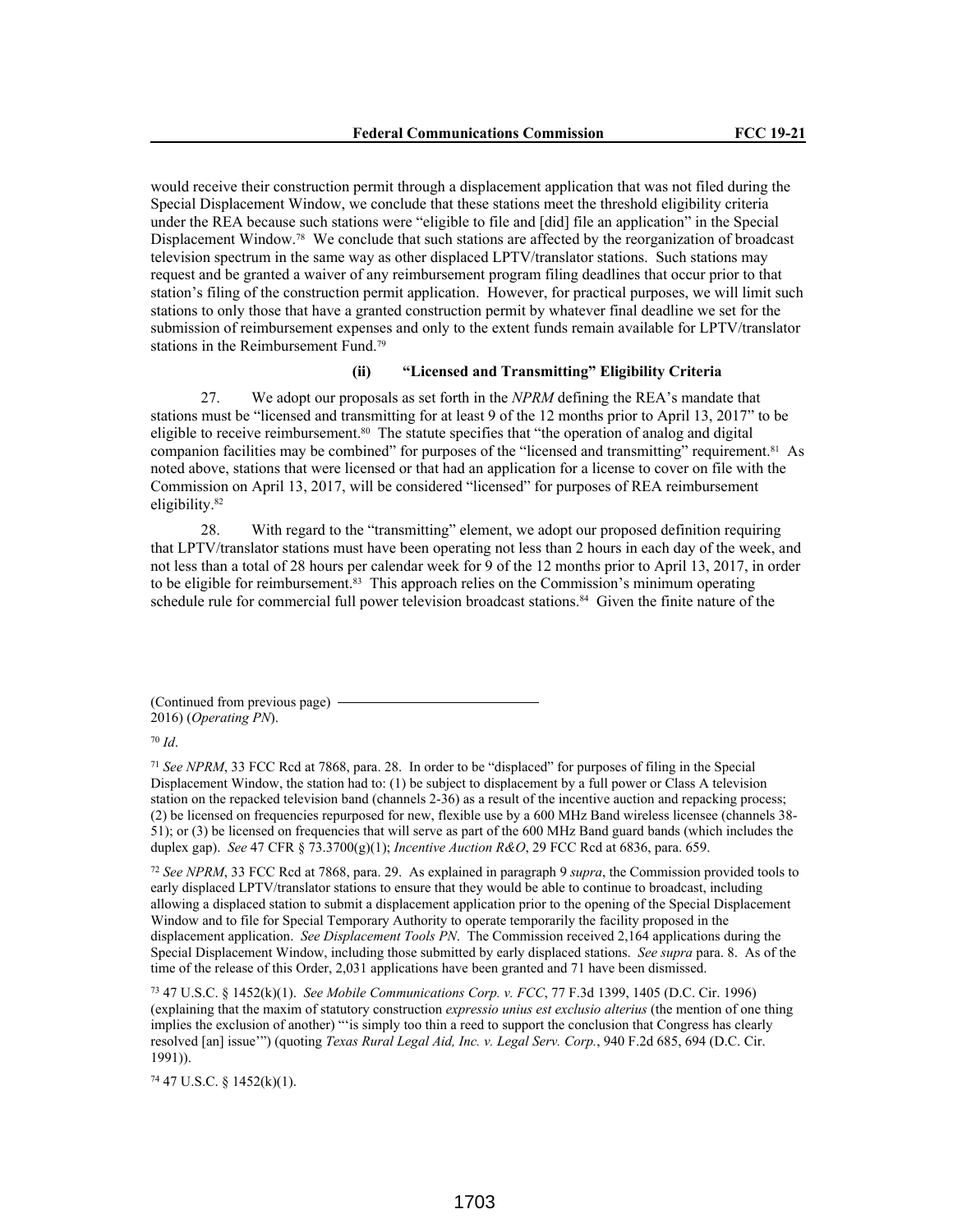would receive their construction permit through a displacement application that was not filed during the Special Displacement Window, we conclude that these stations meet the threshold eligibility criteria under the REA because such stations were "eligible to file and [did] file an application" in the Special Displacement Window.[78] We conclude that such stations are affected by the reorganization of broadcast television spectrum in the same way as other displaced LPTV/translator stations. Such stations may request and be granted a waiver of any reimbursement program filing deadlines that occur prior to that station's filing of the construction permit application. However, for practical purposes, we will limit such stations to only those that have a granted construction permit by whatever final deadline we set for the submission of reimbursement expenses and only to the extent funds remain available for LPTV/translator stations in the Reimbursement Fund.[79]

#### (ii) "Licensed and Transmitting" Eligibility Criteria

27. We adopt our proposals as set forth in the *NPRM* defining the REA's mandate that stations must be "licensed and transmitting for at least 9 of the 12 months prior to April 13, 2017" to be eligible to receive reimbursement.[80] The statute specifies that "the operation of analog and digital companion facilities may be combined" for purposes of the "licensed and transmitting" requirement.[81] As noted above, stations that were licensed or that had an application for a license to cover on file with the Commission on April 13, 2017, will be considered "licensed" for purposes of REA reimbursement eligibility.[82]

28. With regard to the "transmitting" element, we adopt our proposed definition requiring that LPTV/translator stations must have been operating not less than 2 hours in each day of the week, and not less than a total of 28 hours per calendar week for 9 of the 12 months prior to April 13, 2017, in order to be eligible for reimbursement.[83] This approach relies on the Commission's minimum operating schedule rule for commercial full power television broadcast stations.[84] Given the finite nature of the

(Continued from previous page) 2016) (*Operating PN*).

[70] *Id*.

[71] *See NPRM*, 33 FCC Rcd at 7868, para. 28. In order to be "displaced" for purposes of filing in the Special Displacement Window, the station had to: (1) be subject to displacement by a full power or Class A television station on the repacked television band (channels 2-36) as a result of the incentive auction and repacking process; (2) be licensed on frequencies repurposed for new, flexible use by a 600 MHz Band wireless licensee (channels 38-51); or (3) be licensed on frequencies that will serve as part of the 600 MHz Band guard bands (which includes the duplex gap). *See* 47 CFR § 73.3700(g)(1); *Incentive Auction R&O*, 29 FCC Rcd at 6836, para. 659.

[72] *See NPRM*, 33 FCC Rcd at 7868, para. 29. As explained in paragraph 9 *supra*, the Commission provided tools to early displaced LPTV/translator stations to ensure that they would be able to continue to broadcast, including allowing a displaced station to submit a displacement application prior to the opening of the Special Displacement Window and to file for Special Temporary Authority to operate temporarily the facility proposed in the displacement application. *See Displacement Tools PN*. The Commission received 2,164 applications during the Special Displacement Window, including those submitted by early displaced stations. *See supra* para. 8. As of the time of the release of this Order, 2,031 applications have been granted and 71 have been dismissed.

[73] 47 U.S.C. § 1452(k)(1). *See Mobile Communications Corp. v. FCC*, 77 F.3d 1399, 1405 (D.C. Cir. 1996) (explaining that the maxim of statutory construction *expressio unius est exclusio alterius* (the mention of one thing implies the exclusion of another) "'is simply too thin a reed to support the conclusion that Congress has clearly resolved [an] issue'") (quoting *Texas Rural Legal Aid, Inc. v. Legal Serv. Corp.*, 940 F.2d 685, 694 (D.C. Cir. 1991)).

[74] 47 U.S.C. § 1452(k)(1).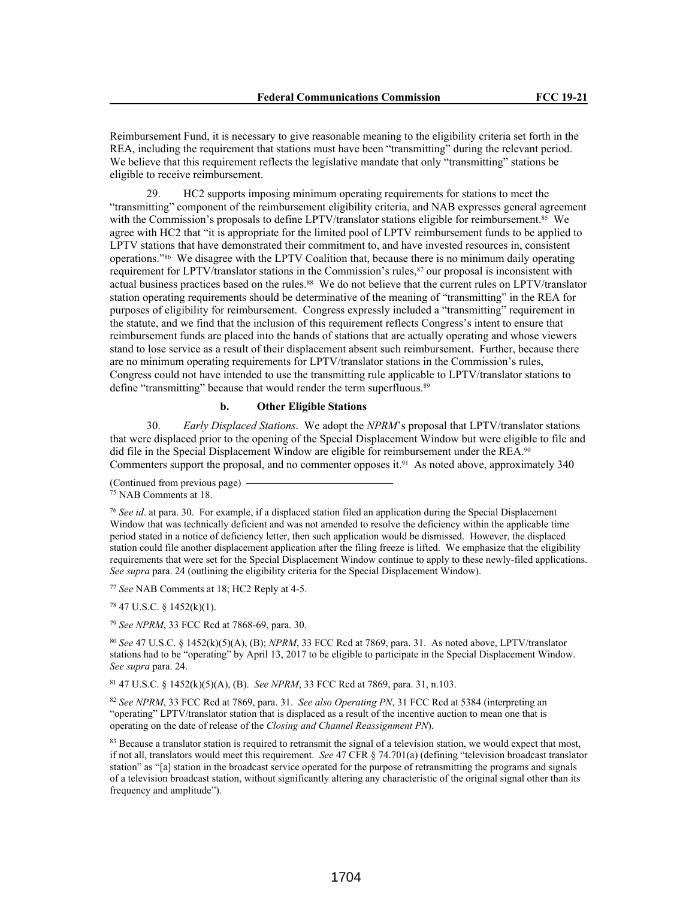Reimbursement Fund, it is necessary to give reasonable meaning to the eligibility criteria set forth in the REA, including the requirement that stations must have been "transmitting" during the relevant period. We believe that this requirement reflects the legislative mandate that only "transmitting" stations be eligible to receive reimbursement.

29. HC2 supports imposing minimum operating requirements for stations to meet the "transmitting" component of the reimbursement eligibility criteria, and NAB expresses general agreement with the Commission's proposals to define LPTV/translator stations eligible for reimbursement.[85] We agree with HC2 that "it is appropriate for the limited pool of LPTV reimbursement funds to be applied to LPTV stations that have demonstrated their commitment to, and have invested resources in, consistent operations."[86] We disagree with the LPTV Coalition that, because there is no minimum daily operating requirement for LPTV/translator stations in the Commission's rules,[87] our proposal is inconsistent with actual business practices based on the rules.[88] We do not believe that the current rules on LPTV/translator station operating requirements should be determinative of the meaning of "transmitting" in the REA for purposes of eligibility for reimbursement. Congress expressly included a "transmitting" requirement in the statute, and we find that the inclusion of this requirement reflects Congress's intent to ensure that reimbursement funds are placed into the hands of stations that are actually operating and whose viewers stand to lose service as a result of their displacement absent such reimbursement. Further, because there are no minimum operating requirements for LPTV/translator stations in the Commission's rules, Congress could not have intended to use the transmitting rule applicable to LPTV/translator stations to define "transmitting" because that would render the term superfluous.[89]

### b. Other Eligible Stations

30. *Early Displaced Stations*. We adopt the *NPRM*'s proposal that LPTV/translator stations that were displaced prior to the opening of the Special Displacement Window but were eligible to file and did file in the Special Displacement Window are eligible for reimbursement under the REA.[90] Commenters support the proposal, and no commenter opposes it.[91] As noted above, approximately 340

(Continued from previous page)

[75] NAB Comments at 18.

[76] *See id*. at para. 30. For example, if a displaced station filed an application during the Special Displacement Window that was technically deficient and was not amended to resolve the deficiency within the applicable time period stated in a notice of deficiency letter, then such application would be dismissed. However, the displaced station could file another displacement application after the filing freeze is lifted. We emphasize that the eligibility requirements that were set for the Special Displacement Window continue to apply to these newly-filed applications. *See supra* para. 24 (outlining the eligibility criteria for the Special Displacement Window).

[77] *See* NAB Comments at 18; HC2 Reply at 4-5.

[78] 47 U.S.C. § 1452(k)(1).

[79] *See NPRM*, 33 FCC Rcd at 7868-69, para. 30.

[80] *See* 47 U.S.C. § 1452(k)(5)(A), (B); *NPRM*, 33 FCC Rcd at 7869, para. 31. As noted above, LPTV/translator stations had to be "operating" by April 13, 2017 to be eligible to participate in the Special Displacement Window. *See supra* para. 24.

[81] 47 U.S.C. § 1452(k)(5)(A), (B). *See NPRM*, 33 FCC Rcd at 7869, para. 31, n.103.

[82] *See NPRM*, 33 FCC Rcd at 7869, para. 31. *See also Operating PN*, 31 FCC Rcd at 5384 (interpreting an "operating" LPTV/translator station that is displaced as a result of the incentive auction to mean one that is operating on the date of release of the *Closing and Channel Reassignment PN*).

[83] Because a translator station is required to retransmit the signal of a television station, we would expect that most, if not all, translators would meet this requirement. *See* 47 CFR § 74.701(a) (defining "television broadcast translator station" as "[a] station in the broadcast service operated for the purpose of retransmitting the programs and signals of a television broadcast station, without significantly altering any characteristic of the original signal other than its frequency and amplitude").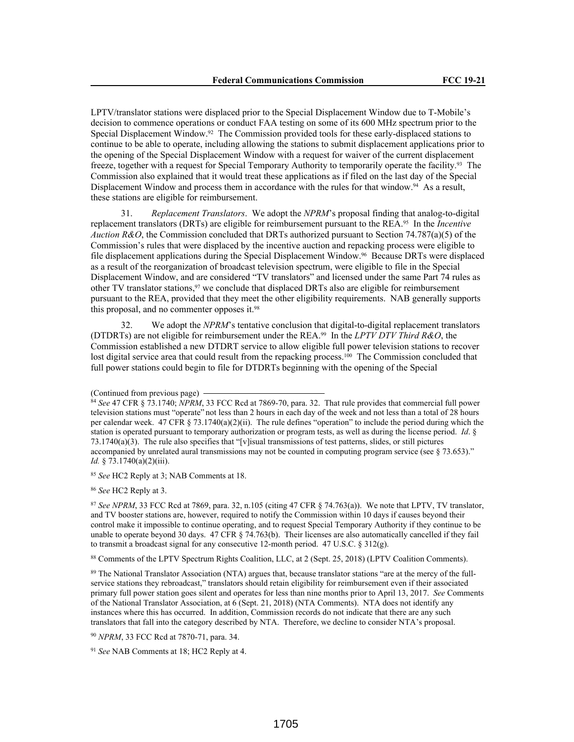LPTV/translator stations were displaced prior to the Special Displacement Window due to T-Mobile's decision to commence operations or conduct FAA testing on some of its 600 MHz spectrum prior to the Special Displacement Window.[92] The Commission provided tools for these early-displaced stations to continue to be able to operate, including allowing the stations to submit displacement applications prior to the opening of the Special Displacement Window with a request for waiver of the current displacement freeze, together with a request for Special Temporary Authority to temporarily operate the facility.[93] The Commission also explained that it would treat these applications as if filed on the last day of the Special Displacement Window and process them in accordance with the rules for that window.[94] As a result, these stations are eligible for reimbursement.

31. *Replacement Translators*. We adopt the *NPRM*'s proposal finding that analog-to-digital replacement translators (DRTs) are eligible for reimbursement pursuant to the REA.[95] In the *Incentive Auction R&O*, the Commission concluded that DRTs authorized pursuant to Section 74.787(a)(5) of the Commission's rules that were displaced by the incentive auction and repacking process were eligible to file displacement applications during the Special Displacement Window.[96] Because DRTs were displaced as a result of the reorganization of broadcast television spectrum, were eligible to file in the Special Displacement Window, and are considered "TV translators" and licensed under the same Part 74 rules as other TV translator stations,[97] we conclude that displaced DRTs also are eligible for reimbursement pursuant to the REA, provided that they meet the other eligibility requirements. NAB generally supports this proposal, and no commenter opposes it.[98]

32. We adopt the *NPRM*'s tentative conclusion that digital-to-digital replacement translators (DTDRTs) are not eligible for reimbursement under the REA.[99] In the *LPTV DTV Third R&O*, the Commission established a new DTDRT service to allow eligible full power television stations to recover lost digital service area that could result from the repacking process.[100] The Commission concluded that full power stations could begin to file for DTDRTs beginning with the opening of the Special

(Continued from previous page)

[84] *See* 47 CFR § 73.1740; *NPRM*, 33 FCC Rcd at 7869-70, para. 32. That rule provides that commercial full power television stations must "operate" not less than 2 hours in each day of the week and not less than a total of 28 hours per calendar week. 47 CFR § 73.1740(a)(2)(ii). The rule defines "operation" to include the period during which the station is operated pursuant to temporary authorization or program tests, as well as during the license period. *Id*. § 73.1740(a)(3). The rule also specifies that "[v]isual transmissions of test patterns, slides, or still pictures accompanied by unrelated aural transmissions may not be counted in computing program service (see § 73.653)." *Id.* § 73.1740(a)(2)(iii).

[85] *See* HC2 Reply at 3; NAB Comments at 18.

[86] *See* HC2 Reply at 3.

[87] *See NPRM*, 33 FCC Rcd at 7869, para. 32, n.105 (citing 47 CFR § 74.763(a)). We note that LPTV, TV translator, and TV booster stations are, however, required to notify the Commission within 10 days if causes beyond their control make it impossible to continue operating, and to request Special Temporary Authority if they continue to be unable to operate beyond 30 days. 47 CFR § 74.763(b). Their licenses are also automatically cancelled if they fail to transmit a broadcast signal for any consecutive 12-month period. 47 U.S.C. § 312(g).

[88] Comments of the LPTV Spectrum Rights Coalition, LLC, at 2 (Sept. 25, 2018) (LPTV Coalition Comments).

[89] The National Translator Association (NTA) argues that, because translator stations "are at the mercy of the full-service stations they rebroadcast," translators should retain eligibility for reimbursement even if their associated primary full power station goes silent and operates for less than nine months prior to April 13, 2017. *See* Comments of the National Translator Association, at 6 (Sept. 21, 2018) (NTA Comments). NTA does not identify any instances where this has occurred. In addition, Commission records do not indicate that there are any such translators that fall into the category described by NTA. Therefore, we decline to consider NTA's proposal.

[90] *NPRM*, 33 FCC Rcd at 7870-71, para. 34.

[91] *See* NAB Comments at 18; HC2 Reply at 4.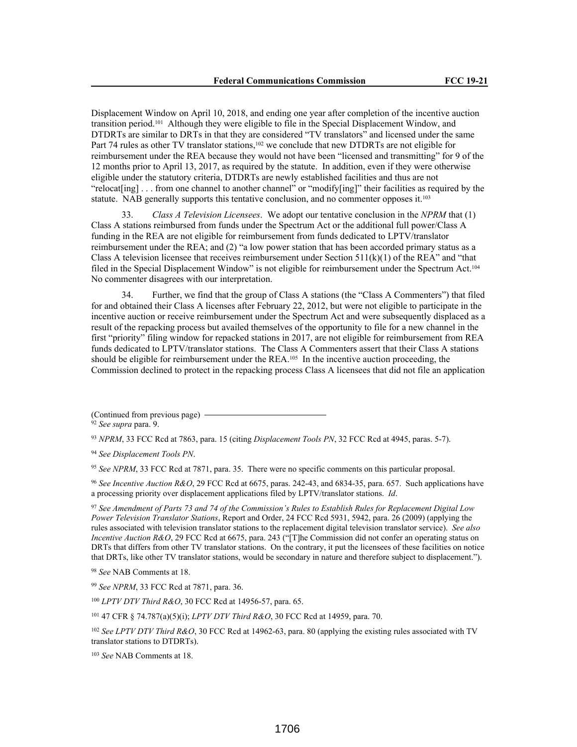Displacement Window on April 10, 2018, and ending one year after completion of the incentive auction transition period.[101] Although they were eligible to file in the Special Displacement Window, and DTDRTs are similar to DRTs in that they are considered "TV translators" and licensed under the same Part 74 rules as other TV translator stations,[102] we conclude that new DTDRTs are not eligible for reimbursement under the REA because they would not have been "licensed and transmitting" for 9 of the 12 months prior to April 13, 2017, as required by the statute. In addition, even if they were otherwise eligible under the statutory criteria, DTDRTs are newly established facilities and thus are not "relocat[ing] . . . from one channel to another channel" or "modify[ing]" their facilities as required by the statute. NAB generally supports this tentative conclusion, and no commenter opposes it.[103]

33. *Class A Television Licensees*. We adopt our tentative conclusion in the *NPRM* that (1) Class A stations reimbursed from funds under the Spectrum Act or the additional full power/Class A funding in the REA are not eligible for reimbursement from funds dedicated to LPTV/translator reimbursement under the REA; and (2) "a low power station that has been accorded primary status as a Class A television licensee that receives reimbursement under Section 511(k)(1) of the REA" and "that filed in the Special Displacement Window" is not eligible for reimbursement under the Spectrum Act.[104] No commenter disagrees with our interpretation.

34. Further, we find that the group of Class A stations (the "Class A Commenters") that filed for and obtained their Class A licenses after February 22, 2012, but were not eligible to participate in the incentive auction or receive reimbursement under the Spectrum Act and were subsequently displaced as a result of the repacking process but availed themselves of the opportunity to file for a new channel in the first "priority" filing window for repacked stations in 2017, are not eligible for reimbursement from REA funds dedicated to LPTV/translator stations. The Class A Commenters assert that their Class A stations should be eligible for reimbursement under the REA.[105] In the incentive auction proceeding, the Commission declined to protect in the repacking process Class A licensees that did not file an application

(Continued from previous page)

[92] *See supra* para. 9.

[93] *NPRM*, 33 FCC Rcd at 7863, para. 15 (citing *Displacement Tools PN*, 32 FCC Rcd at 4945, paras. 5-7).

[94] *See Displacement Tools PN*.

[95] *See NPRM*, 33 FCC Rcd at 7871, para. 35. There were no specific comments on this particular proposal.

[96] *See Incentive Auction R&O*, 29 FCC Rcd at 6675, paras. 242-43, and 6834-35, para. 657. Such applications have a processing priority over displacement applications filed by LPTV/translator stations. *Id*.

[97] *See Amendment of Parts 73 and 74 of the Commission's Rules to Establish Rules for Replacement Digital Low Power Television Translator Stations*, Report and Order, 24 FCC Rcd 5931, 5942, para. 26 (2009) (applying the rules associated with television translator stations to the replacement digital television translator service). *See also Incentive Auction R&O*, 29 FCC Rcd at 6675, para. 243 ("[T]he Commission did not confer an operating status on DRTs that differs from other TV translator stations. On the contrary, it put the licensees of these facilities on notice that DRTs, like other TV translator stations, would be secondary in nature and therefore subject to displacement.").

[98] *See* NAB Comments at 18.

[99] *See NPRM*, 33 FCC Rcd at 7871, para. 36.

[100] *LPTV DTV Third R&O*, 30 FCC Rcd at 14956-57, para. 65.

[101] 47 CFR § 74.787(a)(5)(i); *LPTV DTV Third R&O*, 30 FCC Rcd at 14959, para. 70.

[102] *See LPTV DTV Third R&O*, 30 FCC Rcd at 14962-63, para. 80 (applying the existing rules associated with TV translator stations to DTDRTs).

[103] *See* NAB Comments at 18.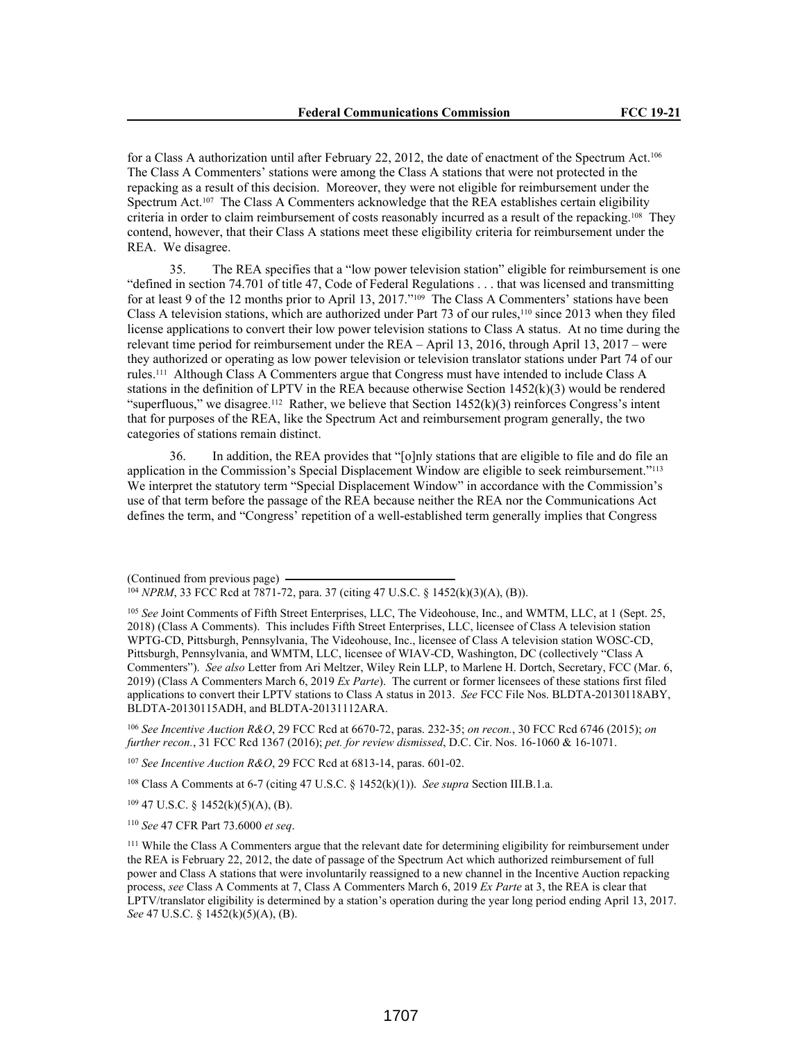for a Class A authorization until after February 22, 2012, the date of enactment of the Spectrum Act.[106] The Class A Commenters' stations were among the Class A stations that were not protected in the repacking as a result of this decision. Moreover, they were not eligible for reimbursement under the Spectrum Act.[107] The Class A Commenters acknowledge that the REA establishes certain eligibility criteria in order to claim reimbursement of costs reasonably incurred as a result of the repacking.[108] They contend, however, that their Class A stations meet these eligibility criteria for reimbursement under the REA. We disagree.

35. The REA specifies that a "low power television station" eligible for reimbursement is one "defined in section 74.701 of title 47, Code of Federal Regulations . . . that was licensed and transmitting for at least 9 of the 12 months prior to April 13, 2017."[109] The Class A Commenters' stations have been Class A television stations, which are authorized under Part 73 of our rules,[110] since 2013 when they filed license applications to convert their low power television stations to Class A status. At no time during the relevant time period for reimbursement under the REA – April 13, 2016, through April 13, 2017 – were they authorized or operating as low power television or television translator stations under Part 74 of our rules.[111] Although Class A Commenters argue that Congress must have intended to include Class A stations in the definition of LPTV in the REA because otherwise Section 1452(k)(3) would be rendered "superfluous," we disagree.[112] Rather, we believe that Section 1452(k)(3) reinforces Congress's intent that for purposes of the REA, like the Spectrum Act and reimbursement program generally, the two categories of stations remain distinct.

36. In addition, the REA provides that "[o]nly stations that are eligible to file and do file an application in the Commission's Special Displacement Window are eligible to seek reimbursement."[113] We interpret the statutory term "Special Displacement Window" in accordance with the Commission's use of that term before the passage of the REA because neither the REA nor the Communications Act defines the term, and "Congress' repetition of a well-established term generally implies that Congress

(Continued from previous page)

[104] *NPRM*, 33 FCC Rcd at 7871-72, para. 37 (citing 47 U.S.C. § 1452(k)(3)(A), (B)).

[105] *See* Joint Comments of Fifth Street Enterprises, LLC, The Videohouse, Inc., and WMTM, LLC, at 1 (Sept. 25, 2018) (Class A Comments). This includes Fifth Street Enterprises, LLC, licensee of Class A television station WPTG-CD, Pittsburgh, Pennsylvania, The Videohouse, Inc., licensee of Class A television station WOSC-CD, Pittsburgh, Pennsylvania, and WMTM, LLC, licensee of WIAV-CD, Washington, DC (collectively "Class A Commenters"). *See also* Letter from Ari Meltzer, Wiley Rein LLP, to Marlene H. Dortch, Secretary, FCC (Mar. 6, 2019) (Class A Commenters March 6, 2019 *Ex Parte*). The current or former licensees of these stations first filed applications to convert their LPTV stations to Class A status in 2013. *See* FCC File Nos. BLDTA-20130118ABY, BLDTA-20130115ADH, and BLDTA-20131112ARA.

[106] *See Incentive Auction R&O*, 29 FCC Rcd at 6670-72, paras. 232-35; *on recon.*, 30 FCC Rcd 6746 (2015); *on further recon.*, 31 FCC Rcd 1367 (2016); *pet. for review dismissed*, D.C. Cir. Nos. 16-1060 & 16-1071.

[107] *See Incentive Auction R&O*, 29 FCC Rcd at 6813-14, paras. 601-02.

[108] Class A Comments at 6-7 (citing 47 U.S.C. § 1452(k)(1)). *See supra* Section III.B.1.a.

[109] 47 U.S.C. § 1452(k)(5)(A), (B).

[110] *See* 47 CFR Part 73.6000 *et seq*.

[111] While the Class A Commenters argue that the relevant date for determining eligibility for reimbursement under the REA is February 22, 2012, the date of passage of the Spectrum Act which authorized reimbursement of full power and Class A stations that were involuntarily reassigned to a new channel in the Incentive Auction repacking process, *see* Class A Comments at 7, Class A Commenters March 6, 2019 *Ex Parte* at 3, the REA is clear that LPTV/translator eligibility is determined by a station's operation during the year long period ending April 13, 2017. *See* 47 U.S.C. § 1452(k)(5)(A), (B).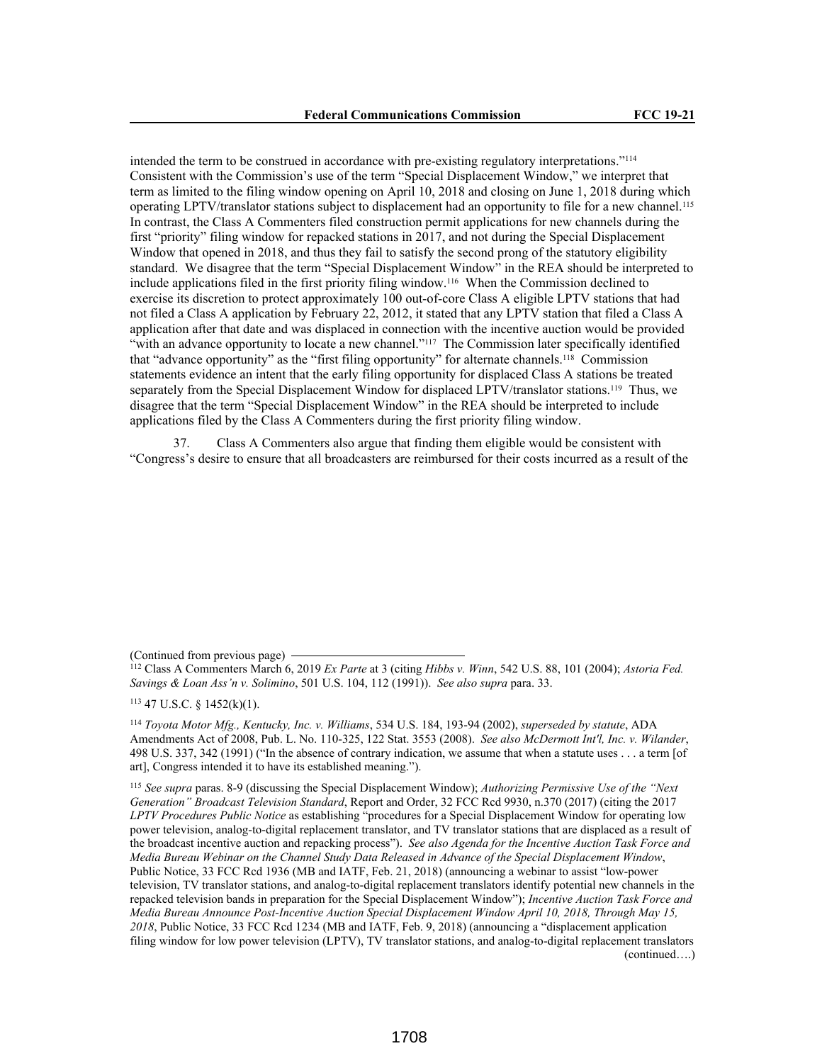intended the term to be construed in accordance with pre-existing regulatory interpretations."[114] Consistent with the Commission's use of the term "Special Displacement Window," we interpret that term as limited to the filing window opening on April 10, 2018 and closing on June 1, 2018 during which operating LPTV/translator stations subject to displacement had an opportunity to file for a new channel.[115] In contrast, the Class A Commenters filed construction permit applications for new channels during the first "priority" filing window for repacked stations in 2017, and not during the Special Displacement Window that opened in 2018, and thus they fail to satisfy the second prong of the statutory eligibility standard. We disagree that the term "Special Displacement Window" in the REA should be interpreted to include applications filed in the first priority filing window.[116] When the Commission declined to exercise its discretion to protect approximately 100 out-of-core Class A eligible LPTV stations that had not filed a Class A application by February 22, 2012, it stated that any LPTV station that filed a Class A application after that date and was displaced in connection with the incentive auction would be provided "with an advance opportunity to locate a new channel."[117] The Commission later specifically identified that "advance opportunity" as the "first filing opportunity" for alternate channels.[118] Commission statements evidence an intent that the early filing opportunity for displaced Class A stations be treated separately from the Special Displacement Window for displaced LPTV/translator stations.[119] Thus, we disagree that the term "Special Displacement Window" in the REA should be interpreted to include applications filed by the Class A Commenters during the first priority filing window.

37. Class A Commenters also argue that finding them eligible would be consistent with "Congress's desire to ensure that all broadcasters are reimbursed for their costs incurred as a result of the

(Continued from previous page)

[112] Class A Commenters March 6, 2019 *Ex Parte* at 3 (citing *Hibbs v. Winn*, 542 U.S. 88, 101 (2004); *Astoria Fed. Savings & Loan Ass'n v. Solimino*, 501 U.S. 104, 112 (1991)). *See also supra* para. 33.

[113] 47 U.S.C. § 1452(k)(1).

[114] *Toyota Motor Mfg., Kentucky, Inc. v. Williams*, 534 U.S. 184, 193-94 (2002), *superseded by statute*, ADA Amendments Act of 2008, Pub. L. No. 110-325, 122 Stat. 3553 (2008). *See also McDermott Int'l, Inc. v. Wilander*, 498 U.S. 337, 342 (1991) ("In the absence of contrary indication, we assume that when a statute uses . . . a term [of art], Congress intended it to have its established meaning.").

[115] *See supra* paras. 8-9 (discussing the Special Displacement Window); *Authorizing Permissive Use of the "Next Generation" Broadcast Television Standard*, Report and Order, 32 FCC Rcd 9930, n.370 (2017) (citing the 2017 *LPTV Procedures Public Notice* as establishing "procedures for a Special Displacement Window for operating low power television, analog-to-digital replacement translator, and TV translator stations that are displaced as a result of the broadcast incentive auction and repacking process"). *See also Agenda for the Incentive Auction Task Force and Media Bureau Webinar on the Channel Study Data Released in Advance of the Special Displacement Window*, Public Notice, 33 FCC Rcd 1936 (MB and IATF, Feb. 21, 2018) (announcing a webinar to assist "low-power television, TV translator stations, and analog-to-digital replacement translators identify potential new channels in the repacked television bands in preparation for the Special Displacement Window"); *Incentive Auction Task Force and Media Bureau Announce Post-Incentive Auction Special Displacement Window April 10, 2018, Through May 15, 2018*, Public Notice, 33 FCC Rcd 1234 (MB and IATF, Feb. 9, 2018) (announcing a "displacement application filing window for low power television (LPTV), TV translator stations, and analog-to-digital replacement translators (continued….)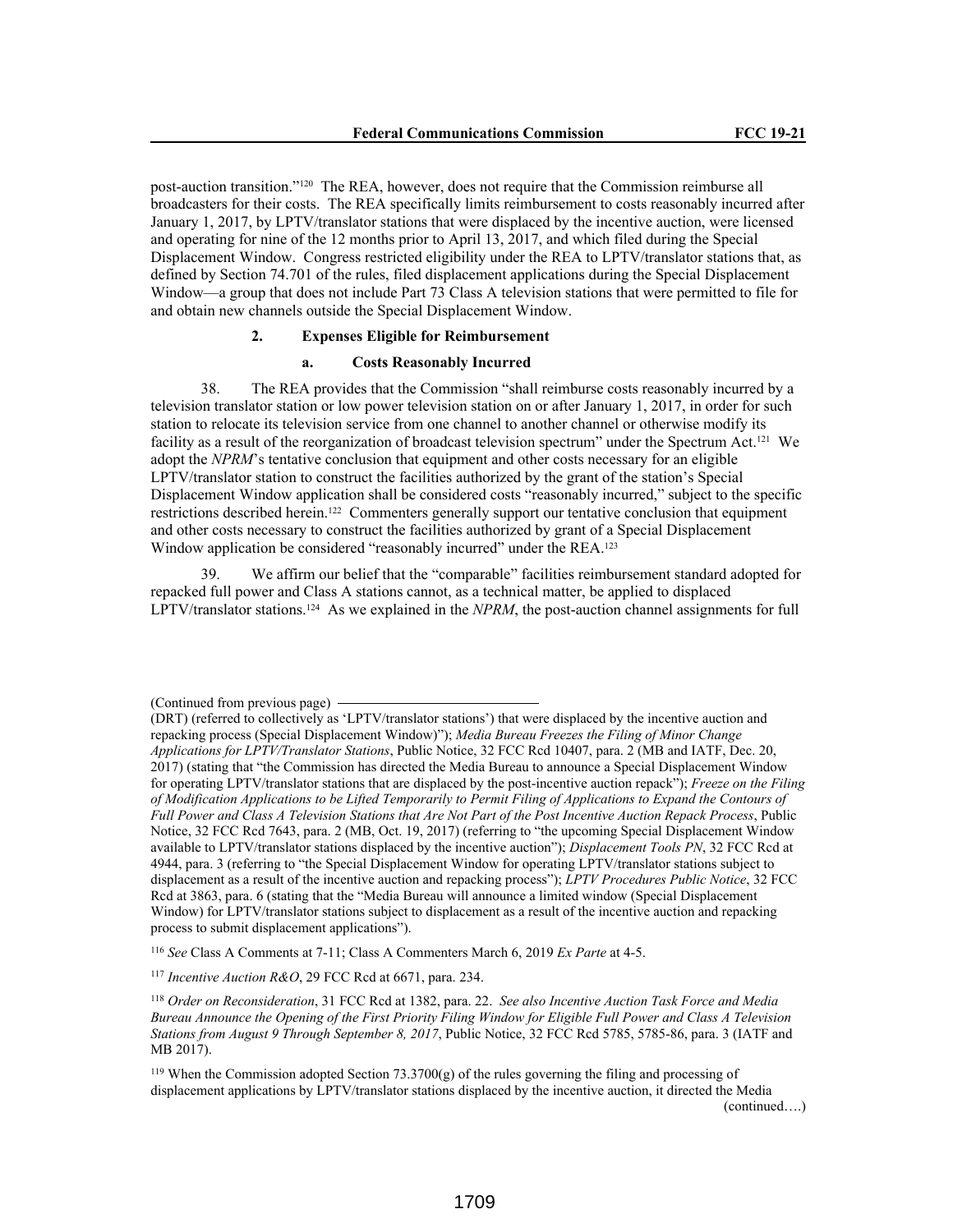post-auction transition."[120] The REA, however, does not require that the Commission reimburse all broadcasters for their costs. The REA specifically limits reimbursement to costs reasonably incurred after January 1, 2017, by LPTV/translator stations that were displaced by the incentive auction, were licensed and operating for nine of the 12 months prior to April 13, 2017, and which filed during the Special Displacement Window. Congress restricted eligibility under the REA to LPTV/translator stations that, as defined by Section 74.701 of the rules, filed displacement applications during the Special Displacement Window—a group that does not include Part 73 Class A television stations that were permitted to file for and obtain new channels outside the Special Displacement Window.

### 2. Expenses Eligible for Reimbursement

#### a. Costs Reasonably Incurred

38. The REA provides that the Commission "shall reimburse costs reasonably incurred by a television translator station or low power television station on or after January 1, 2017, in order for such station to relocate its television service from one channel to another channel or otherwise modify its facility as a result of the reorganization of broadcast television spectrum" under the Spectrum Act.[121] We adopt the *NPRM*'s tentative conclusion that equipment and other costs necessary for an eligible LPTV/translator station to construct the facilities authorized by the grant of the station's Special Displacement Window application shall be considered costs "reasonably incurred," subject to the specific restrictions described herein.[122] Commenters generally support our tentative conclusion that equipment and other costs necessary to construct the facilities authorized by grant of a Special Displacement Window application be considered "reasonably incurred" under the REA.[123]

39. We affirm our belief that the "comparable" facilities reimbursement standard adopted for repacked full power and Class A stations cannot, as a technical matter, be applied to displaced LPTV/translator stations.[124] As we explained in the *NPRM*, the post-auction channel assignments for full

---

(Continued from previous page)
(DRT) (referred to collectively as 'LPTV/translator stations') that were displaced by the incentive auction and repacking process (Special Displacement Window)"); *Media Bureau Freezes the Filing of Minor Change Applications for LPTV/Translator Stations*, Public Notice, 32 FCC Rcd 10407, para. 2 (MB and IATF, Dec. 20, 2017) (stating that "the Commission has directed the Media Bureau to announce a Special Displacement Window for operating LPTV/translator stations that are displaced by the post-incentive auction repack"); *Freeze on the Filing of Modification Applications to be Lifted Temporarily to Permit Filing of Applications to Expand the Contours of Full Power and Class A Television Stations that Are Not Part of the Post Incentive Auction Repack Process*, Public Notice, 32 FCC Rcd 7643, para. 2 (MB, Oct. 19, 2017) (referring to "the upcoming Special Displacement Window available to LPTV/translator stations displaced by the incentive auction"); *Displacement Tools PN*, 32 FCC Rcd at 4944, para. 3 (referring to "the Special Displacement Window for operating LPTV/translator stations subject to displacement as a result of the incentive auction and repacking process"); *LPTV Procedures Public Notice*, 32 FCC Rcd at 3863, para. 6 (stating that the "Media Bureau will announce a limited window (Special Displacement Window) for LPTV/translator stations subject to displacement as a result of the incentive auction and repacking process to submit displacement applications").

[116] *See* Class A Comments at 7-11; Class A Commenters March 6, 2019 *Ex Parte* at 4-5.

[117] *Incentive Auction R&O*, 29 FCC Rcd at 6671, para. 234.

[118] *Order on Reconsideration*, 31 FCC Rcd at 1382, para. 22. *See also Incentive Auction Task Force and Media Bureau Announce the Opening of the First Priority Filing Window for Eligible Full Power and Class A Television Stations from August 9 Through September 8, 2017*, Public Notice, 32 FCC Rcd 5785, 5785-86, para. 3 (IATF and MB 2017).

[119] When the Commission adopted Section 73.3700(g) of the rules governing the filing and processing of displacement applications by LPTV/translator stations displaced by the incentive auction, it directed the Media (continued….)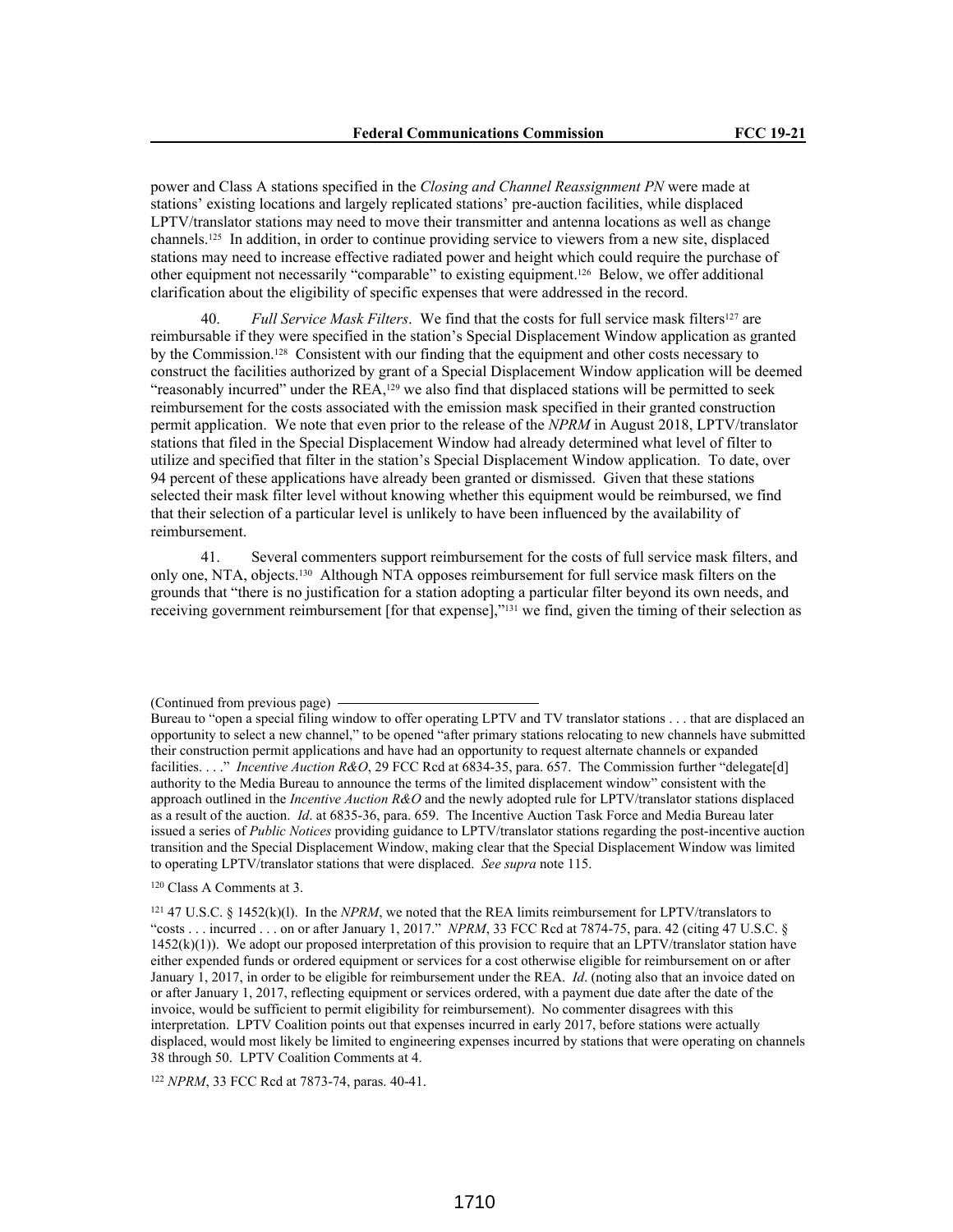power and Class A stations specified in the *Closing and Channel Reassignment PN* were made at stations' existing locations and largely replicated stations' pre-auction facilities, while displaced LPTV/translator stations may need to move their transmitter and antenna locations as well as change channels.[125] In addition, in order to continue providing service to viewers from a new site, displaced stations may need to increase effective radiated power and height which could require the purchase of other equipment not necessarily "comparable" to existing equipment.[126] Below, we offer additional clarification about the eligibility of specific expenses that were addressed in the record.

40. *Full Service Mask Filters*. We find that the costs for full service mask filters[127] are reimbursable if they were specified in the station's Special Displacement Window application as granted by the Commission.[128] Consistent with our finding that the equipment and other costs necessary to construct the facilities authorized by grant of a Special Displacement Window application will be deemed "reasonably incurred" under the REA,[129] we also find that displaced stations will be permitted to seek reimbursement for the costs associated with the emission mask specified in their granted construction permit application. We note that even prior to the release of the *NPRM* in August 2018, LPTV/translator stations that filed in the Special Displacement Window had already determined what level of filter to utilize and specified that filter in the station's Special Displacement Window application. To date, over 94 percent of these applications have already been granted or dismissed. Given that these stations selected their mask filter level without knowing whether this equipment would be reimbursed, we find that their selection of a particular level is unlikely to have been influenced by the availability of reimbursement.

41. Several commenters support reimbursement for the costs of full service mask filters, and only one, NTA, objects.[130] Although NTA opposes reimbursement for full service mask filters on the grounds that "there is no justification for a station adopting a particular filter beyond its own needs, and receiving government reimbursement [for that expense],"[131] we find, given the timing of their selection as

---

(Continued from previous page)

Bureau to "open a special filing window to offer operating LPTV and TV translator stations . . . that are displaced an opportunity to select a new channel," to be opened "after primary stations relocating to new channels have submitted their construction permit applications and have had an opportunity to request alternate channels or expanded facilities. . . ." *Incentive Auction R&O*, 29 FCC Rcd at 6834-35, para. 657. The Commission further "delegate[d] authority to the Media Bureau to announce the terms of the limited displacement window" consistent with the approach outlined in the *Incentive Auction R&O* and the newly adopted rule for LPTV/translator stations displaced as a result of the auction. *Id*. at 6835-36, para. 659. The Incentive Auction Task Force and Media Bureau later issued a series of *Public Notices* providing guidance to LPTV/translator stations regarding the post-incentive auction transition and the Special Displacement Window, making clear that the Special Displacement Window was limited to operating LPTV/translator stations that were displaced. *See supra* note 115.

[120] Class A Comments at 3.

[121] 47 U.S.C. § 1452(k)(l). In the *NPRM*, we noted that the REA limits reimbursement for LPTV/translators to "costs . . . incurred . . . on or after January 1, 2017." *NPRM*, 33 FCC Rcd at 7874-75, para. 42 (citing 47 U.S.C. § 1452(k)(1)). We adopt our proposed interpretation of this provision to require that an LPTV/translator station have either expended funds or ordered equipment or services for a cost otherwise eligible for reimbursement on or after January 1, 2017, in order to be eligible for reimbursement under the REA. *Id*. (noting also that an invoice dated on or after January 1, 2017, reflecting equipment or services ordered, with a payment due date after the date of the invoice, would be sufficient to permit eligibility for reimbursement). No commenter disagrees with this interpretation. LPTV Coalition points out that expenses incurred in early 2017, before stations were actually displaced, would most likely be limited to engineering expenses incurred by stations that were operating on channels 38 through 50. LPTV Coalition Comments at 4.

[122] *NPRM*, 33 FCC Rcd at 7873-74, paras. 40-41.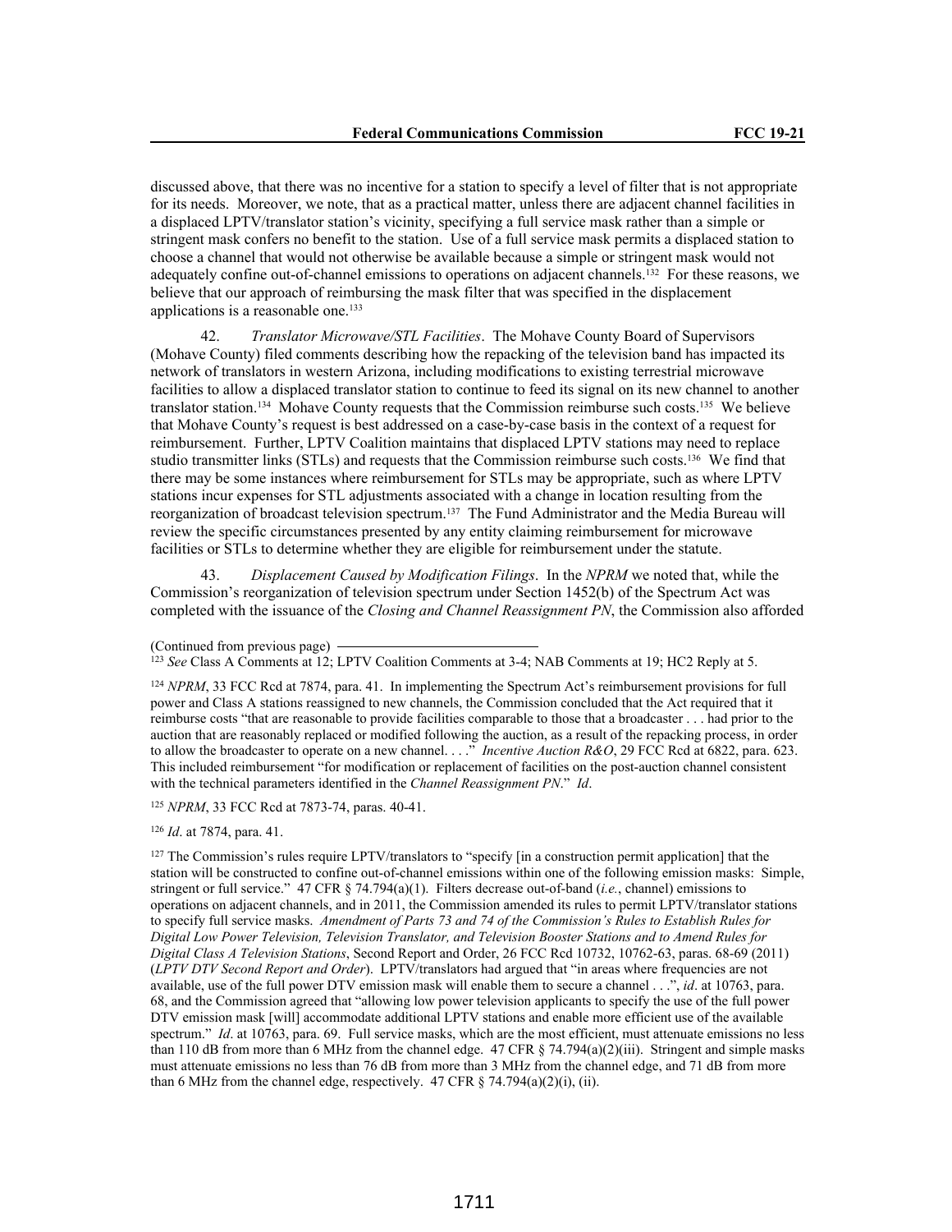discussed above, that there was no incentive for a station to specify a level of filter that is not appropriate for its needs. Moreover, we note, that as a practical matter, unless there are adjacent channel facilities in a displaced LPTV/translator station's vicinity, specifying a full service mask rather than a simple or stringent mask confers no benefit to the station. Use of a full service mask permits a displaced station to choose a channel that would not otherwise be available because a simple or stringent mask would not adequately confine out-of-channel emissions to operations on adjacent channels.[132] For these reasons, we believe that our approach of reimbursing the mask filter that was specified in the displacement applications is a reasonable one.[133]

42. *Translator Microwave/STL Facilities*. The Mohave County Board of Supervisors (Mohave County) filed comments describing how the repacking of the television band has impacted its network of translators in western Arizona, including modifications to existing terrestrial microwave facilities to allow a displaced translator station to continue to feed its signal on its new channel to another translator station.[134] Mohave County requests that the Commission reimburse such costs.[135] We believe that Mohave County's request is best addressed on a case-by-case basis in the context of a request for reimbursement. Further, LPTV Coalition maintains that displaced LPTV stations may need to replace studio transmitter links (STLs) and requests that the Commission reimburse such costs.[136] We find that there may be some instances where reimbursement for STLs may be appropriate, such as where LPTV stations incur expenses for STL adjustments associated with a change in location resulting from the reorganization of broadcast television spectrum.[137] The Fund Administrator and the Media Bureau will review the specific circumstances presented by any entity claiming reimbursement for microwave facilities or STLs to determine whether they are eligible for reimbursement under the statute.

43. *Displacement Caused by Modification Filings*. In the *NPRM* we noted that, while the Commission's reorganization of television spectrum under Section 1452(b) of the Spectrum Act was completed with the issuance of the *Closing and Channel Reassignment PN*, the Commission also afforded

(Continued from previous page)

[123] *See* Class A Comments at 12; LPTV Coalition Comments at 3-4; NAB Comments at 19; HC2 Reply at 5.

[124] *NPRM*, 33 FCC Rcd at 7874, para. 41. In implementing the Spectrum Act's reimbursement provisions for full power and Class A stations reassigned to new channels, the Commission concluded that the Act required that it reimburse costs "that are reasonable to provide facilities comparable to those that a broadcaster . . . had prior to the auction that are reasonably replaced or modified following the auction, as a result of the repacking process, in order to allow the broadcaster to operate on a new channel. . . ." *Incentive Auction R&O*, 29 FCC Rcd at 6822, para. 623. This included reimbursement "for modification or replacement of facilities on the post-auction channel consistent with the technical parameters identified in the *Channel Reassignment PN*." *Id*.

[125] *NPRM*, 33 FCC Rcd at 7873-74, paras. 40-41.

[126] *Id*. at 7874, para. 41.

[127] The Commission's rules require LPTV/translators to "specify [in a construction permit application] that the station will be constructed to confine out-of-channel emissions within one of the following emission masks: Simple, stringent or full service." 47 CFR § 74.794(a)(1). Filters decrease out-of-band (*i.e.*, channel) emissions to operations on adjacent channels, and in 2011, the Commission amended its rules to permit LPTV/translator stations to specify full service masks. *Amendment of Parts 73 and 74 of the Commission's Rules to Establish Rules for Digital Low Power Television, Television Translator, and Television Booster Stations and to Amend Rules for Digital Class A Television Stations*, Second Report and Order, 26 FCC Rcd 10732, 10762-63, paras. 68-69 (2011) (*LPTV DTV Second Report and Order*). LPTV/translators had argued that "in areas where frequencies are not available, use of the full power DTV emission mask will enable them to secure a channel . . .", *id*. at 10763, para. 68, and the Commission agreed that "allowing low power television applicants to specify the use of the full power DTV emission mask [will] accommodate additional LPTV stations and enable more efficient use of the available spectrum." *Id*. at 10763, para. 69. Full service masks, which are the most efficient, must attenuate emissions no less than 110 dB from more than 6 MHz from the channel edge. 47 CFR § 74.794(a)(2)(iii). Stringent and simple masks must attenuate emissions no less than 76 dB from more than 3 MHz from the channel edge, and 71 dB from more than 6 MHz from the channel edge, respectively. 47 CFR § 74.794(a)(2)(i), (ii).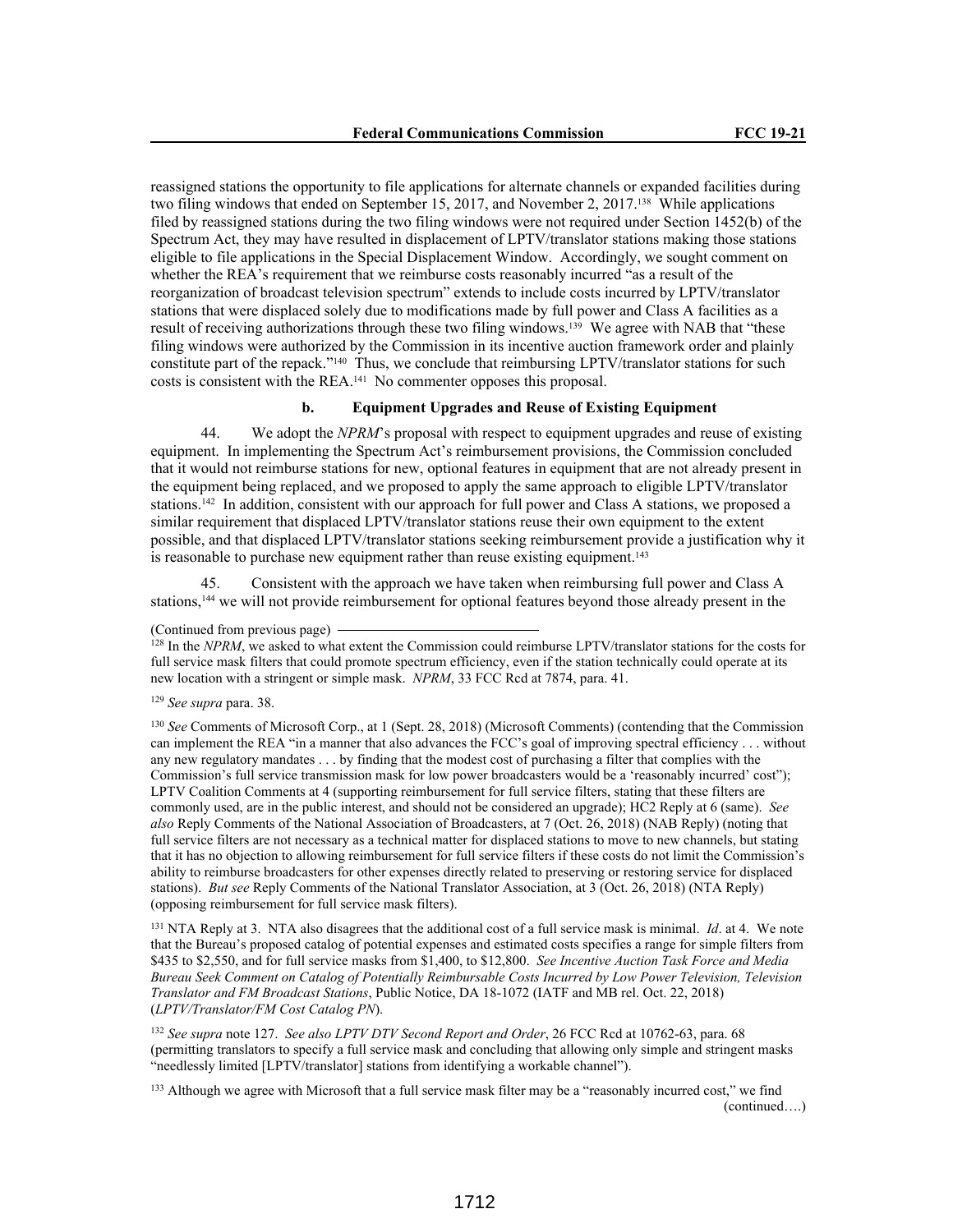reassigned stations the opportunity to file applications for alternate channels or expanded facilities during two filing windows that ended on September 15, 2017, and November 2, 2017.[138] While applications filed by reassigned stations during the two filing windows were not required under Section 1452(b) of the Spectrum Act, they may have resulted in displacement of LPTV/translator stations making those stations eligible to file applications in the Special Displacement Window. Accordingly, we sought comment on whether the REA's requirement that we reimburse costs reasonably incurred "as a result of the reorganization of broadcast television spectrum" extends to include costs incurred by LPTV/translator stations that were displaced solely due to modifications made by full power and Class A facilities as a result of receiving authorizations through these two filing windows.[139] We agree with NAB that "these filing windows were authorized by the Commission in its incentive auction framework order and plainly constitute part of the repack."[140] Thus, we conclude that reimbursing LPTV/translator stations for such costs is consistent with the REA.[141] No commenter opposes this proposal.

#### b. Equipment Upgrades and Reuse of Existing Equipment

44. We adopt the *NPRM*'s proposal with respect to equipment upgrades and reuse of existing equipment. In implementing the Spectrum Act's reimbursement provisions, the Commission concluded that it would not reimburse stations for new, optional features in equipment that are not already present in the equipment being replaced, and we proposed to apply the same approach to eligible LPTV/translator stations.[142] In addition, consistent with our approach for full power and Class A stations, we proposed a similar requirement that displaced LPTV/translator stations reuse their own equipment to the extent possible, and that displaced LPTV/translator stations seeking reimbursement provide a justification why it is reasonable to purchase new equipment rather than reuse existing equipment.[143]

45. Consistent with the approach we have taken when reimbursing full power and Class A stations,[144] we will not provide reimbursement for optional features beyond those already present in the

(Continued from previous page)

[128] In the *NPRM*, we asked to what extent the Commission could reimburse LPTV/translator stations for the costs for full service mask filters that could promote spectrum efficiency, even if the station technically could operate at its new location with a stringent or simple mask. *NPRM*, 33 FCC Rcd at 7874, para. 41.

[129] *See supra* para. 38.

[130] *See* Comments of Microsoft Corp., at 1 (Sept. 28, 2018) (Microsoft Comments) (contending that the Commission can implement the REA "in a manner that also advances the FCC's goal of improving spectral efficiency . . . without any new regulatory mandates . . . by finding that the modest cost of purchasing a filter that complies with the Commission's full service transmission mask for low power broadcasters would be a 'reasonably incurred' cost"); LPTV Coalition Comments at 4 (supporting reimbursement for full service filters, stating that these filters are commonly used, are in the public interest, and should not be considered an upgrade); HC2 Reply at 6 (same). *See also* Reply Comments of the National Association of Broadcasters, at 7 (Oct. 26, 2018) (NAB Reply) (noting that full service filters are not necessary as a technical matter for displaced stations to move to new channels, but stating that it has no objection to allowing reimbursement for full service filters if these costs do not limit the Commission's ability to reimburse broadcasters for other expenses directly related to preserving or restoring service for displaced stations). *But see* Reply Comments of the National Translator Association, at 3 (Oct. 26, 2018) (NTA Reply) (opposing reimbursement for full service mask filters).

[131] NTA Reply at 3. NTA also disagrees that the additional cost of a full service mask is minimal. *Id*. at 4. We note that the Bureau's proposed catalog of potential expenses and estimated costs specifies a range for simple filters from $435 to $2,550, and for full service masks from $1,400, to $12,800. *See Incentive Auction Task Force and Media Bureau Seek Comment on Catalog of Potentially Reimbursable Costs Incurred by Low Power Television, Television Translator and FM Broadcast Stations*, Public Notice, DA 18-1072 (IATF and MB rel. Oct. 22, 2018) (*LPTV/Translator/FM Cost Catalog PN*).

[132] *See supra* note 127. *See also LPTV DTV Second Report and Order*, 26 FCC Rcd at 10762-63, para. 68 (permitting translators to specify a full service mask and concluding that allowing only simple and stringent masks "needlessly limited [LPTV/translator] stations from identifying a workable channel").

[133] Although we agree with Microsoft that a full service mask filter may be a "reasonably incurred cost," we find

(continued….)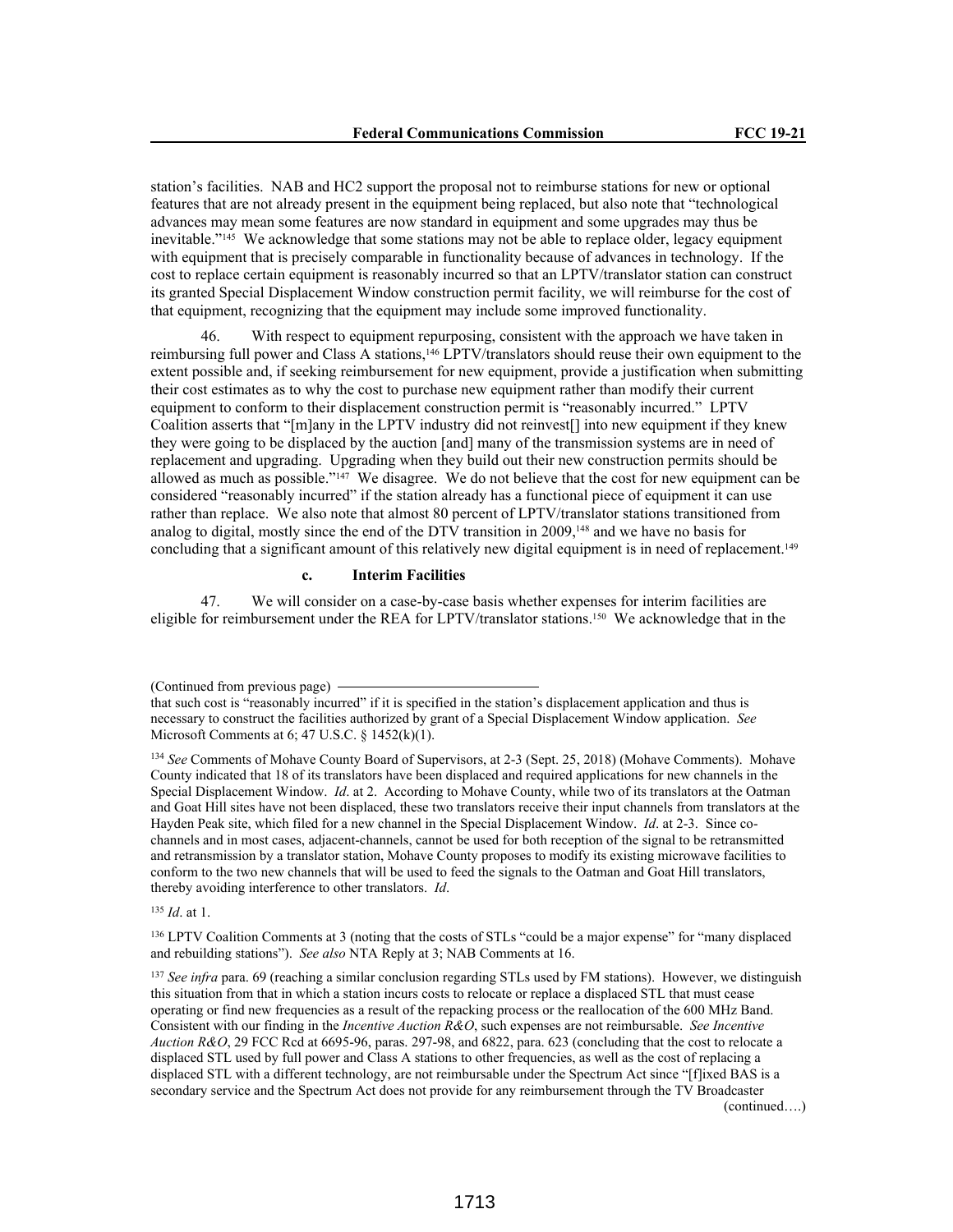station's facilities. NAB and HC2 support the proposal not to reimburse stations for new or optional features that are not already present in the equipment being replaced, but also note that "technological advances may mean some features are now standard in equipment and some upgrades may thus be inevitable."[145] We acknowledge that some stations may not be able to replace older, legacy equipment with equipment that is precisely comparable in functionality because of advances in technology. If the cost to replace certain equipment is reasonably incurred so that an LPTV/translator station can construct its granted Special Displacement Window construction permit facility, we will reimburse for the cost of that equipment, recognizing that the equipment may include some improved functionality.

46. With respect to equipment repurposing, consistent with the approach we have taken in reimbursing full power and Class A stations,[146] LPTV/translators should reuse their own equipment to the extent possible and, if seeking reimbursement for new equipment, provide a justification when submitting their cost estimates as to why the cost to purchase new equipment rather than modify their current equipment to conform to their displacement construction permit is "reasonably incurred." LPTV Coalition asserts that "[m]any in the LPTV industry did not reinvest[] into new equipment if they knew they were going to be displaced by the auction [and] many of the transmission systems are in need of replacement and upgrading. Upgrading when they build out their new construction permits should be allowed as much as possible."[147] We disagree. We do not believe that the cost for new equipment can be considered "reasonably incurred" if the station already has a functional piece of equipment it can use rather than replace. We also note that almost 80 percent of LPTV/translator stations transitioned from analog to digital, mostly since the end of the DTV transition in 2009,[148] and we have no basis for concluding that a significant amount of this relatively new digital equipment is in need of replacement.[149]

#### c. Interim Facilities

47. We will consider on a case-by-case basis whether expenses for interim facilities are eligible for reimbursement under the REA for LPTV/translator stations.[150] We acknowledge that in the

---

(Continued from previous page)

that such cost is "reasonably incurred" if it is specified in the station's displacement application and thus is necessary to construct the facilities authorized by grant of a Special Displacement Window application. *See* Microsoft Comments at 6; 47 U.S.C. § 1452(k)(1).

[134] *See* Comments of Mohave County Board of Supervisors, at 2-3 (Sept. 25, 2018) (Mohave Comments). Mohave County indicated that 18 of its translators have been displaced and required applications for new channels in the Special Displacement Window. *Id*. at 2. According to Mohave County, while two of its translators at the Oatman and Goat Hill sites have not been displaced, these two translators receive their input channels from translators at the Hayden Peak site, which filed for a new channel in the Special Displacement Window. *Id*. at 2-3. Since co-channels and in most cases, adjacent-channels, cannot be used for both reception of the signal to be retransmitted and retransmission by a translator station, Mohave County proposes to modify its existing microwave facilities to conform to the two new channels that will be used to feed the signals to the Oatman and Goat Hill translators, thereby avoiding interference to other translators. *Id*.

[135] *Id*. at 1.

[136] LPTV Coalition Comments at 3 (noting that the costs of STLs "could be a major expense" for "many displaced and rebuilding stations"). *See also* NTA Reply at 3; NAB Comments at 16.

[137] *See infra* para. 69 (reaching a similar conclusion regarding STLs used by FM stations). However, we distinguish this situation from that in which a station incurs costs to relocate or replace a displaced STL that must cease operating or find new frequencies as a result of the repacking process or the reallocation of the 600 MHz Band. Consistent with our finding in the *Incentive Auction R&O*, such expenses are not reimbursable. *See Incentive Auction R&O*, 29 FCC Rcd at 6695-96, paras. 297-98, and 6822, para. 623 (concluding that the cost to relocate a displaced STL used by full power and Class A stations to other frequencies, as well as the cost of replacing a displaced STL with a different technology, are not reimbursable under the Spectrum Act since "[f]ixed BAS is a secondary service and the Spectrum Act does not provide for any reimbursement through the TV Broadcaster

(continued….)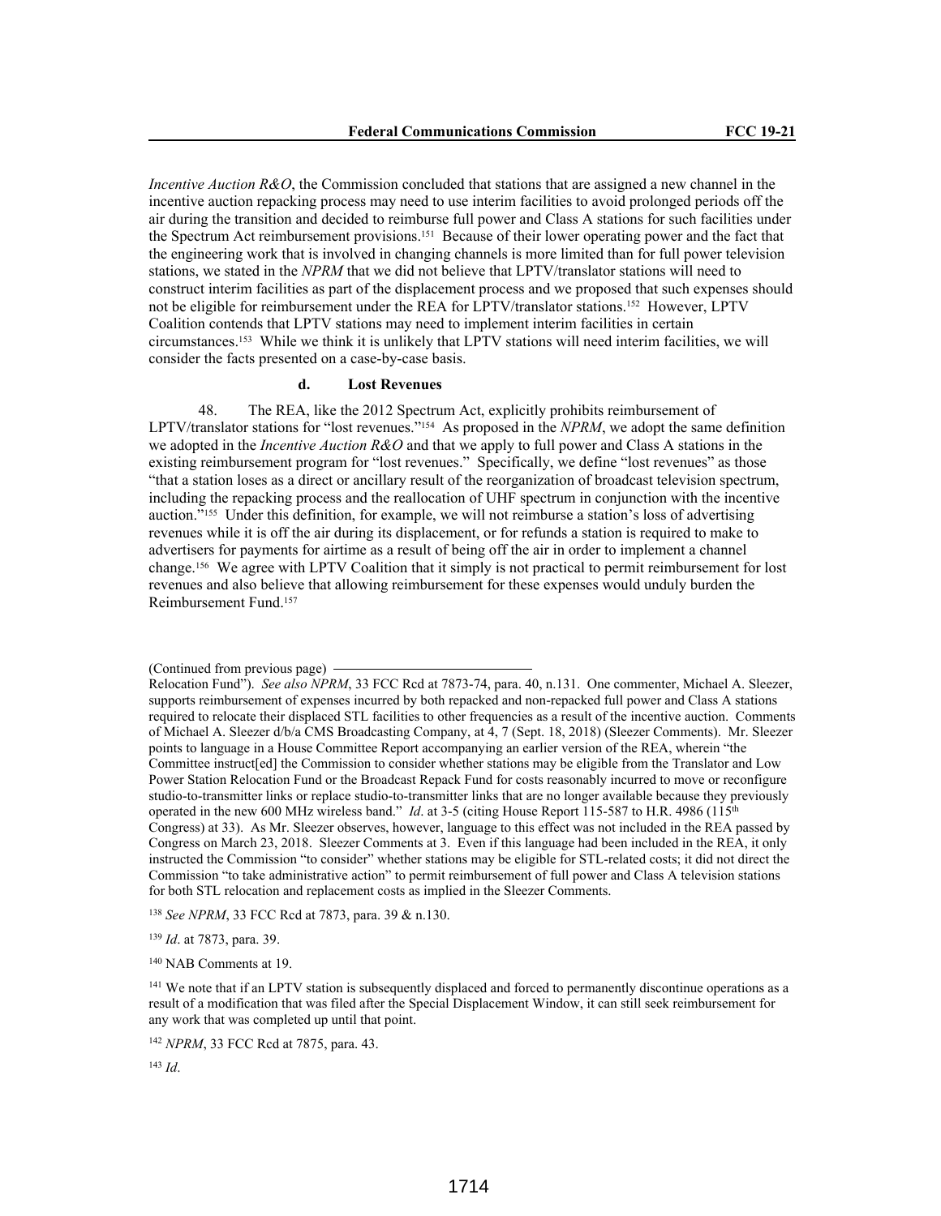*Incentive Auction R&O*, the Commission concluded that stations that are assigned a new channel in the incentive auction repacking process may need to use interim facilities to avoid prolonged periods off the air during the transition and decided to reimburse full power and Class A stations for such facilities under the Spectrum Act reimbursement provisions.[151] Because of their lower operating power and the fact that the engineering work that is involved in changing channels is more limited than for full power television stations, we stated in the *NPRM* that we did not believe that LPTV/translator stations will need to construct interim facilities as part of the displacement process and we proposed that such expenses should not be eligible for reimbursement under the REA for LPTV/translator stations.[152] However, LPTV Coalition contends that LPTV stations may need to implement interim facilities in certain circumstances.[153] While we think it is unlikely that LPTV stations will need interim facilities, we will consider the facts presented on a case-by-case basis.

#### d. Lost Revenues

48. The REA, like the 2012 Spectrum Act, explicitly prohibits reimbursement of LPTV/translator stations for "lost revenues."[154] As proposed in the *NPRM*, we adopt the same definition we adopted in the *Incentive Auction R&O* and that we apply to full power and Class A stations in the existing reimbursement program for "lost revenues." Specifically, we define "lost revenues" as those "that a station loses as a direct or ancillary result of the reorganization of broadcast television spectrum, including the repacking process and the reallocation of UHF spectrum in conjunction with the incentive auction."[155] Under this definition, for example, we will not reimburse a station's loss of advertising revenues while it is off the air during its displacement, or for refunds a station is required to make to advertisers for payments for airtime as a result of being off the air in order to implement a channel change.[156] We agree with LPTV Coalition that it simply is not practical to permit reimbursement for lost revenues and also believe that allowing reimbursement for these expenses would unduly burden the Reimbursement Fund.[157]

---

(Continued from previous page)

Relocation Fund"). *See also NPRM*, 33 FCC Rcd at 7873-74, para. 40, n.131. One commenter, Michael A. Sleezer, supports reimbursement of expenses incurred by both repacked and non-repacked full power and Class A stations required to relocate their displaced STL facilities to other frequencies as a result of the incentive auction. Comments of Michael A. Sleezer d/b/a CMS Broadcasting Company, at 4, 7 (Sept. 18, 2018) (Sleezer Comments). Mr. Sleezer points to language in a House Committee Report accompanying an earlier version of the REA, wherein "the Committee instruct[ed] the Commission to consider whether stations may be eligible from the Translator and Low Power Station Relocation Fund or the Broadcast Repack Fund for costs reasonably incurred to move or reconfigure studio-to-transmitter links or replace studio-to-transmitter links that are no longer available because they previously operated in the new 600 MHz wireless band." *Id*. at 3-5 (citing House Report 115-587 to H.R. 4986 (115th Congress) at 33). As Mr. Sleezer observes, however, language to this effect was not included in the REA passed by Congress on March 23, 2018. Sleezer Comments at 3. Even if this language had been included in the REA, it only instructed the Commission "to consider" whether stations may be eligible for STL-related costs; it did not direct the Commission "to take administrative action" to permit reimbursement of full power and Class A television stations for both STL relocation and replacement costs as implied in the Sleezer Comments.

[138] *See NPRM*, 33 FCC Rcd at 7873, para. 39 & n.130.

[139] *Id*. at 7873, para. 39.

[140] NAB Comments at 19.

[141] We note that if an LPTV station is subsequently displaced and forced to permanently discontinue operations as a result of a modification that was filed after the Special Displacement Window, it can still seek reimbursement for any work that was completed up until that point.

[142] *NPRM*, 33 FCC Rcd at 7875, para. 43.

[143] *Id*.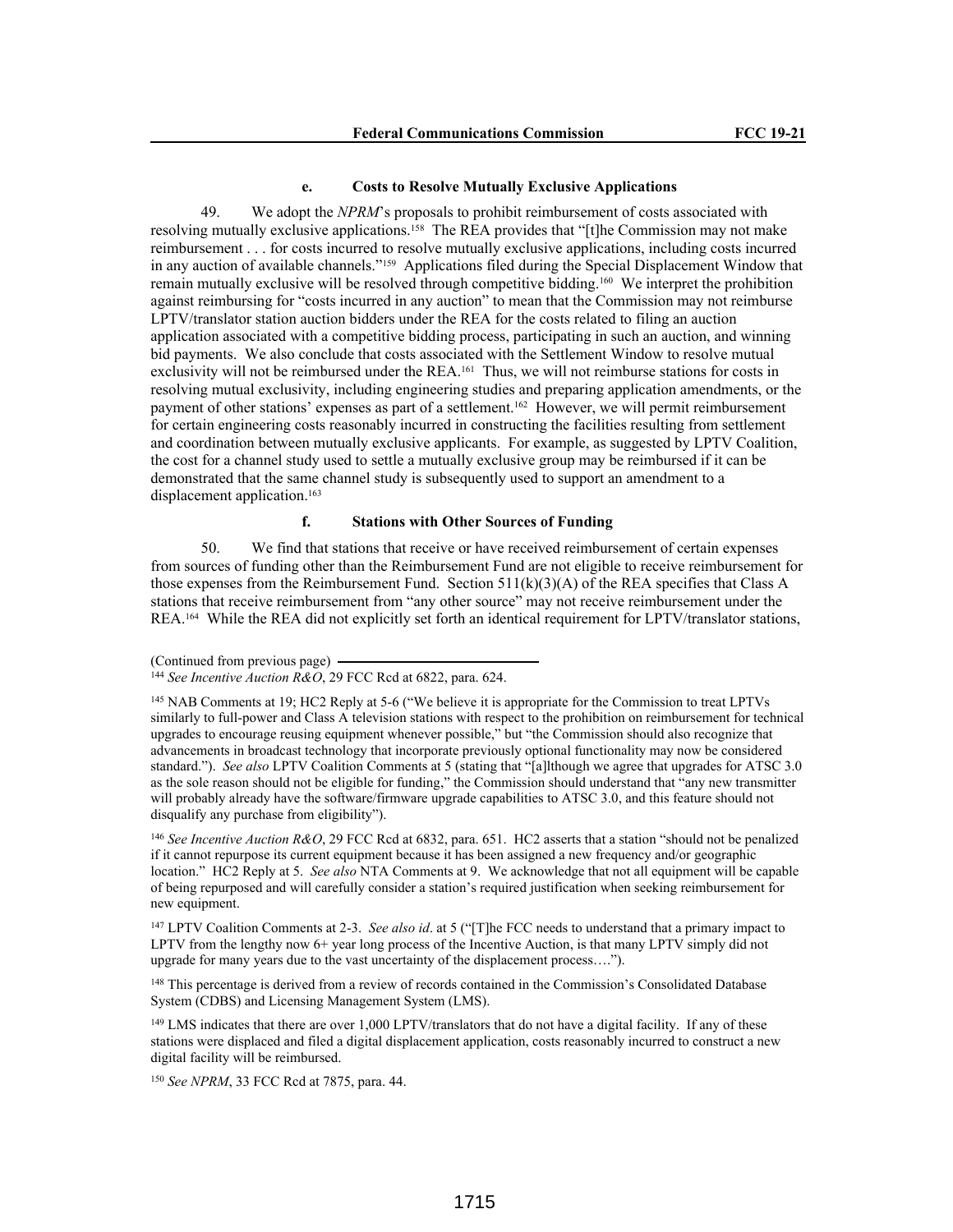#### e. Costs to Resolve Mutually Exclusive Applications

49. We adopt the *NPRM*'s proposals to prohibit reimbursement of costs associated with resolving mutually exclusive applications.[158] The REA provides that "[t]he Commission may not make reimbursement . . . for costs incurred to resolve mutually exclusive applications, including costs incurred in any auction of available channels."[159] Applications filed during the Special Displacement Window that remain mutually exclusive will be resolved through competitive bidding.[160] We interpret the prohibition against reimbursing for "costs incurred in any auction" to mean that the Commission may not reimburse LPTV/translator station auction bidders under the REA for the costs related to filing an auction application associated with a competitive bidding process, participating in such an auction, and winning bid payments. We also conclude that costs associated with the Settlement Window to resolve mutual exclusivity will not be reimbursed under the REA.[161] Thus, we will not reimburse stations for costs in resolving mutual exclusivity, including engineering studies and preparing application amendments, or the payment of other stations' expenses as part of a settlement.[162] However, we will permit reimbursement for certain engineering costs reasonably incurred in constructing the facilities resulting from settlement and coordination between mutually exclusive applicants. For example, as suggested by LPTV Coalition, the cost for a channel study used to settle a mutually exclusive group may be reimbursed if it can be demonstrated that the same channel study is subsequently used to support an amendment to a displacement application.[163]

#### f. Stations with Other Sources of Funding

50. We find that stations that receive or have received reimbursement of certain expenses from sources of funding other than the Reimbursement Fund are not eligible to receive reimbursement for those expenses from the Reimbursement Fund. Section 511(k)(3)(A) of the REA specifies that Class A stations that receive reimbursement from "any other source" may not receive reimbursement under the REA.[164] While the REA did not explicitly set forth an identical requirement for LPTV/translator stations,

(Continued from previous page)

[144] *See Incentive Auction R&O*, 29 FCC Rcd at 6822, para. 624.

[145] NAB Comments at 19; HC2 Reply at 5-6 ("We believe it is appropriate for the Commission to treat LPTVs similarly to full-power and Class A television stations with respect to the prohibition on reimbursement for technical upgrades to encourage reusing equipment whenever possible," but "the Commission should also recognize that advancements in broadcast technology that incorporate previously optional functionality may now be considered standard."). *See also* LPTV Coalition Comments at 5 (stating that "[a]lthough we agree that upgrades for ATSC 3.0 as the sole reason should not be eligible for funding," the Commission should understand that "any new transmitter will probably already have the software/firmware upgrade capabilities to ATSC 3.0, and this feature should not disqualify any purchase from eligibility").

[146] *See Incentive Auction R&O*, 29 FCC Rcd at 6832, para. 651. HC2 asserts that a station "should not be penalized if it cannot repurpose its current equipment because it has been assigned a new frequency and/or geographic location." HC2 Reply at 5. *See also* NTA Comments at 9. We acknowledge that not all equipment will be capable of being repurposed and will carefully consider a station's required justification when seeking reimbursement for new equipment.

[147] LPTV Coalition Comments at 2-3. *See also id*. at 5 ("[T]he FCC needs to understand that a primary impact to LPTV from the lengthy now 6+ year long process of the Incentive Auction, is that many LPTV simply did not upgrade for many years due to the vast uncertainty of the displacement process….").

[148] This percentage is derived from a review of records contained in the Commission's Consolidated Database System (CDBS) and Licensing Management System (LMS).

[149] LMS indicates that there are over 1,000 LPTV/translators that do not have a digital facility. If any of these stations were displaced and filed a digital displacement application, costs reasonably incurred to construct a new digital facility will be reimbursed.

[150] *See NPRM*, 33 FCC Rcd at 7875, para. 44.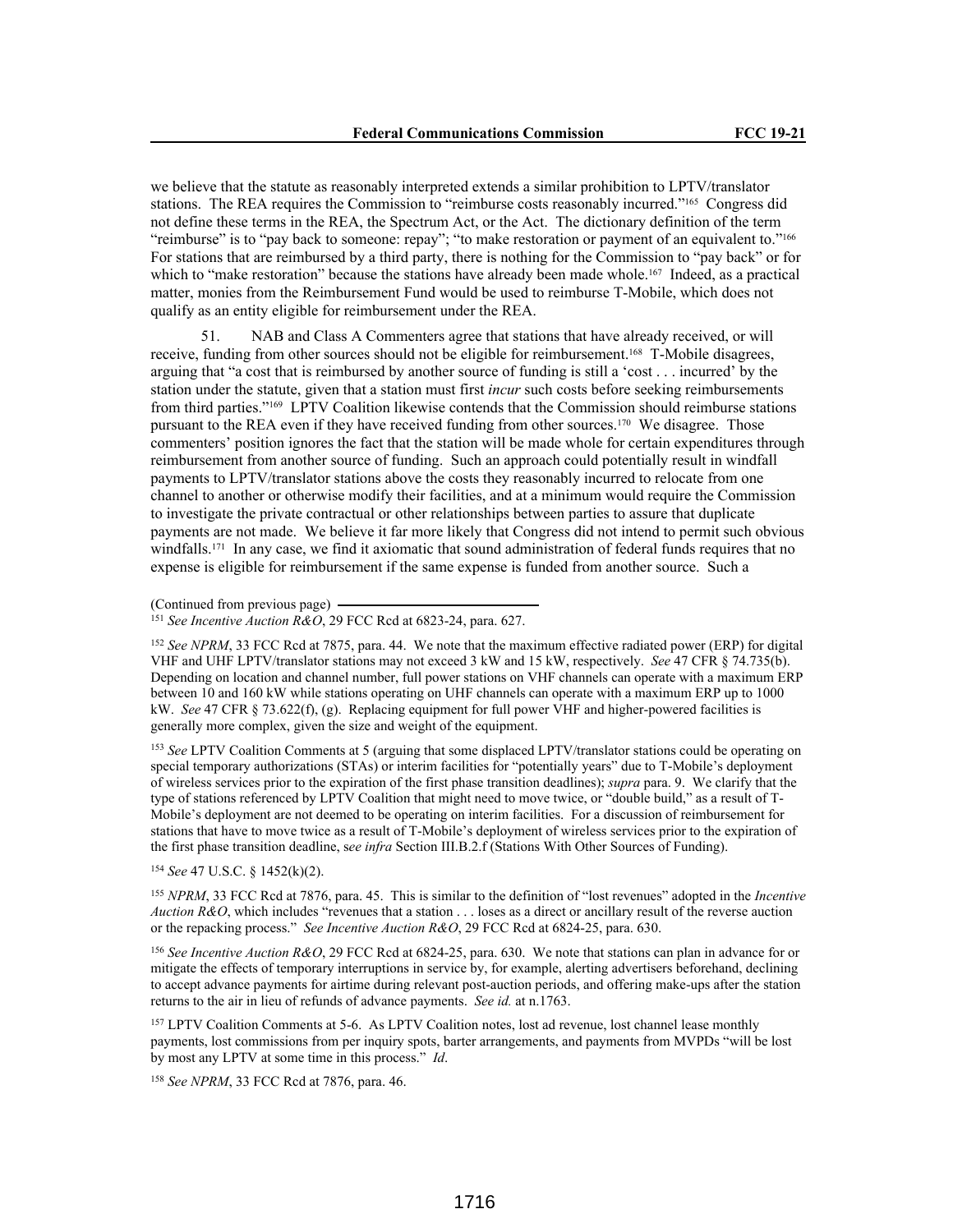we believe that the statute as reasonably interpreted extends a similar prohibition to LPTV/translator stations. The REA requires the Commission to "reimburse costs reasonably incurred."[165] Congress did not define these terms in the REA, the Spectrum Act, or the Act. The dictionary definition of the term "reimburse" is to "pay back to someone: repay"; "to make restoration or payment of an equivalent to."[166] For stations that are reimbursed by a third party, there is nothing for the Commission to "pay back" or for which to "make restoration" because the stations have already been made whole.[167] Indeed, as a practical matter, monies from the Reimbursement Fund would be used to reimburse T-Mobile, which does not qualify as an entity eligible for reimbursement under the REA.

51. NAB and Class A Commenters agree that stations that have already received, or will receive, funding from other sources should not be eligible for reimbursement.[168] T-Mobile disagrees, arguing that "a cost that is reimbursed by another source of funding is still a 'cost . . . incurred' by the station under the statute, given that a station must first *incur* such costs before seeking reimbursements from third parties."[169] LPTV Coalition likewise contends that the Commission should reimburse stations pursuant to the REA even if they have received funding from other sources.[170] We disagree. Those commenters' position ignores the fact that the station will be made whole for certain expenditures through reimbursement from another source of funding. Such an approach could potentially result in windfall payments to LPTV/translator stations above the costs they reasonably incurred to relocate from one channel to another or otherwise modify their facilities, and at a minimum would require the Commission to investigate the private contractual or other relationships between parties to assure that duplicate payments are not made. We believe it far more likely that Congress did not intend to permit such obvious windfalls.[171] In any case, we find it axiomatic that sound administration of federal funds requires that no expense is eligible for reimbursement if the same expense is funded from another source. Such a

(Continued from previous page)

[151] *See Incentive Auction R&O*, 29 FCC Rcd at 6823-24, para. 627.

[152] *See NPRM*, 33 FCC Rcd at 7875, para. 44. We note that the maximum effective radiated power (ERP) for digital VHF and UHF LPTV/translator stations may not exceed 3 kW and 15 kW, respectively. *See* 47 CFR § 74.735(b). Depending on location and channel number, full power stations on VHF channels can operate with a maximum ERP between 10 and 160 kW while stations operating on UHF channels can operate with a maximum ERP up to 1000 kW. *See* 47 CFR § 73.622(f), (g). Replacing equipment for full power VHF and higher-powered facilities is generally more complex, given the size and weight of the equipment.

[153] *See* LPTV Coalition Comments at 5 (arguing that some displaced LPTV/translator stations could be operating on special temporary authorizations (STAs) or interim facilities for "potentially years" due to T-Mobile's deployment of wireless services prior to the expiration of the first phase transition deadlines); *supra* para. 9. We clarify that the type of stations referenced by LPTV Coalition that might need to move twice, or "double build," as a result of T-Mobile's deployment are not deemed to be operating on interim facilities. For a discussion of reimbursement for stations that have to move twice as a result of T-Mobile's deployment of wireless services prior to the expiration of the first phase transition deadline, s*ee infra* Section III.B.2.f (Stations With Other Sources of Funding).

[154] *See* 47 U.S.C. § 1452(k)(2).

[155] *NPRM*, 33 FCC Rcd at 7876, para. 45. This is similar to the definition of "lost revenues" adopted in the *Incentive Auction R&O*, which includes "revenues that a station . . . loses as a direct or ancillary result of the reverse auction or the repacking process." *See Incentive Auction R&O*, 29 FCC Rcd at 6824-25, para. 630.

[156] *See Incentive Auction R&O*, 29 FCC Rcd at 6824-25, para. 630. We note that stations can plan in advance for or mitigate the effects of temporary interruptions in service by, for example, alerting advertisers beforehand, declining to accept advance payments for airtime during relevant post-auction periods, and offering make-ups after the station returns to the air in lieu of refunds of advance payments. *See id.* at n.1763.

[157] LPTV Coalition Comments at 5-6. As LPTV Coalition notes, lost ad revenue, lost channel lease monthly payments, lost commissions from per inquiry spots, barter arrangements, and payments from MVPDs "will be lost by most any LPTV at some time in this process." *Id*.

[158] *See NPRM*, 33 FCC Rcd at 7876, para. 46.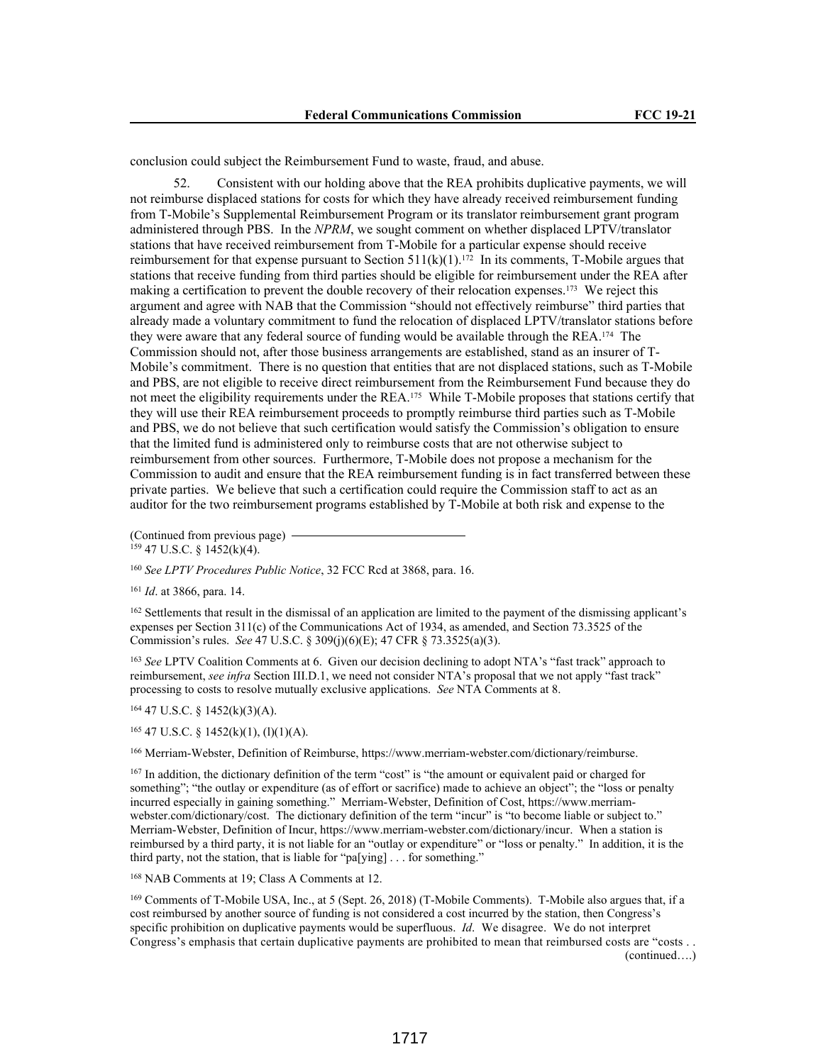conclusion could subject the Reimbursement Fund to waste, fraud, and abuse.

52. Consistent with our holding above that the REA prohibits duplicative payments, we will not reimburse displaced stations for costs for which they have already received reimbursement funding from T-Mobile's Supplemental Reimbursement Program or its translator reimbursement grant program administered through PBS. In the *NPRM*, we sought comment on whether displaced LPTV/translator stations that have received reimbursement from T-Mobile for a particular expense should receive reimbursement for that expense pursuant to Section 511(k)(1).[172] In its comments, T-Mobile argues that stations that receive funding from third parties should be eligible for reimbursement under the REA after making a certification to prevent the double recovery of their relocation expenses.[173] We reject this argument and agree with NAB that the Commission "should not effectively reimburse" third parties that already made a voluntary commitment to fund the relocation of displaced LPTV/translator stations before they were aware that any federal source of funding would be available through the REA.[174] The Commission should not, after those business arrangements are established, stand as an insurer of T-Mobile's commitment. There is no question that entities that are not displaced stations, such as T-Mobile and PBS, are not eligible to receive direct reimbursement from the Reimbursement Fund because they do not meet the eligibility requirements under the REA.[175] While T-Mobile proposes that stations certify that they will use their REA reimbursement proceeds to promptly reimburse third parties such as T-Mobile and PBS, we do not believe that such certification would satisfy the Commission's obligation to ensure that the limited fund is administered only to reimburse costs that are not otherwise subject to reimbursement from other sources. Furthermore, T-Mobile does not propose a mechanism for the Commission to audit and ensure that the REA reimbursement funding is in fact transferred between these private parties. We believe that such a certification could require the Commission staff to act as an auditor for the two reimbursement programs established by T-Mobile at both risk and expense to the

(Continued from previous page)

[159] 47 U.S.C. § 1452(k)(4).

[160] *See LPTV Procedures Public Notice*, 32 FCC Rcd at 3868, para. 16.

[161] *Id*. at 3866, para. 14.

[162] Settlements that result in the dismissal of an application are limited to the payment of the dismissing applicant's expenses per Section 311(c) of the Communications Act of 1934, as amended, and Section 73.3525 of the Commission's rules. *See* 47 U.S.C. § 309(j)(6)(E); 47 CFR § 73.3525(a)(3).

[163] *See* LPTV Coalition Comments at 6. Given our decision declining to adopt NTA's "fast track" approach to reimbursement, *see infra* Section III.D.1, we need not consider NTA's proposal that we not apply "fast track" processing to costs to resolve mutually exclusive applications. *See* NTA Comments at 8.

[164] 47 U.S.C. § 1452(k)(3)(A).

[165] 47 U.S.C. § 1452(k)(1), (l)(1)(A).

[166] Merriam-Webster, Definition of Reimburse, https://www.merriam-webster.com/dictionary/reimburse.

[167] In addition, the dictionary definition of the term "cost" is "the amount or equivalent paid or charged for something"; "the outlay or expenditure (as of effort or sacrifice) made to achieve an object"; the "loss or penalty incurred especially in gaining something." Merriam-Webster, Definition of Cost, https://www.merriam-webster.com/dictionary/cost. The dictionary definition of the term "incur" is "to become liable or subject to." Merriam-Webster, Definition of Incur, https://www.merriam-webster.com/dictionary/incur. When a station is reimbursed by a third party, it is not liable for an "outlay or expenditure" or "loss or penalty." In addition, it is the third party, not the station, that is liable for "pa[ying] . . . for something."

[168] NAB Comments at 19; Class A Comments at 12.

[169] Comments of T-Mobile USA, Inc., at 5 (Sept. 26, 2018) (T-Mobile Comments). T-Mobile also argues that, if a cost reimbursed by another source of funding is not considered a cost incurred by the station, then Congress's specific prohibition on duplicative payments would be superfluous. *Id*. We disagree. We do not interpret Congress's emphasis that certain duplicative payments are prohibited to mean that reimbursed costs are "costs . .

(continued….)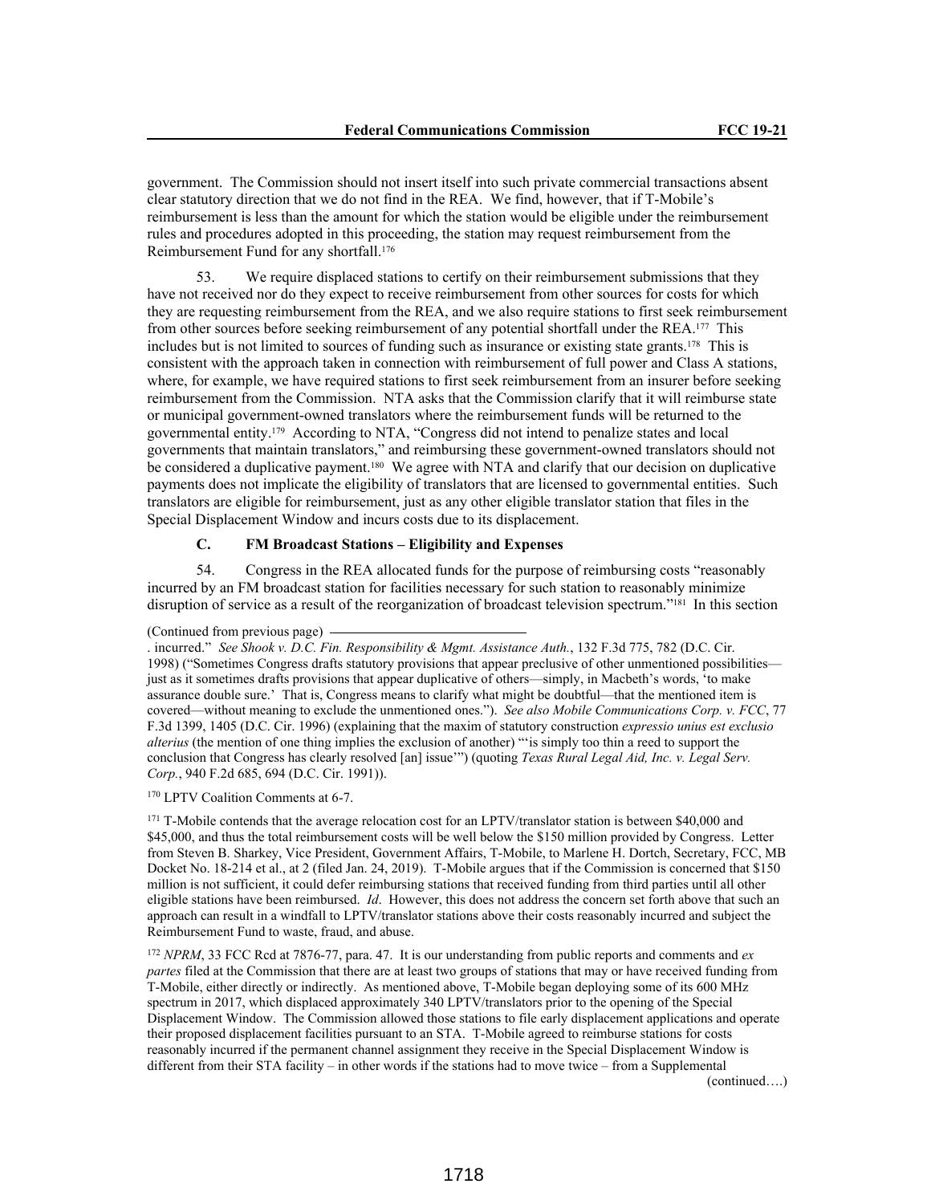government. The Commission should not insert itself into such private commercial transactions absent clear statutory direction that we do not find in the REA. We find, however, that if T-Mobile's reimbursement is less than the amount for which the station would be eligible under the reimbursement rules and procedures adopted in this proceeding, the station may request reimbursement from the Reimbursement Fund for any shortfall.[176]

53. We require displaced stations to certify on their reimbursement submissions that they have not received nor do they expect to receive reimbursement from other sources for costs for which they are requesting reimbursement from the REA, and we also require stations to first seek reimbursement from other sources before seeking reimbursement of any potential shortfall under the REA.[177] This includes but is not limited to sources of funding such as insurance or existing state grants.[178] This is consistent with the approach taken in connection with reimbursement of full power and Class A stations, where, for example, we have required stations to first seek reimbursement from an insurer before seeking reimbursement from the Commission. NTA asks that the Commission clarify that it will reimburse state or municipal government-owned translators where the reimbursement funds will be returned to the governmental entity.[179] According to NTA, "Congress did not intend to penalize states and local governments that maintain translators," and reimbursing these government-owned translators should not be considered a duplicative payment.[180] We agree with NTA and clarify that our decision on duplicative payments does not implicate the eligibility of translators that are licensed to governmental entities. Such translators are eligible for reimbursement, just as any other eligible translator station that files in the Special Displacement Window and incurs costs due to its displacement.

### C. FM Broadcast Stations – Eligibility and Expenses

54. Congress in the REA allocated funds for the purpose of reimbursing costs "reasonably incurred by an FM broadcast station for facilities necessary for such station to reasonably minimize disruption of service as a result of the reorganization of broadcast television spectrum."[181] In this section

(Continued from previous page) . incurred." *See Shook v. D.C. Fin. Responsibility & Mgmt. Assistance Auth.*, 132 F.3d 775, 782 (D.C. Cir. 1998) ("Sometimes Congress drafts statutory provisions that appear preclusive of other unmentioned possibilities—just as it sometimes drafts provisions that appear duplicative of others—simply, in Macbeth's words, 'to make assurance double sure.' That is, Congress means to clarify what might be doubtful—that the mentioned item is covered—without meaning to exclude the unmentioned ones."). *See also Mobile Communications Corp. v. FCC*, 77 F.3d 1399, 1405 (D.C. Cir. 1996) (explaining that the maxim of statutory construction *expressio unius est exclusio alterius* (the mention of one thing implies the exclusion of another) "'is simply too thin a reed to support the conclusion that Congress has clearly resolved [an] issue'") (quoting *Texas Rural Legal Aid, Inc. v. Legal Serv. Corp.*, 940 F.2d 685, 694 (D.C. Cir. 1991)).

[170] LPTV Coalition Comments at 6-7.

[171] T-Mobile contends that the average relocation cost for an LPTV/translator station is between $40,000 and $45,000, and thus the total reimbursement costs will be well below the $150 million provided by Congress. Letter from Steven B. Sharkey, Vice President, Government Affairs, T-Mobile, to Marlene H. Dortch, Secretary, FCC, MB Docket No. 18-214 et al., at 2 (filed Jan. 24, 2019). T-Mobile argues that if the Commission is concerned that $150 million is not sufficient, it could defer reimbursing stations that received funding from third parties until all other eligible stations have been reimbursed. *Id*. However, this does not address the concern set forth above that such an approach can result in a windfall to LPTV/translator stations above their costs reasonably incurred and subject the Reimbursement Fund to waste, fraud, and abuse.

[172] *NPRM*, 33 FCC Rcd at 7876-77, para. 47. It is our understanding from public reports and comments and *ex partes* filed at the Commission that there are at least two groups of stations that may or have received funding from T-Mobile, either directly or indirectly. As mentioned above, T-Mobile began deploying some of its 600 MHz spectrum in 2017, which displaced approximately 340 LPTV/translators prior to the opening of the Special Displacement Window. The Commission allowed those stations to file early displacement applications and operate their proposed displacement facilities pursuant to an STA. T-Mobile agreed to reimburse stations for costs reasonably incurred if the permanent channel assignment they receive in the Special Displacement Window is different from their STA facility – in other words if the stations had to move twice – from a Supplemental (continued….)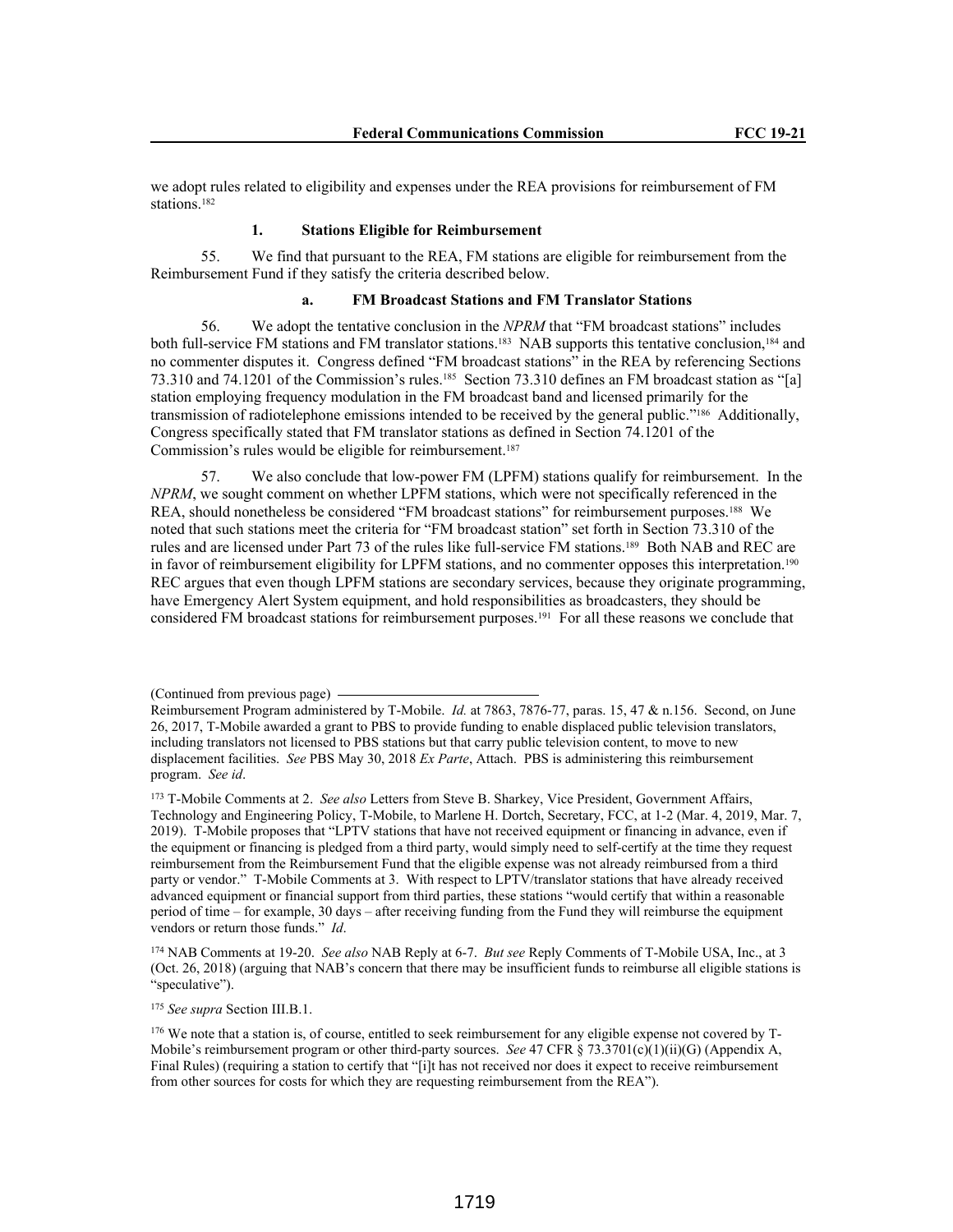we adopt rules related to eligibility and expenses under the REA provisions for reimbursement of FM stations.[182]

### 1. Stations Eligible for Reimbursement

55. We find that pursuant to the REA, FM stations are eligible for reimbursement from the Reimbursement Fund if they satisfy the criteria described below.

#### a. FM Broadcast Stations and FM Translator Stations

56. We adopt the tentative conclusion in the *NPRM* that "FM broadcast stations" includes both full-service FM stations and FM translator stations.[183] NAB supports this tentative conclusion,[184] and no commenter disputes it. Congress defined "FM broadcast stations" in the REA by referencing Sections 73.310 and 74.1201 of the Commission's rules.[185] Section 73.310 defines an FM broadcast station as "[a] station employing frequency modulation in the FM broadcast band and licensed primarily for the transmission of radiotelephone emissions intended to be received by the general public."[186] Additionally, Congress specifically stated that FM translator stations as defined in Section 74.1201 of the Commission's rules would be eligible for reimbursement.[187]

57. We also conclude that low-power FM (LPFM) stations qualify for reimbursement. In the *NPRM*, we sought comment on whether LPFM stations, which were not specifically referenced in the REA, should nonetheless be considered "FM broadcast stations" for reimbursement purposes.[188] We noted that such stations meet the criteria for "FM broadcast station" set forth in Section 73.310 of the rules and are licensed under Part 73 of the rules like full-service FM stations.[189] Both NAB and REC are in favor of reimbursement eligibility for LPFM stations, and no commenter opposes this interpretation.[190] REC argues that even though LPFM stations are secondary services, because they originate programming, have Emergency Alert System equipment, and hold responsibilities as broadcasters, they should be considered FM broadcast stations for reimbursement purposes.[191] For all these reasons we conclude that

---

(Continued from previous page)
Reimbursement Program administered by T-Mobile. *Id.* at 7863, 7876-77, paras. 15, 47 & n.156. Second, on June 26, 2017, T-Mobile awarded a grant to PBS to provide funding to enable displaced public television translators, including translators not licensed to PBS stations but that carry public television content, to move to new displacement facilities. *See* PBS May 30, 2018 *Ex Parte*, Attach. PBS is administering this reimbursement program. *See id*.

[173] T-Mobile Comments at 2. *See also* Letters from Steve B. Sharkey, Vice President, Government Affairs, Technology and Engineering Policy, T-Mobile, to Marlene H. Dortch, Secretary, FCC, at 1-2 (Mar. 4, 2019, Mar. 7, 2019). T-Mobile proposes that "LPTV stations that have not received equipment or financing in advance, even if the equipment or financing is pledged from a third party, would simply need to self-certify at the time they request reimbursement from the Reimbursement Fund that the eligible expense was not already reimbursed from a third party or vendor." T-Mobile Comments at 3. With respect to LPTV/translator stations that have already received advanced equipment or financial support from third parties, these stations "would certify that within a reasonable period of time – for example, 30 days – after receiving funding from the Fund they will reimburse the equipment vendors or return those funds." *Id*.

[174] NAB Comments at 19-20. *See also* NAB Reply at 6-7. *But see* Reply Comments of T-Mobile USA, Inc., at 3 (Oct. 26, 2018) (arguing that NAB's concern that there may be insufficient funds to reimburse all eligible stations is "speculative").

[175] *See supra* Section III.B.1.

[176] We note that a station is, of course, entitled to seek reimbursement for any eligible expense not covered by T-Mobile's reimbursement program or other third-party sources. *See* 47 CFR § 73.3701(c)(1)(ii)(G) (Appendix A, Final Rules) (requiring a station to certify that "[i]t has not received nor does it expect to receive reimbursement from other sources for costs for which they are requesting reimbursement from the REA").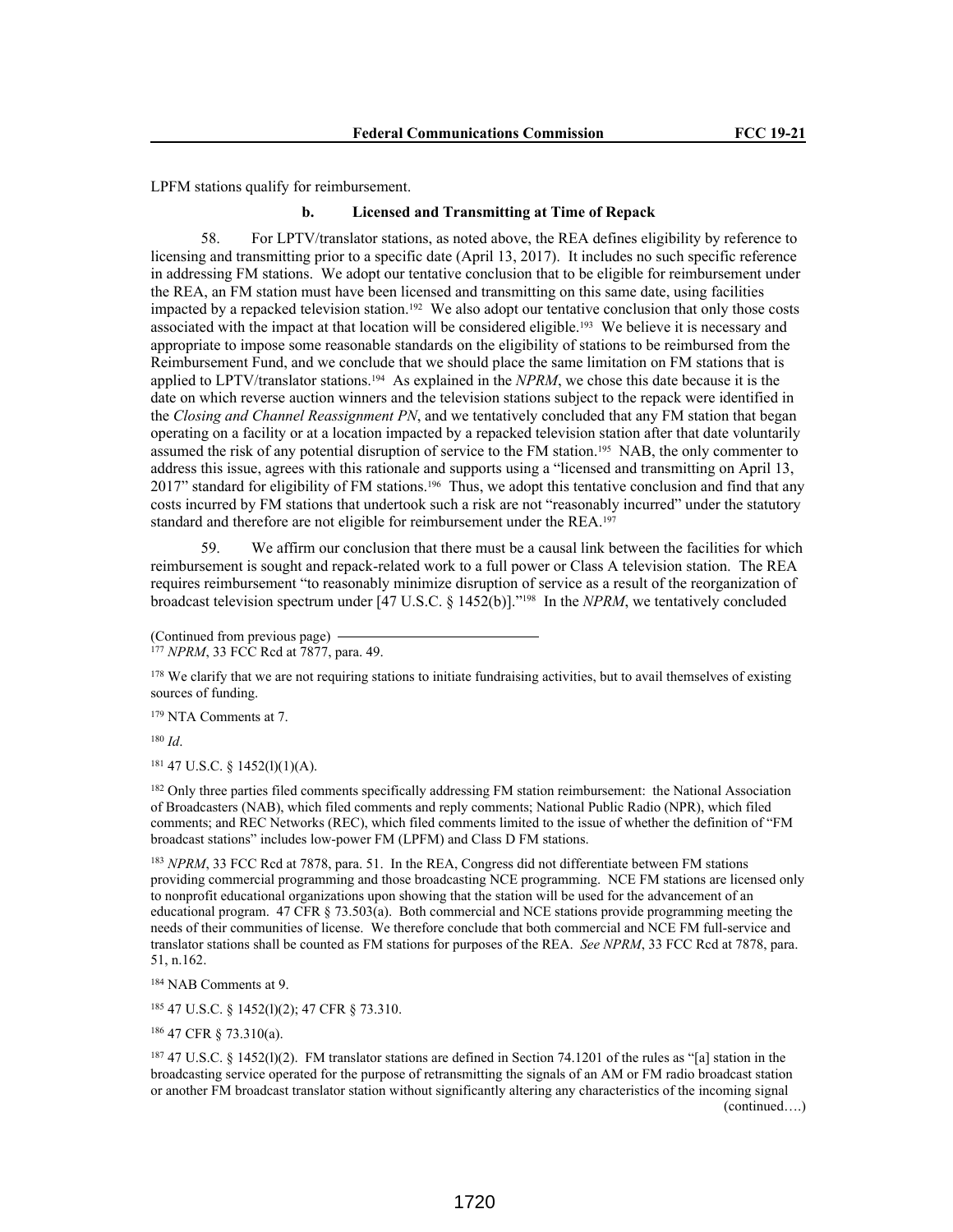LPFM stations qualify for reimbursement.

**b. Licensed and Transmitting at Time of Repack**

58. For LPTV/translator stations, as noted above, the REA defines eligibility by reference to licensing and transmitting prior to a specific date (April 13, 2017). It includes no such specific reference in addressing FM stations. We adopt our tentative conclusion that to be eligible for reimbursement under the REA, an FM station must have been licensed and transmitting on this same date, using facilities impacted by a repacked television station.[192] We also adopt our tentative conclusion that only those costs associated with the impact at that location will be considered eligible.[193] We believe it is necessary and appropriate to impose some reasonable standards on the eligibility of stations to be reimbursed from the Reimbursement Fund, and we conclude that we should place the same limitation on FM stations that is applied to LPTV/translator stations.[194] As explained in the *NPRM*, we chose this date because it is the date on which reverse auction winners and the television stations subject to the repack were identified in the *Closing and Channel Reassignment PN*, and we tentatively concluded that any FM station that began operating on a facility or at a location impacted by a repacked television station after that date voluntarily assumed the risk of any potential disruption of service to the FM station.[195] NAB, the only commenter to address this issue, agrees with this rationale and supports using a "licensed and transmitting on April 13, 2017" standard for eligibility of FM stations.[196] Thus, we adopt this tentative conclusion and find that any costs incurred by FM stations that undertook such a risk are not "reasonably incurred" under the statutory standard and therefore are not eligible for reimbursement under the REA.[197]

59. We affirm our conclusion that there must be a causal link between the facilities for which reimbursement is sought and repack-related work to a full power or Class A television station. The REA requires reimbursement "to reasonably minimize disruption of service as a result of the reorganization of broadcast television spectrum under [47 U.S.C. § 1452(b)]."[198] In the *NPRM*, we tentatively concluded

(Continued from previous page)

[177] *NPRM*, 33 FCC Rcd at 7877, para. 49.

[178] We clarify that we are not requiring stations to initiate fundraising activities, but to avail themselves of existing sources of funding.

[179] NTA Comments at 7.

[180] *Id*.

[181] 47 U.S.C. § 1452(l)(1)(A).

[182] Only three parties filed comments specifically addressing FM station reimbursement: the National Association of Broadcasters (NAB), which filed comments and reply comments; National Public Radio (NPR), which filed comments; and REC Networks (REC), which filed comments limited to the issue of whether the definition of "FM broadcast stations" includes low-power FM (LPFM) and Class D FM stations.

[183] *NPRM*, 33 FCC Rcd at 7878, para. 51. In the REA, Congress did not differentiate between FM stations providing commercial programming and those broadcasting NCE programming. NCE FM stations are licensed only to nonprofit educational organizations upon showing that the station will be used for the advancement of an educational program. 47 CFR § 73.503(a). Both commercial and NCE stations provide programming meeting the needs of their communities of license. We therefore conclude that both commercial and NCE FM full-service and translator stations shall be counted as FM stations for purposes of the REA. *See NPRM*, 33 FCC Rcd at 7878, para. 51, n.162.

[184] NAB Comments at 9.

[185] 47 U.S.C. § 1452(l)(2); 47 CFR § 73.310.

[186] 47 CFR § 73.310(a).

[187] 47 U.S.C. § 1452(l)(2). FM translator stations are defined in Section 74.1201 of the rules as "[a] station in the broadcasting service operated for the purpose of retransmitting the signals of an AM or FM radio broadcast station or another FM broadcast translator station without significantly altering any characteristics of the incoming signal

(continued….)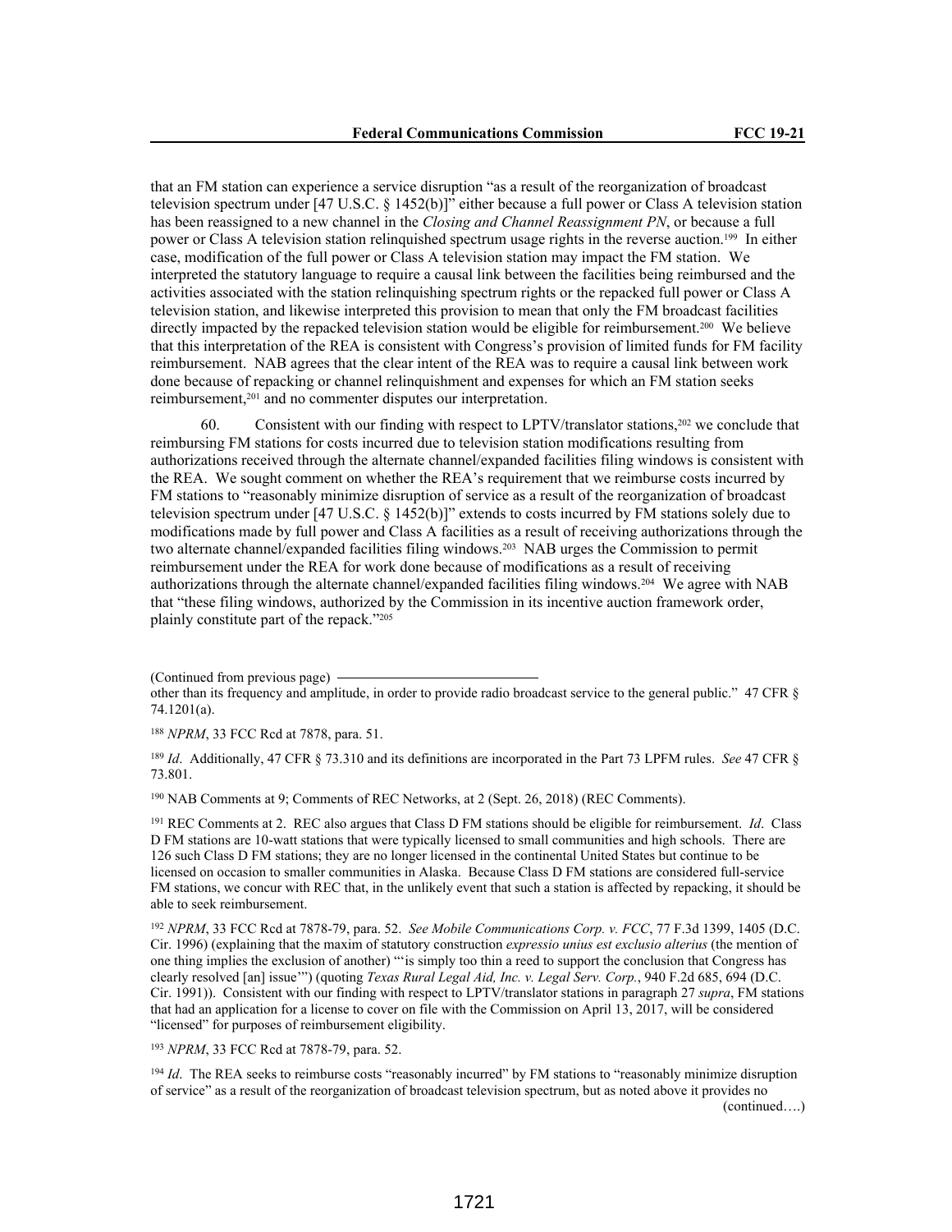that an FM station can experience a service disruption "as a result of the reorganization of broadcast television spectrum under [47 U.S.C. § 1452(b)]" either because a full power or Class A television station has been reassigned to a new channel in the *Closing and Channel Reassignment PN*, or because a full power or Class A television station relinquished spectrum usage rights in the reverse auction.[199] In either case, modification of the full power or Class A television station may impact the FM station. We interpreted the statutory language to require a causal link between the facilities being reimbursed and the activities associated with the station relinquishing spectrum rights or the repacked full power or Class A television station, and likewise interpreted this provision to mean that only the FM broadcast facilities directly impacted by the repacked television station would be eligible for reimbursement.[200] We believe that this interpretation of the REA is consistent with Congress's provision of limited funds for FM facility reimbursement. NAB agrees that the clear intent of the REA was to require a causal link between work done because of repacking or channel relinquishment and expenses for which an FM station seeks reimbursement,[201] and no commenter disputes our interpretation.

60. Consistent with our finding with respect to LPTV/translator stations,[202] we conclude that reimbursing FM stations for costs incurred due to television station modifications resulting from authorizations received through the alternate channel/expanded facilities filing windows is consistent with the REA. We sought comment on whether the REA's requirement that we reimburse costs incurred by FM stations to "reasonably minimize disruption of service as a result of the reorganization of broadcast television spectrum under [47 U.S.C. § 1452(b)]" extends to costs incurred by FM stations solely due to modifications made by full power and Class A facilities as a result of receiving authorizations through the two alternate channel/expanded facilities filing windows.[203] NAB urges the Commission to permit reimbursement under the REA for work done because of modifications as a result of receiving authorizations through the alternate channel/expanded facilities filing windows.[204] We agree with NAB that "these filing windows, authorized by the Commission in its incentive auction framework order, plainly constitute part of the repack."[205]

(Continued from previous page)
other than its frequency and amplitude, in order to provide radio broadcast service to the general public." 47 CFR § 74.1201(a).

[188] *NPRM*, 33 FCC Rcd at 7878, para. 51.

[189] *Id*. Additionally, 47 CFR § 73.310 and its definitions are incorporated in the Part 73 LPFM rules. *See* 47 CFR § 73.801.

[190] NAB Comments at 9; Comments of REC Networks, at 2 (Sept. 26, 2018) (REC Comments).

[191] REC Comments at 2. REC also argues that Class D FM stations should be eligible for reimbursement. *Id*. Class D FM stations are 10-watt stations that were typically licensed to small communities and high schools. There are 126 such Class D FM stations; they are no longer licensed in the continental United States but continue to be licensed on occasion to smaller communities in Alaska. Because Class D FM stations are considered full-service FM stations, we concur with REC that, in the unlikely event that such a station is affected by repacking, it should be able to seek reimbursement.

[192] *NPRM*, 33 FCC Rcd at 7878-79, para. 52. *See Mobile Communications Corp. v. FCC*, 77 F.3d 1399, 1405 (D.C. Cir. 1996) (explaining that the maxim of statutory construction *expressio unius est exclusio alterius* (the mention of one thing implies the exclusion of another) "'is simply too thin a reed to support the conclusion that Congress has clearly resolved [an] issue'") (quoting *Texas Rural Legal Aid, Inc. v. Legal Serv. Corp.*, 940 F.2d 685, 694 (D.C. Cir. 1991)). Consistent with our finding with respect to LPTV/translator stations in paragraph 27 *supra*, FM stations that had an application for a license to cover on file with the Commission on April 13, 2017, will be considered "licensed" for purposes of reimbursement eligibility.

[193] *NPRM*, 33 FCC Rcd at 7878-79, para. 52.

[194] *Id*. The REA seeks to reimburse costs "reasonably incurred" by FM stations to "reasonably minimize disruption of service" as a result of the reorganization of broadcast television spectrum, but as noted above it provides no

(continued….)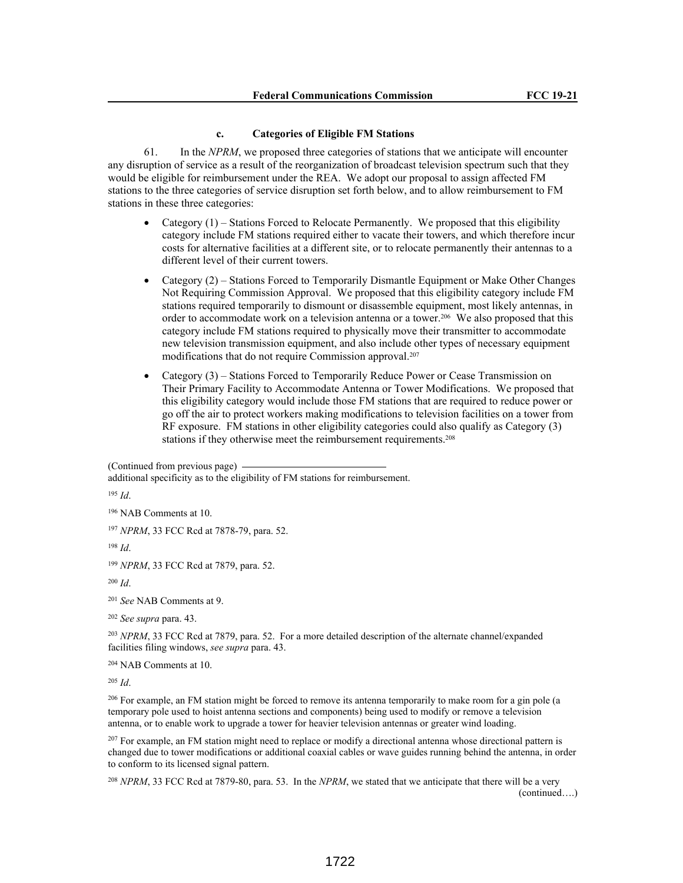### c. Categories of Eligible FM Stations

61. In the *NPRM*, we proposed three categories of stations that we anticipate will encounter any disruption of service as a result of the reorganization of broadcast television spectrum such that they would be eligible for reimbursement under the REA. We adopt our proposal to assign affected FM stations to the three categories of service disruption set forth below, and to allow reimbursement to FM stations in these three categories:

- Category (1) – Stations Forced to Relocate Permanently. We proposed that this eligibility category include FM stations required either to vacate their towers, and which therefore incur costs for alternative facilities at a different site, or to relocate permanently their antennas to a different level of their current towers.
- Category (2) – Stations Forced to Temporarily Dismantle Equipment or Make Other Changes Not Requiring Commission Approval. We proposed that this eligibility category include FM stations required temporarily to dismount or disassemble equipment, most likely antennas, in order to accommodate work on a television antenna or a tower.[206] We also proposed that this category include FM stations required to physically move their transmitter to accommodate new television transmission equipment, and also include other types of necessary equipment modifications that do not require Commission approval.[207]
- Category (3) – Stations Forced to Temporarily Reduce Power or Cease Transmission on Their Primary Facility to Accommodate Antenna or Tower Modifications. We proposed that this eligibility category would include those FM stations that are required to reduce power or go off the air to protect workers making modifications to television facilities on a tower from RF exposure. FM stations in other eligibility categories could also qualify as Category (3) stations if they otherwise meet the reimbursement requirements.[208]

(Continued from previous page)
additional specificity as to the eligibility of FM stations for reimbursement.

[195] *Id*.

[196] NAB Comments at 10.

[197] *NPRM*, 33 FCC Rcd at 7878-79, para. 52.

[198] *Id*.

[199] *NPRM*, 33 FCC Rcd at 7879, para. 52.

[200] *Id*.

[201] *See* NAB Comments at 9.

[202] *See supra* para. 43.

[203] *NPRM*, 33 FCC Rcd at 7879, para. 52. For a more detailed description of the alternate channel/expanded facilities filing windows, *see supra* para. 43.

[204] NAB Comments at 10.

[205] *Id*.

[206] For example, an FM station might be forced to remove its antenna temporarily to make room for a gin pole (a temporary pole used to hoist antenna sections and components) being used to modify or remove a television antenna, or to enable work to upgrade a tower for heavier television antennas or greater wind loading.

[207] For example, an FM station might need to replace or modify a directional antenna whose directional pattern is changed due to tower modifications or additional coaxial cables or wave guides running behind the antenna, in order to conform to its licensed signal pattern.

[208] *NPRM*, 33 FCC Rcd at 7879-80, para. 53. In the *NPRM*, we stated that we anticipate that there will be a very (continued….)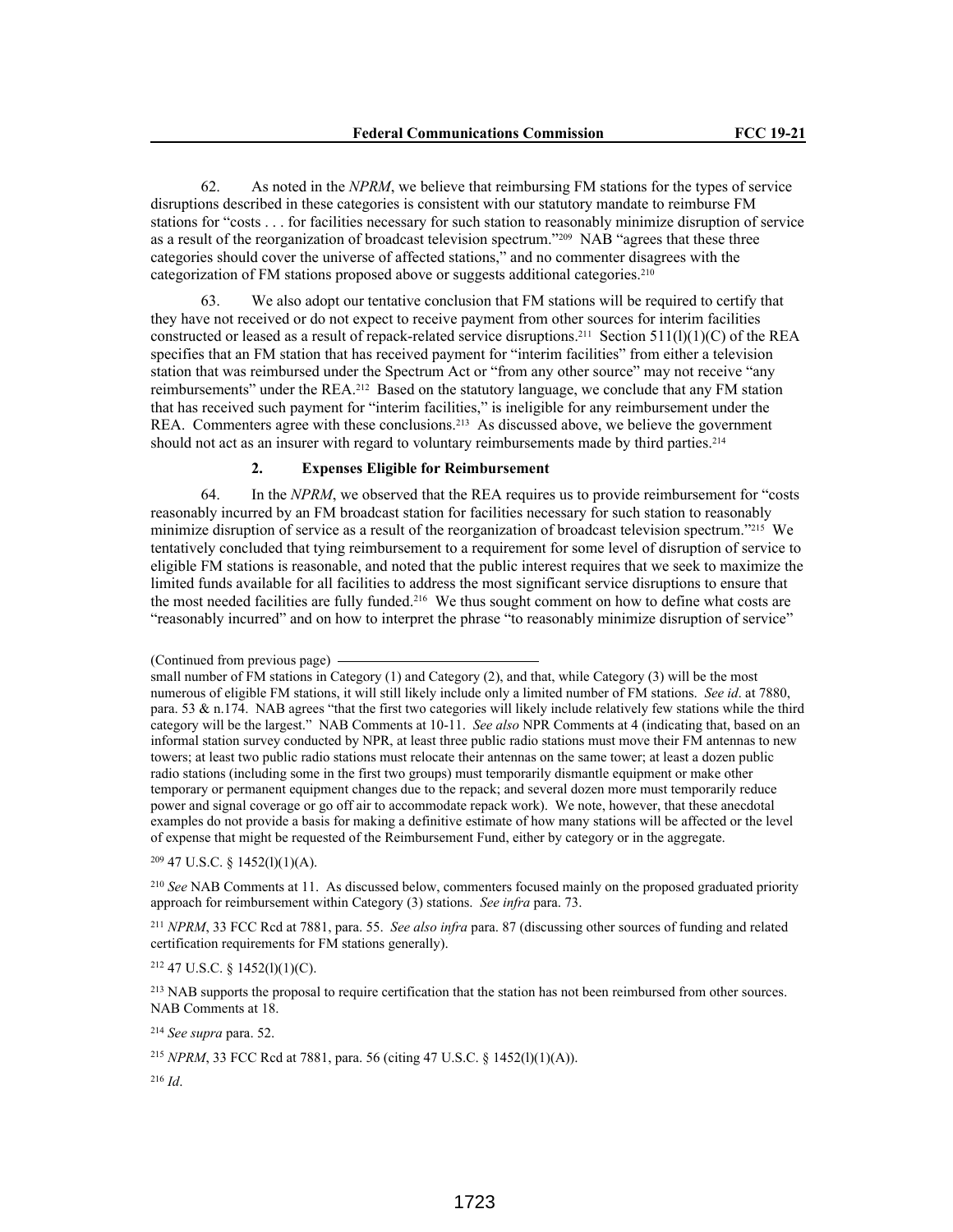62. As noted in the *NPRM*, we believe that reimbursing FM stations for the types of service disruptions described in these categories is consistent with our statutory mandate to reimburse FM stations for "costs . . . for facilities necessary for such station to reasonably minimize disruption of service as a result of the reorganization of broadcast television spectrum."[209] NAB "agrees that these three categories should cover the universe of affected stations," and no commenter disagrees with the categorization of FM stations proposed above or suggests additional categories.[210]

63. We also adopt our tentative conclusion that FM stations will be required to certify that they have not received or do not expect to receive payment from other sources for interim facilities constructed or leased as a result of repack-related service disruptions.[211] Section 511(l)(1)(C) of the REA specifies that an FM station that has received payment for "interim facilities" from either a television station that was reimbursed under the Spectrum Act or "from any other source" may not receive "any reimbursements" under the REA.[212] Based on the statutory language, we conclude that any FM station that has received such payment for "interim facilities," is ineligible for any reimbursement under the REA. Commenters agree with these conclusions.[213] As discussed above, we believe the government should not act as an insurer with regard to voluntary reimbursements made by third parties.[214]

### 2. Expenses Eligible for Reimbursement

64. In the *NPRM*, we observed that the REA requires us to provide reimbursement for "costs reasonably incurred by an FM broadcast station for facilities necessary for such station to reasonably minimize disruption of service as a result of the reorganization of broadcast television spectrum."[215] We tentatively concluded that tying reimbursement to a requirement for some level of disruption of service to eligible FM stations is reasonable, and noted that the public interest requires that we seek to maximize the limited funds available for all facilities to address the most significant service disruptions to ensure that the most needed facilities are fully funded.[216] We thus sought comment on how to define what costs are "reasonably incurred" and on how to interpret the phrase "to reasonably minimize disruption of service"

---

(Continued from previous page)

small number of FM stations in Category (1) and Category (2), and that, while Category (3) will be the most numerous of eligible FM stations, it will still likely include only a limited number of FM stations. *See id*. at 7880, para. 53 & n.174. NAB agrees "that the first two categories will likely include relatively few stations while the third category will be the largest." NAB Comments at 10-11. *See also* NPR Comments at 4 (indicating that, based on an informal station survey conducted by NPR, at least three public radio stations must move their FM antennas to new towers; at least two public radio stations must relocate their antennas on the same tower; at least a dozen public radio stations (including some in the first two groups) must temporarily dismantle equipment or make other temporary or permanent equipment changes due to the repack; and several dozen more must temporarily reduce power and signal coverage or go off air to accommodate repack work). We note, however, that these anecdotal examples do not provide a basis for making a definitive estimate of how many stations will be affected or the level of expense that might be requested of the Reimbursement Fund, either by category or in the aggregate.

[209] 47 U.S.C. § 1452(l)(1)(A).

[210] *See* NAB Comments at 11. As discussed below, commenters focused mainly on the proposed graduated priority approach for reimbursement within Category (3) stations. *See infra* para. 73.

[211] *NPRM*, 33 FCC Rcd at 7881, para. 55. *See also infra* para. 87 (discussing other sources of funding and related certification requirements for FM stations generally).

[212] 47 U.S.C. § 1452(l)(1)(C).

[213] NAB supports the proposal to require certification that the station has not been reimbursed from other sources. NAB Comments at 18.

[214] *See supra* para. 52.

[215] *NPRM*, 33 FCC Rcd at 7881, para. 56 (citing 47 U.S.C. § 1452(l)(1)(A)).

[216] *Id*.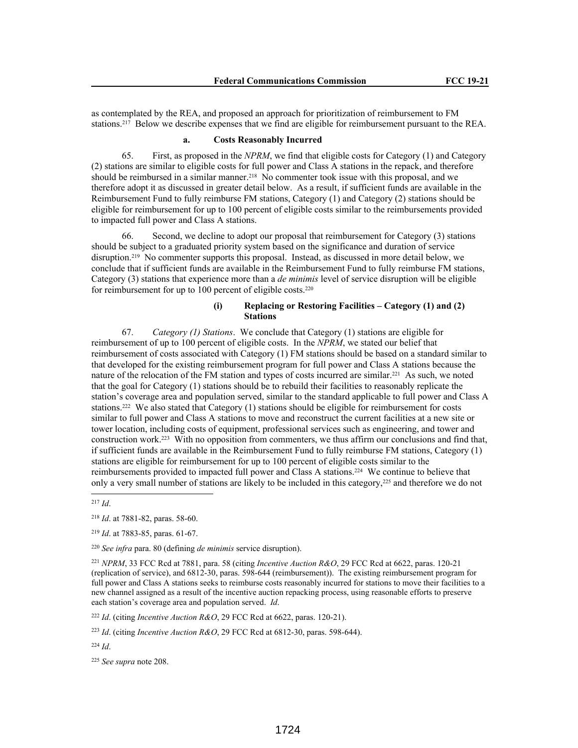as contemplated by the REA, and proposed an approach for prioritization of reimbursement to FM stations.[217] Below we describe expenses that we find are eligible for reimbursement pursuant to the REA.

#### a. Costs Reasonably Incurred

65. First, as proposed in the *NPRM*, we find that eligible costs for Category (1) and Category (2) stations are similar to eligible costs for full power and Class A stations in the repack, and therefore should be reimbursed in a similar manner.[218] No commenter took issue with this proposal, and we therefore adopt it as discussed in greater detail below. As a result, if sufficient funds are available in the Reimbursement Fund to fully reimburse FM stations, Category (1) and Category (2) stations should be eligible for reimbursement for up to 100 percent of eligible costs similar to the reimbursements provided to impacted full power and Class A stations.

66. Second, we decline to adopt our proposal that reimbursement for Category (3) stations should be subject to a graduated priority system based on the significance and duration of service disruption.[219] No commenter supports this proposal. Instead, as discussed in more detail below, we conclude that if sufficient funds are available in the Reimbursement Fund to fully reimburse FM stations, Category (3) stations that experience more than a *de minimis* level of service disruption will be eligible for reimbursement for up to 100 percent of eligible costs.[220]

##### (i) Replacing or Restoring Facilities – Category (1) and (2) Stations

67. *Category (1) Stations*. We conclude that Category (1) stations are eligible for reimbursement of up to 100 percent of eligible costs. In the *NPRM*, we stated our belief that reimbursement of costs associated with Category (1) FM stations should be based on a standard similar to that developed for the existing reimbursement program for full power and Class A stations because the nature of the relocation of the FM station and types of costs incurred are similar.[221] As such, we noted that the goal for Category (1) stations should be to rebuild their facilities to reasonably replicate the station's coverage area and population served, similar to the standard applicable to full power and Class A stations.[222] We also stated that Category (1) stations should be eligible for reimbursement for costs similar to full power and Class A stations to move and reconstruct the current facilities at a new site or tower location, including costs of equipment, professional services such as engineering, and tower and construction work.[223] With no opposition from commenters, we thus affirm our conclusions and find that, if sufficient funds are available in the Reimbursement Fund to fully reimburse FM stations, Category (1) stations are eligible for reimbursement for up to 100 percent of eligible costs similar to the reimbursements provided to impacted full power and Class A stations.[224] We continue to believe that only a very small number of stations are likely to be included in this category,[225] and therefore we do not

---

[217] *Id*.

[218] *Id*. at 7881-82, paras. 58-60.

[219] *Id*. at 7883-85, paras. 61-67.

[220] *See infra* para. 80 (defining *de minimis* service disruption).

[221] *NPRM*, 33 FCC Rcd at 7881, para. 58 (citing *Incentive Auction R&O*, 29 FCC Rcd at 6622, paras. 120-21 (replication of service), and 6812-30, paras. 598-644 (reimbursement)). The existing reimbursement program for full power and Class A stations seeks to reimburse costs reasonably incurred for stations to move their facilities to a new channel assigned as a result of the incentive auction repacking process, using reasonable efforts to preserve each station's coverage area and population served. *Id*.

[222] *Id*. (citing *Incentive Auction R&O*, 29 FCC Rcd at 6622, paras. 120-21).

[223] *Id*. (citing *Incentive Auction R&O*, 29 FCC Rcd at 6812-30, paras. 598-644).

[224] *Id*.

[225] *See supra* note 208.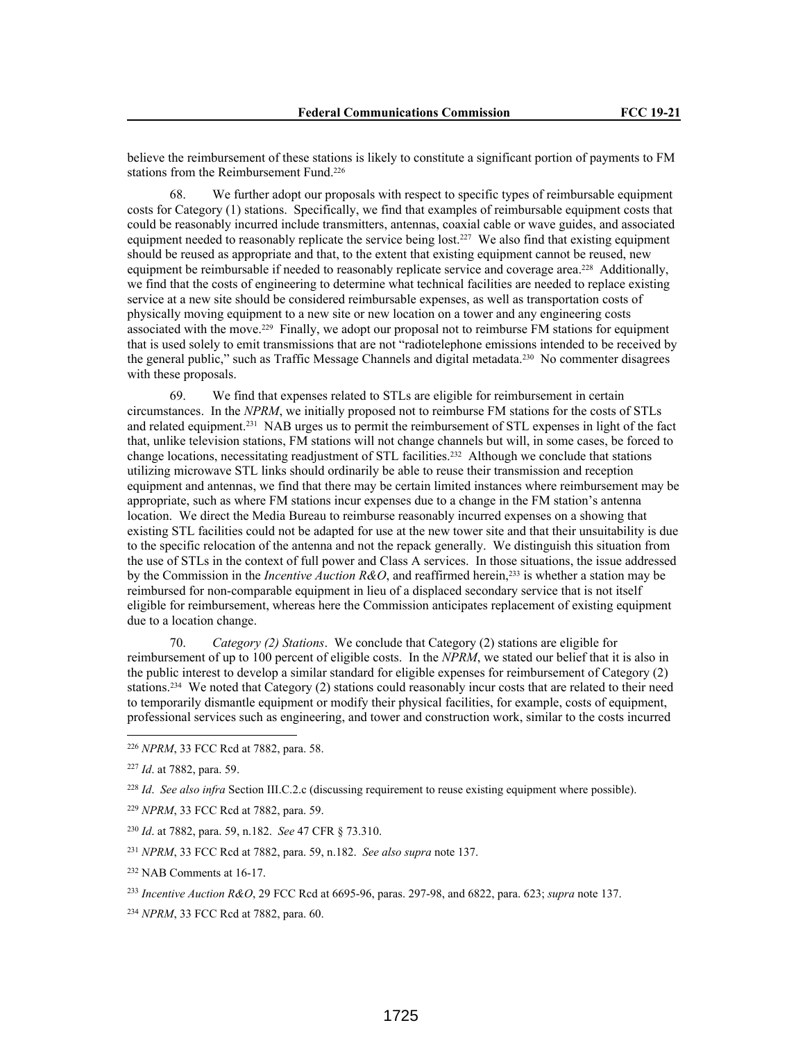believe the reimbursement of these stations is likely to constitute a significant portion of payments to FM stations from the Reimbursement Fund.[226]

68. We further adopt our proposals with respect to specific types of reimbursable equipment costs for Category (1) stations. Specifically, we find that examples of reimbursable equipment costs that could be reasonably incurred include transmitters, antennas, coaxial cable or wave guides, and associated equipment needed to reasonably replicate the service being lost.[227] We also find that existing equipment should be reused as appropriate and that, to the extent that existing equipment cannot be reused, new equipment be reimbursable if needed to reasonably replicate service and coverage area.[228] Additionally, we find that the costs of engineering to determine what technical facilities are needed to replace existing service at a new site should be considered reimbursable expenses, as well as transportation costs of physically moving equipment to a new site or new location on a tower and any engineering costs associated with the move.[229] Finally, we adopt our proposal not to reimburse FM stations for equipment that is used solely to emit transmissions that are not "radiotelephone emissions intended to be received by the general public," such as Traffic Message Channels and digital metadata.[230] No commenter disagrees with these proposals.

69. We find that expenses related to STLs are eligible for reimbursement in certain circumstances. In the *NPRM*, we initially proposed not to reimburse FM stations for the costs of STLs and related equipment.[231] NAB urges us to permit the reimbursement of STL expenses in light of the fact that, unlike television stations, FM stations will not change channels but will, in some cases, be forced to change locations, necessitating readjustment of STL facilities.[232] Although we conclude that stations utilizing microwave STL links should ordinarily be able to reuse their transmission and reception equipment and antennas, we find that there may be certain limited instances where reimbursement may be appropriate, such as where FM stations incur expenses due to a change in the FM station's antenna location. We direct the Media Bureau to reimburse reasonably incurred expenses on a showing that existing STL facilities could not be adapted for use at the new tower site and that their unsuitability is due to the specific relocation of the antenna and not the repack generally. We distinguish this situation from the use of STLs in the context of full power and Class A services. In those situations, the issue addressed by the Commission in the *Incentive Auction R&O*, and reaffirmed herein,[233] is whether a station may be reimbursed for non-comparable equipment in lieu of a displaced secondary service that is not itself eligible for reimbursement, whereas here the Commission anticipates replacement of existing equipment due to a location change.

70. *Category (2) Stations*. We conclude that Category (2) stations are eligible for reimbursement of up to 100 percent of eligible costs. In the *NPRM*, we stated our belief that it is also in the public interest to develop a similar standard for eligible expenses for reimbursement of Category (2) stations.[234] We noted that Category (2) stations could reasonably incur costs that are related to their need to temporarily dismantle equipment or modify their physical facilities, for example, costs of equipment, professional services such as engineering, and tower and construction work, similar to the costs incurred

---

[226] *NPRM*, 33 FCC Rcd at 7882, para. 58.

[227] *Id*. at 7882, para. 59.

[228] *Id*. *See also infra* Section III.C.2.c (discussing requirement to reuse existing equipment where possible).

[229] *NPRM*, 33 FCC Rcd at 7882, para. 59.

[230] *Id*. at 7882, para. 59, n.182. *See* 47 CFR § 73.310.

[231] *NPRM*, 33 FCC Rcd at 7882, para. 59, n.182. *See also supra* note 137.

[232] NAB Comments at 16-17.

[233] *Incentive Auction R&O*, 29 FCC Rcd at 6695-96, paras. 297-98, and 6822, para. 623; *supra* note 137.

[234] *NPRM*, 33 FCC Rcd at 7882, para. 60.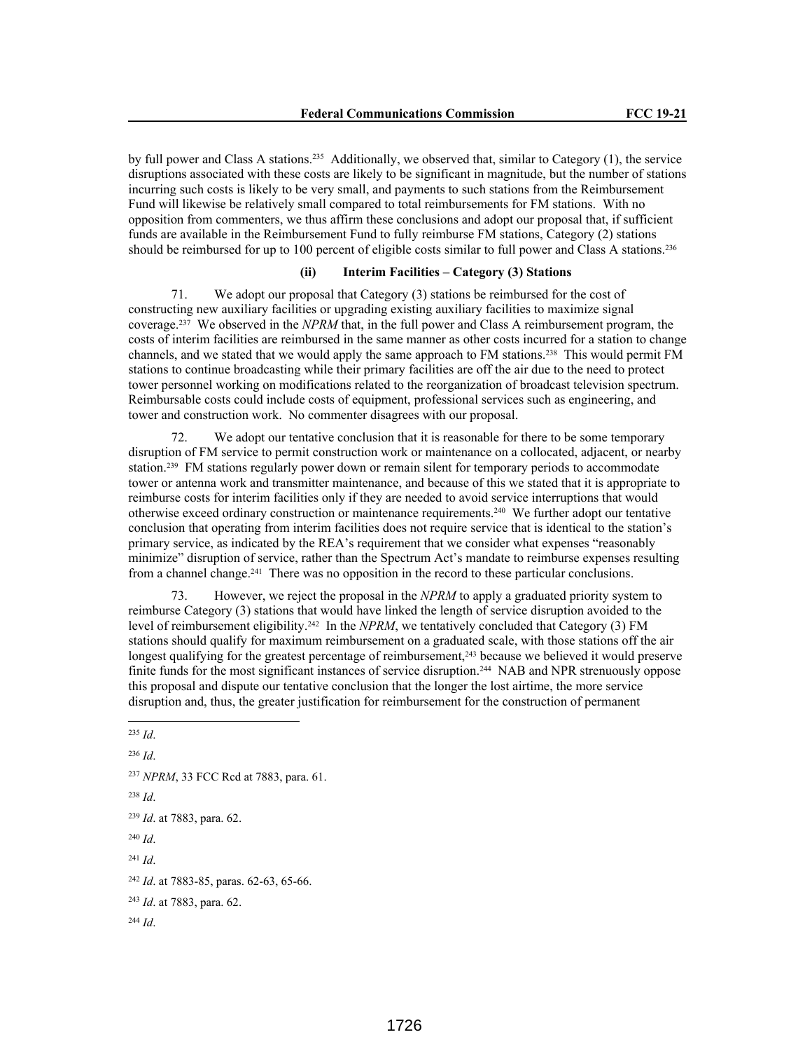by full power and Class A stations.[235] Additionally, we observed that, similar to Category (1), the service disruptions associated with these costs are likely to be significant in magnitude, but the number of stations incurring such costs is likely to be very small, and payments to such stations from the Reimbursement Fund will likewise be relatively small compared to total reimbursements for FM stations. With no opposition from commenters, we thus affirm these conclusions and adopt our proposal that, if sufficient funds are available in the Reimbursement Fund to fully reimburse FM stations, Category (2) stations should be reimbursed for up to 100 percent of eligible costs similar to full power and Class A stations.[236]

#### (ii) Interim Facilities – Category (3) Stations

71. We adopt our proposal that Category (3) stations be reimbursed for the cost of constructing new auxiliary facilities or upgrading existing auxiliary facilities to maximize signal coverage.[237] We observed in the *NPRM* that, in the full power and Class A reimbursement program, the costs of interim facilities are reimbursed in the same manner as other costs incurred for a station to change channels, and we stated that we would apply the same approach to FM stations.[238] This would permit FM stations to continue broadcasting while their primary facilities are off the air due to the need to protect tower personnel working on modifications related to the reorganization of broadcast television spectrum. Reimbursable costs could include costs of equipment, professional services such as engineering, and tower and construction work. No commenter disagrees with our proposal.

72. We adopt our tentative conclusion that it is reasonable for there to be some temporary disruption of FM service to permit construction work or maintenance on a collocated, adjacent, or nearby station.[239] FM stations regularly power down or remain silent for temporary periods to accommodate tower or antenna work and transmitter maintenance, and because of this we stated that it is appropriate to reimburse costs for interim facilities only if they are needed to avoid service interruptions that would otherwise exceed ordinary construction or maintenance requirements.[240] We further adopt our tentative conclusion that operating from interim facilities does not require service that is identical to the station's primary service, as indicated by the REA's requirement that we consider what expenses "reasonably minimize" disruption of service, rather than the Spectrum Act's mandate to reimburse expenses resulting from a channel change.[241] There was no opposition in the record to these particular conclusions.

73. However, we reject the proposal in the *NPRM* to apply a graduated priority system to reimburse Category (3) stations that would have linked the length of service disruption avoided to the level of reimbursement eligibility.[242] In the *NPRM*, we tentatively concluded that Category (3) FM stations should qualify for maximum reimbursement on a graduated scale, with those stations off the air longest qualifying for the greatest percentage of reimbursement,[243] because we believed it would preserve finite funds for the most significant instances of service disruption.[244] NAB and NPR strenuously oppose this proposal and dispute our tentative conclusion that the longer the lost airtime, the more service disruption and, thus, the greater justification for reimbursement for the construction of permanent

---

[235] *Id*.

[236] *Id*.

[237] *NPRM*, 33 FCC Rcd at 7883, para. 61.

[238] *Id*.

[239] *Id*. at 7883, para. 62.

[240] *Id*.

[241] *Id*.

[242] *Id*. at 7883-85, paras. 62-63, 65-66.

[243] *Id*. at 7883, para. 62.

[244] *Id*.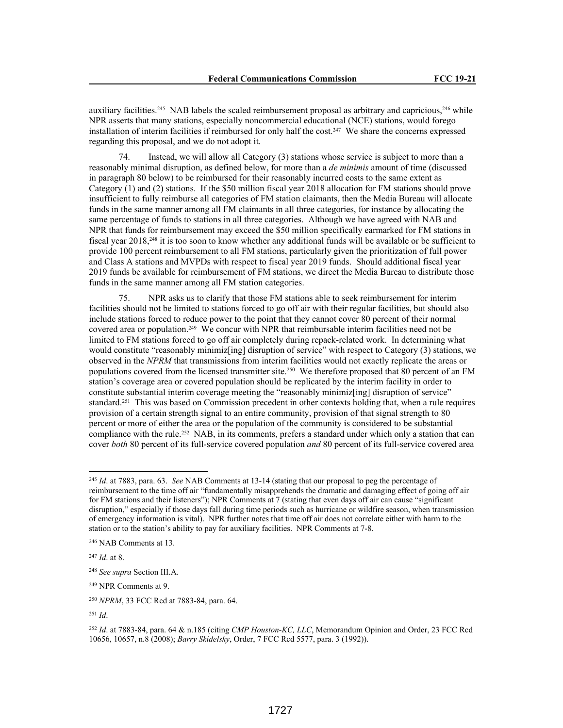auxiliary facilities.[245] NAB labels the scaled reimbursement proposal as arbitrary and capricious,[246] while NPR asserts that many stations, especially noncommercial educational (NCE) stations, would forego installation of interim facilities if reimbursed for only half the cost.[247] We share the concerns expressed regarding this proposal, and we do not adopt it.

74. Instead, we will allow all Category (3) stations whose service is subject to more than a reasonably minimal disruption, as defined below, for more than a *de minimis* amount of time (discussed in paragraph 80 below) to be reimbursed for their reasonably incurred costs to the same extent as Category (1) and (2) stations. If the \$50 million fiscal year 2018 allocation for FM stations should prove insufficient to fully reimburse all categories of FM station claimants, then the Media Bureau will allocate funds in the same manner among all FM claimants in all three categories, for instance by allocating the same percentage of funds to stations in all three categories. Although we have agreed with NAB and NPR that funds for reimbursement may exceed the \$50 million specifically earmarked for FM stations in fiscal year 2018,[248] it is too soon to know whether any additional funds will be available or be sufficient to provide 100 percent reimbursement to all FM stations, particularly given the prioritization of full power and Class A stations and MVPDs with respect to fiscal year 2019 funds. Should additional fiscal year 2019 funds be available for reimbursement of FM stations, we direct the Media Bureau to distribute those funds in the same manner among all FM station categories.

75. NPR asks us to clarify that those FM stations able to seek reimbursement for interim facilities should not be limited to stations forced to go off air with their regular facilities, but should also include stations forced to reduce power to the point that they cannot cover 80 percent of their normal covered area or population.[249] We concur with NPR that reimbursable interim facilities need not be limited to FM stations forced to go off air completely during repack-related work. In determining what would constitute "reasonably minimiz[ing] disruption of service" with respect to Category (3) stations, we observed in the *NPRM* that transmissions from interim facilities would not exactly replicate the areas or populations covered from the licensed transmitter site.[250] We therefore proposed that 80 percent of an FM station's coverage area or covered population should be replicated by the interim facility in order to constitute substantial interim coverage meeting the "reasonably minimiz[ing] disruption of service" standard.[251] This was based on Commission precedent in other contexts holding that, when a rule requires provision of a certain strength signal to an entire community, provision of that signal strength to 80 percent or more of either the area or the population of the community is considered to be substantial compliance with the rule.[252] NAB, in its comments, prefers a standard under which only a station that can cover *both* 80 percent of its full-service covered population *and* 80 percent of its full-service covered area

---

[245] *Id*. at 7883, para. 63. *See* NAB Comments at 13-14 (stating that our proposal to peg the percentage of reimbursement to the time off air "fundamentally misapprehends the dramatic and damaging effect of going off air for FM stations and their listeners"); NPR Comments at 7 (stating that even days off air can cause "significant disruption," especially if those days fall during time periods such as hurricane or wildfire season, when transmission of emergency information is vital). NPR further notes that time off air does not correlate either with harm to the station or to the station's ability to pay for auxiliary facilities. NPR Comments at 7-8.

[246] NAB Comments at 13.

[247] *Id*. at 8.

[248] *See supra* Section III.A.

[249] NPR Comments at 9.

[250] *NPRM*, 33 FCC Rcd at 7883-84, para. 64.

[251] *Id*.

[252] *Id*. at 7883-84, para. 64 & n.185 (citing *CMP Houston-KC, LLC*, Memorandum Opinion and Order, 23 FCC Rcd 10656, 10657, n.8 (2008); *Barry Skidelsky*, Order, 7 FCC Rcd 5577, para. 3 (1992)).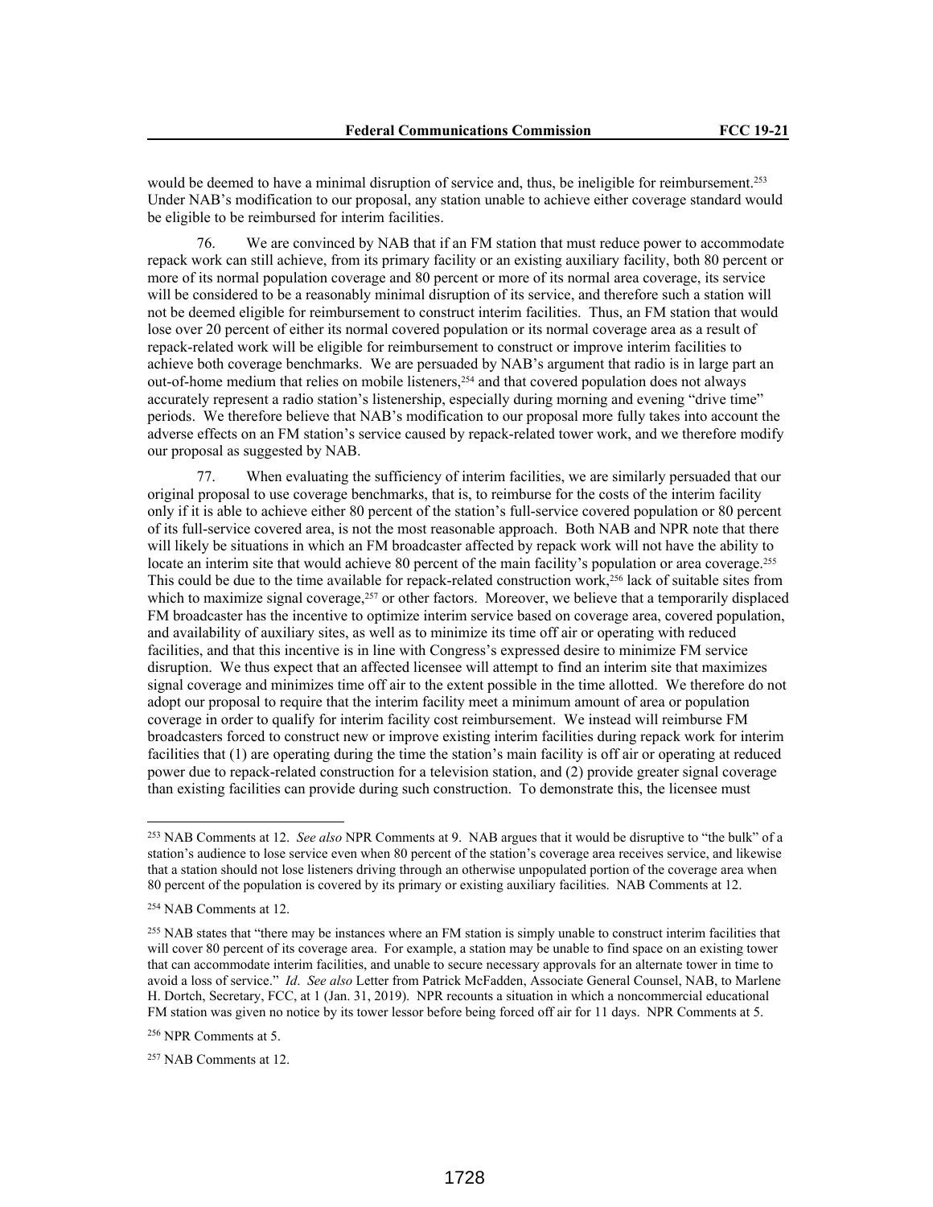would be deemed to have a minimal disruption of service and, thus, be ineligible for reimbursement.[253] Under NAB's modification to our proposal, any station unable to achieve either coverage standard would be eligible to be reimbursed for interim facilities.

76. We are convinced by NAB that if an FM station that must reduce power to accommodate repack work can still achieve, from its primary facility or an existing auxiliary facility, both 80 percent or more of its normal population coverage and 80 percent or more of its normal area coverage, its service will be considered to be a reasonably minimal disruption of its service, and therefore such a station will not be deemed eligible for reimbursement to construct interim facilities. Thus, an FM station that would lose over 20 percent of either its normal covered population or its normal coverage area as a result of repack-related work will be eligible for reimbursement to construct or improve interim facilities to achieve both coverage benchmarks. We are persuaded by NAB's argument that radio is in large part an out-of-home medium that relies on mobile listeners,[254] and that covered population does not always accurately represent a radio station's listenership, especially during morning and evening "drive time" periods. We therefore believe that NAB's modification to our proposal more fully takes into account the adverse effects on an FM station's service caused by repack-related tower work, and we therefore modify our proposal as suggested by NAB.

77. When evaluating the sufficiency of interim facilities, we are similarly persuaded that our original proposal to use coverage benchmarks, that is, to reimburse for the costs of the interim facility only if it is able to achieve either 80 percent of the station's full-service covered population or 80 percent of its full-service covered area, is not the most reasonable approach. Both NAB and NPR note that there will likely be situations in which an FM broadcaster affected by repack work will not have the ability to locate an interim site that would achieve 80 percent of the main facility's population or area coverage.[255] This could be due to the time available for repack-related construction work,[256] lack of suitable sites from which to maximize signal coverage,[257] or other factors. Moreover, we believe that a temporarily displaced FM broadcaster has the incentive to optimize interim service based on coverage area, covered population, and availability of auxiliary sites, as well as to minimize its time off air or operating with reduced facilities, and that this incentive is in line with Congress's expressed desire to minimize FM service disruption. We thus expect that an affected licensee will attempt to find an interim site that maximizes signal coverage and minimizes time off air to the extent possible in the time allotted. We therefore do not adopt our proposal to require that the interim facility meet a minimum amount of area or population coverage in order to qualify for interim facility cost reimbursement. We instead will reimburse FM broadcasters forced to construct new or improve existing interim facilities during repack work for interim facilities that (1) are operating during the time the station's main facility is off air or operating at reduced power due to repack-related construction for a television station, and (2) provide greater signal coverage than existing facilities can provide during such construction. To demonstrate this, the licensee must

---

[253] NAB Comments at 12. *See also* NPR Comments at 9. NAB argues that it would be disruptive to "the bulk" of a station's audience to lose service even when 80 percent of the station's coverage area receives service, and likewise that a station should not lose listeners driving through an otherwise unpopulated portion of the coverage area when 80 percent of the population is covered by its primary or existing auxiliary facilities. NAB Comments at 12.

[254] NAB Comments at 12.

[255] NAB states that "there may be instances where an FM station is simply unable to construct interim facilities that will cover 80 percent of its coverage area. For example, a station may be unable to find space on an existing tower that can accommodate interim facilities, and unable to secure necessary approvals for an alternate tower in time to avoid a loss of service." *Id*. *See also* Letter from Patrick McFadden, Associate General Counsel, NAB, to Marlene H. Dortch, Secretary, FCC, at 1 (Jan. 31, 2019). NPR recounts a situation in which a noncommercial educational FM station was given no notice by its tower lessor before being forced off air for 11 days. NPR Comments at 5.

[256] NPR Comments at 5.

[257] NAB Comments at 12.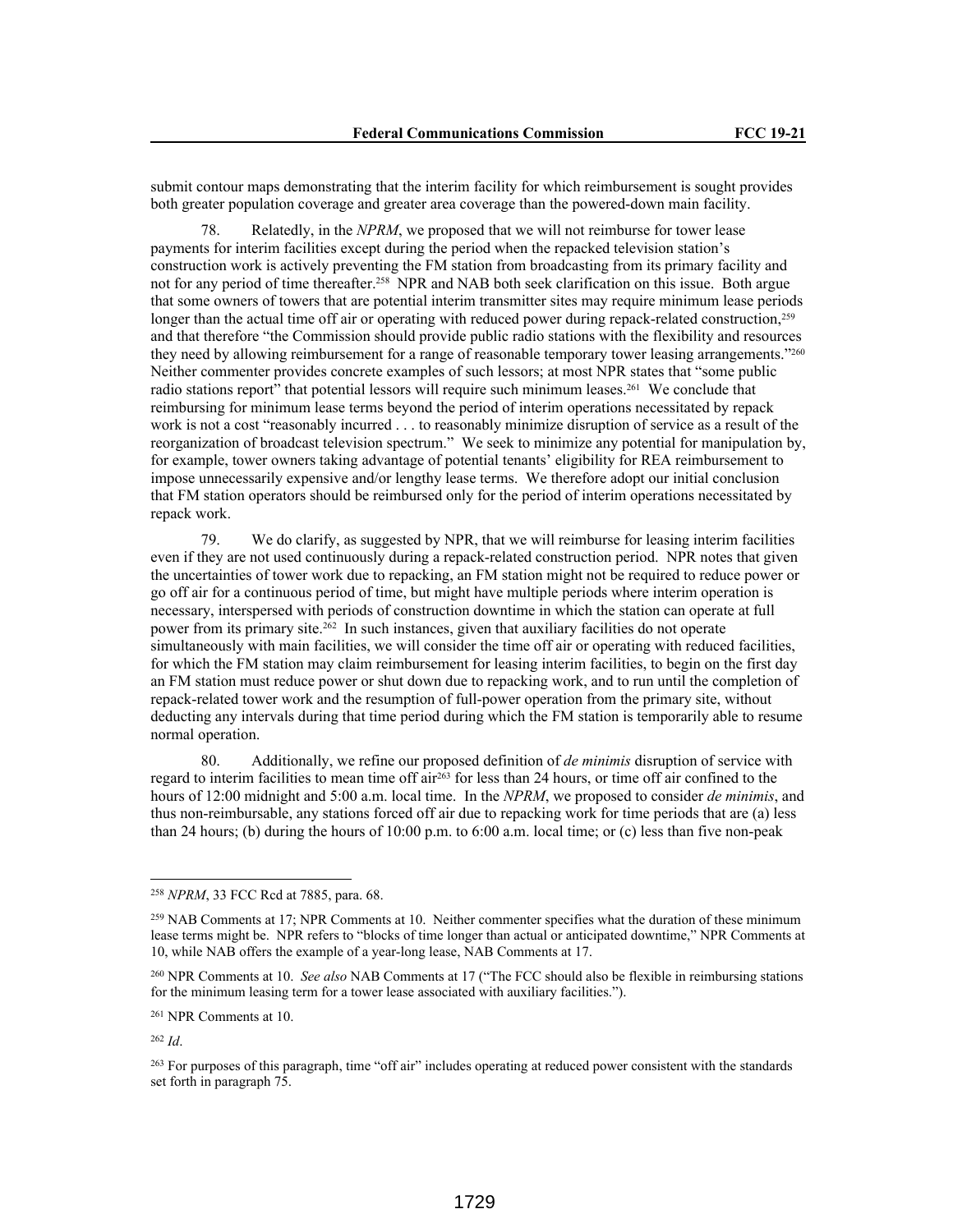submit contour maps demonstrating that the interim facility for which reimbursement is sought provides both greater population coverage and greater area coverage than the powered-down main facility.

78. Relatedly, in the *NPRM*, we proposed that we will not reimburse for tower lease payments for interim facilities except during the period when the repacked television station's construction work is actively preventing the FM station from broadcasting from its primary facility and not for any period of time thereafter.[258] NPR and NAB both seek clarification on this issue. Both argue that some owners of towers that are potential interim transmitter sites may require minimum lease periods longer than the actual time off air or operating with reduced power during repack-related construction,[259] and that therefore "the Commission should provide public radio stations with the flexibility and resources they need by allowing reimbursement for a range of reasonable temporary tower leasing arrangements."[260] Neither commenter provides concrete examples of such lessors; at most NPR states that "some public radio stations report" that potential lessors will require such minimum leases.[261] We conclude that reimbursing for minimum lease terms beyond the period of interim operations necessitated by repack work is not a cost "reasonably incurred . . . to reasonably minimize disruption of service as a result of the reorganization of broadcast television spectrum." We seek to minimize any potential for manipulation by, for example, tower owners taking advantage of potential tenants' eligibility for REA reimbursement to impose unnecessarily expensive and/or lengthy lease terms. We therefore adopt our initial conclusion that FM station operators should be reimbursed only for the period of interim operations necessitated by repack work.

79. We do clarify, as suggested by NPR, that we will reimburse for leasing interim facilities even if they are not used continuously during a repack-related construction period. NPR notes that given the uncertainties of tower work due to repacking, an FM station might not be required to reduce power or go off air for a continuous period of time, but might have multiple periods where interim operation is necessary, interspersed with periods of construction downtime in which the station can operate at full power from its primary site.[262] In such instances, given that auxiliary facilities do not operate simultaneously with main facilities, we will consider the time off air or operating with reduced facilities, for which the FM station may claim reimbursement for leasing interim facilities, to begin on the first day an FM station must reduce power or shut down due to repacking work, and to run until the completion of repack-related tower work and the resumption of full-power operation from the primary site, without deducting any intervals during that time period during which the FM station is temporarily able to resume normal operation.

80. Additionally, we refine our proposed definition of *de minimis* disruption of service with regard to interim facilities to mean time off air[263] for less than 24 hours, or time off air confined to the hours of 12:00 midnight and 5:00 a.m. local time. In the *NPRM*, we proposed to consider *de minimis*, and thus non-reimbursable, any stations forced off air due to repacking work for time periods that are (a) less than 24 hours; (b) during the hours of 10:00 p.m. to 6:00 a.m. local time; or (c) less than five non-peak

---

[258] *NPRM*, 33 FCC Rcd at 7885, para. 68.

[259] NAB Comments at 17; NPR Comments at 10. Neither commenter specifies what the duration of these minimum lease terms might be. NPR refers to "blocks of time longer than actual or anticipated downtime," NPR Comments at 10, while NAB offers the example of a year-long lease, NAB Comments at 17.

[260] NPR Comments at 10. *See also* NAB Comments at 17 ("The FCC should also be flexible in reimbursing stations for the minimum leasing term for a tower lease associated with auxiliary facilities.").

[261] NPR Comments at 10.

[262] *Id*.

[263] For purposes of this paragraph, time "off air" includes operating at reduced power consistent with the standards set forth in paragraph 75.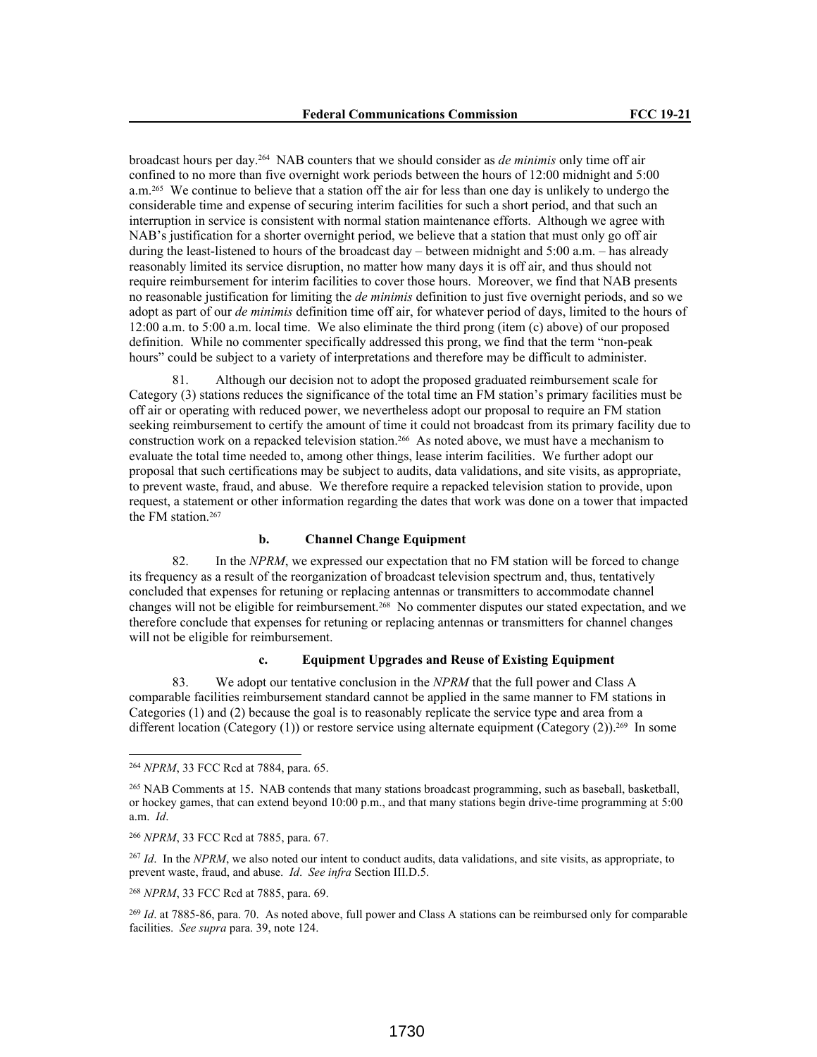broadcast hours per day.[264] NAB counters that we should consider as *de minimis* only time off air confined to no more than five overnight work periods between the hours of 12:00 midnight and 5:00 a.m.[265] We continue to believe that a station off the air for less than one day is unlikely to undergo the considerable time and expense of securing interim facilities for such a short period, and that such an interruption in service is consistent with normal station maintenance efforts. Although we agree with NAB's justification for a shorter overnight period, we believe that a station that must only go off air during the least-listened to hours of the broadcast day – between midnight and 5:00 a.m. – has already reasonably limited its service disruption, no matter how many days it is off air, and thus should not require reimbursement for interim facilities to cover those hours. Moreover, we find that NAB presents no reasonable justification for limiting the *de minimis* definition to just five overnight periods, and so we adopt as part of our *de minimis* definition time off air, for whatever period of days, limited to the hours of 12:00 a.m. to 5:00 a.m. local time. We also eliminate the third prong (item (c) above) of our proposed definition. While no commenter specifically addressed this prong, we find that the term "non-peak hours" could be subject to a variety of interpretations and therefore may be difficult to administer.

81. Although our decision not to adopt the proposed graduated reimbursement scale for Category (3) stations reduces the significance of the total time an FM station's primary facilities must be off air or operating with reduced power, we nevertheless adopt our proposal to require an FM station seeking reimbursement to certify the amount of time it could not broadcast from its primary facility due to construction work on a repacked television station.[266] As noted above, we must have a mechanism to evaluate the total time needed to, among other things, lease interim facilities. We further adopt our proposal that such certifications may be subject to audits, data validations, and site visits, as appropriate, to prevent waste, fraud, and abuse. We therefore require a repacked television station to provide, upon request, a statement or other information regarding the dates that work was done on a tower that impacted the FM station.[267]

#### b. Channel Change Equipment

82. In the *NPRM*, we expressed our expectation that no FM station will be forced to change its frequency as a result of the reorganization of broadcast television spectrum and, thus, tentatively concluded that expenses for retuning or replacing antennas or transmitters to accommodate channel changes will not be eligible for reimbursement.[268] No commenter disputes our stated expectation, and we therefore conclude that expenses for retuning or replacing antennas or transmitters for channel changes will not be eligible for reimbursement.

#### c. Equipment Upgrades and Reuse of Existing Equipment

83. We adopt our tentative conclusion in the *NPRM* that the full power and Class A comparable facilities reimbursement standard cannot be applied in the same manner to FM stations in Categories (1) and (2) because the goal is to reasonably replicate the service type and area from a different location (Category (1)) or restore service using alternate equipment (Category (2)).[269] In some

---

[264] *NPRM*, 33 FCC Rcd at 7884, para. 65.

[265] NAB Comments at 15. NAB contends that many stations broadcast programming, such as baseball, basketball, or hockey games, that can extend beyond 10:00 p.m., and that many stations begin drive-time programming at 5:00 a.m. *Id*.

[266] *NPRM*, 33 FCC Rcd at 7885, para. 67.

[267] *Id*. In the *NPRM*, we also noted our intent to conduct audits, data validations, and site visits, as appropriate, to prevent waste, fraud, and abuse. *Id*. *See infra* Section III.D.5.

[268] *NPRM*, 33 FCC Rcd at 7885, para. 69.

[269] *Id*. at 7885-86, para. 70. As noted above, full power and Class A stations can be reimbursed only for comparable facilities. *See supra* para. 39, note 124.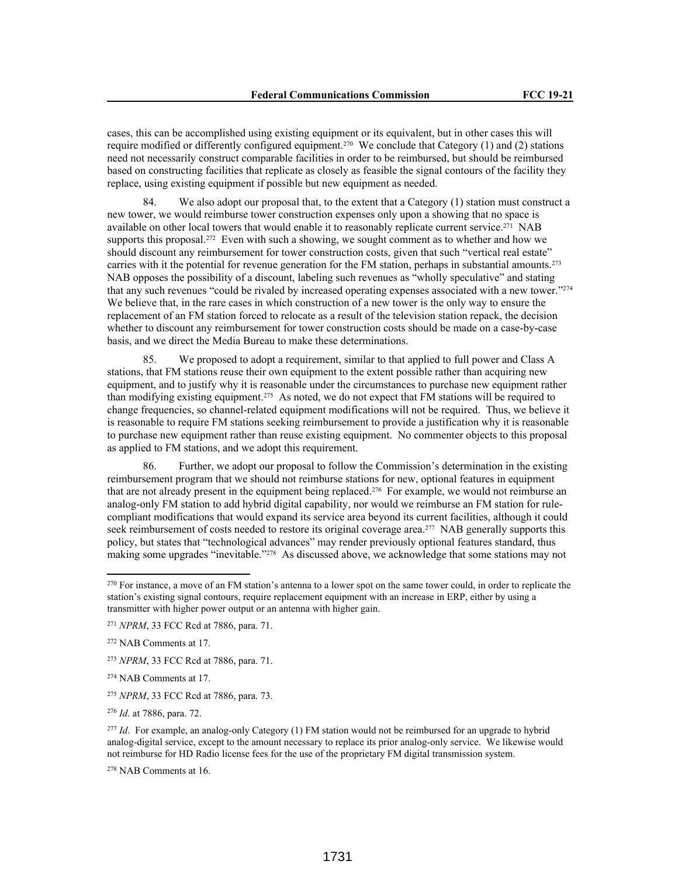cases, this can be accomplished using existing equipment or its equivalent, but in other cases this will require modified or differently configured equipment.[270] We conclude that Category (1) and (2) stations need not necessarily construct comparable facilities in order to be reimbursed, but should be reimbursed based on constructing facilities that replicate as closely as feasible the signal contours of the facility they replace, using existing equipment if possible but new equipment as needed.

84. We also adopt our proposal that, to the extent that a Category (1) station must construct a new tower, we would reimburse tower construction expenses only upon a showing that no space is available on other local towers that would enable it to reasonably replicate current service.[271] NAB supports this proposal.[272] Even with such a showing, we sought comment as to whether and how we should discount any reimbursement for tower construction costs, given that such "vertical real estate" carries with it the potential for revenue generation for the FM station, perhaps in substantial amounts.[273] NAB opposes the possibility of a discount, labeling such revenues as "wholly speculative" and stating that any such revenues "could be rivaled by increased operating expenses associated with a new tower."[274] We believe that, in the rare cases in which construction of a new tower is the only way to ensure the replacement of an FM station forced to relocate as a result of the television station repack, the decision whether to discount any reimbursement for tower construction costs should be made on a case-by-case basis, and we direct the Media Bureau to make these determinations.

85. We proposed to adopt a requirement, similar to that applied to full power and Class A stations, that FM stations reuse their own equipment to the extent possible rather than acquiring new equipment, and to justify why it is reasonable under the circumstances to purchase new equipment rather than modifying existing equipment.[275] As noted, we do not expect that FM stations will be required to change frequencies, so channel-related equipment modifications will not be required. Thus, we believe it is reasonable to require FM stations seeking reimbursement to provide a justification why it is reasonable to purchase new equipment rather than reuse existing equipment. No commenter objects to this proposal as applied to FM stations, and we adopt this requirement.

86. Further, we adopt our proposal to follow the Commission's determination in the existing reimbursement program that we should not reimburse stations for new, optional features in equipment that are not already present in the equipment being replaced.[276] For example, we would not reimburse an analog-only FM station to add hybrid digital capability, nor would we reimburse an FM station for rule-compliant modifications that would expand its service area beyond its current facilities, although it could seek reimbursement of costs needed to restore its original coverage area.[277] NAB generally supports this policy, but states that "technological advances" may render previously optional features standard, thus making some upgrades "inevitable."[278] As discussed above, we acknowledge that some stations may not

---

[270] For instance, a move of an FM station's antenna to a lower spot on the same tower could, in order to replicate the station's existing signal contours, require replacement equipment with an increase in ERP, either by using a transmitter with higher power output or an antenna with higher gain.

[271] *NPRM*, 33 FCC Rcd at 7886, para. 71.

[272] NAB Comments at 17.

[273] *NPRM*, 33 FCC Rcd at 7886, para. 71.

[274] NAB Comments at 17.

[275] *NPRM*, 33 FCC Rcd at 7886, para. 73.

[276] *Id*. at 7886, para. 72.

[277] *Id*. For example, an analog-only Category (1) FM station would not be reimbursed for an upgrade to hybrid analog-digital service, except to the amount necessary to replace its prior analog-only service. We likewise would not reimburse for HD Radio license fees for the use of the proprietary FM digital transmission system.

[278] NAB Comments at 16.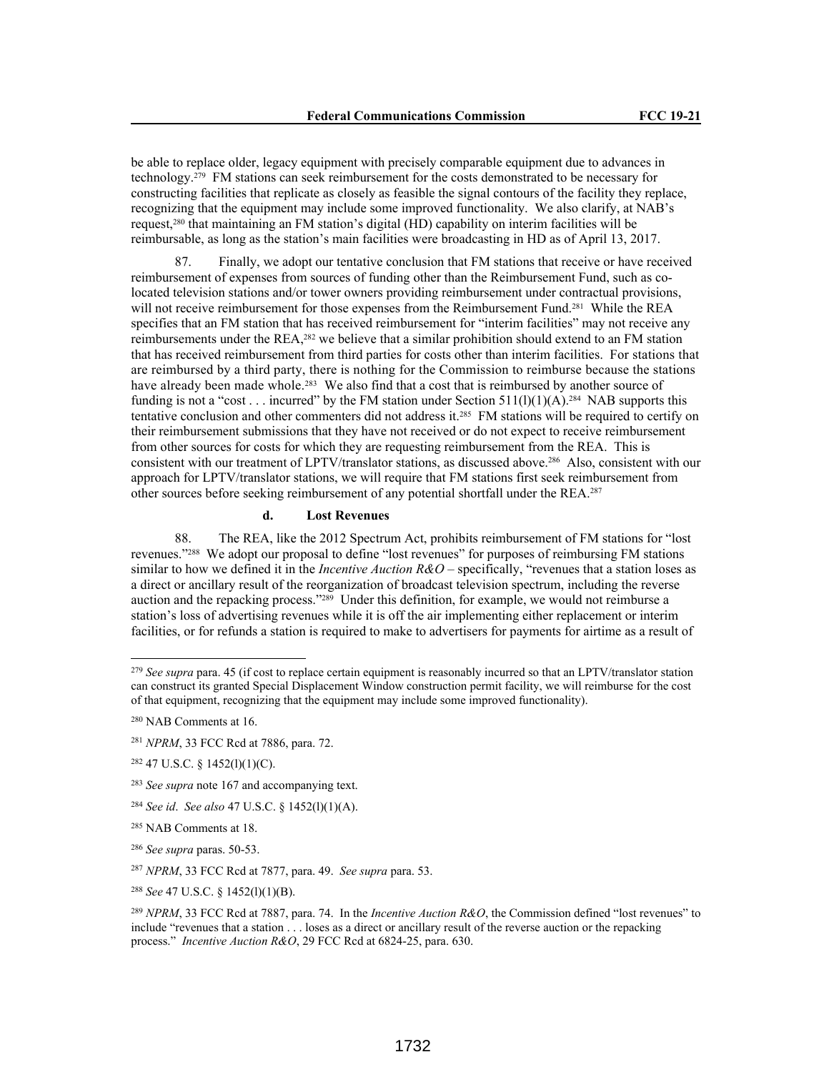be able to replace older, legacy equipment with precisely comparable equipment due to advances in technology.[279] FM stations can seek reimbursement for the costs demonstrated to be necessary for constructing facilities that replicate as closely as feasible the signal contours of the facility they replace, recognizing that the equipment may include some improved functionality. We also clarify, at NAB's request,[280] that maintaining an FM station's digital (HD) capability on interim facilities will be reimbursable, as long as the station's main facilities were broadcasting in HD as of April 13, 2017.

87. Finally, we adopt our tentative conclusion that FM stations that receive or have received reimbursement of expenses from sources of funding other than the Reimbursement Fund, such as co-located television stations and/or tower owners providing reimbursement under contractual provisions, will not receive reimbursement for those expenses from the Reimbursement Fund.[281] While the REA specifies that an FM station that has received reimbursement for "interim facilities" may not receive any reimbursements under the REA,[282] we believe that a similar prohibition should extend to an FM station that has received reimbursement from third parties for costs other than interim facilities. For stations that are reimbursed by a third party, there is nothing for the Commission to reimburse because the stations have already been made whole.[283] We also find that a cost that is reimbursed by another source of funding is not a "cost . . . incurred" by the FM station under Section 511(l)(1)(A).[284] NAB supports this tentative conclusion and other commenters did not address it.[285] FM stations will be required to certify on their reimbursement submissions that they have not received or do not expect to receive reimbursement from other sources for costs for which they are requesting reimbursement from the REA. This is consistent with our treatment of LPTV/translator stations, as discussed above.[286] Also, consistent with our approach for LPTV/translator stations, we will require that FM stations first seek reimbursement from other sources before seeking reimbursement of any potential shortfall under the REA.[287]

#### d. Lost Revenues

88. The REA, like the 2012 Spectrum Act, prohibits reimbursement of FM stations for "lost revenues."[288] We adopt our proposal to define "lost revenues" for purposes of reimbursing FM stations similar to how we defined it in the *Incentive Auction R&O* – specifically, "revenues that a station loses as a direct or ancillary result of the reorganization of broadcast television spectrum, including the reverse auction and the repacking process."[289] Under this definition, for example, we would not reimburse a station's loss of advertising revenues while it is off the air implementing either replacement or interim facilities, or for refunds a station is required to make to advertisers for payments for airtime as a result of

---

[279] *See supra* para. 45 (if cost to replace certain equipment is reasonably incurred so that an LPTV/translator station can construct its granted Special Displacement Window construction permit facility, we will reimburse for the cost of that equipment, recognizing that the equipment may include some improved functionality).

[280] NAB Comments at 16.

[281] *NPRM*, 33 FCC Rcd at 7886, para. 72.

[282] 47 U.S.C. § 1452(l)(1)(C).

[283] *See supra* note 167 and accompanying text.

[284] *See id*. *See also* 47 U.S.C. § 1452(l)(1)(A).

[285] NAB Comments at 18.

[286] *See supra* paras. 50-53.

[287] *NPRM*, 33 FCC Rcd at 7877, para. 49. *See supra* para. 53.

[288] *See* 47 U.S.C. § 1452(l)(1)(B).

[289] *NPRM*, 33 FCC Rcd at 7887, para. 74. In the *Incentive Auction R&O*, the Commission defined "lost revenues" to include "revenues that a station . . . loses as a direct or ancillary result of the reverse auction or the repacking process." *Incentive Auction R&O*, 29 FCC Rcd at 6824-25, para. 630.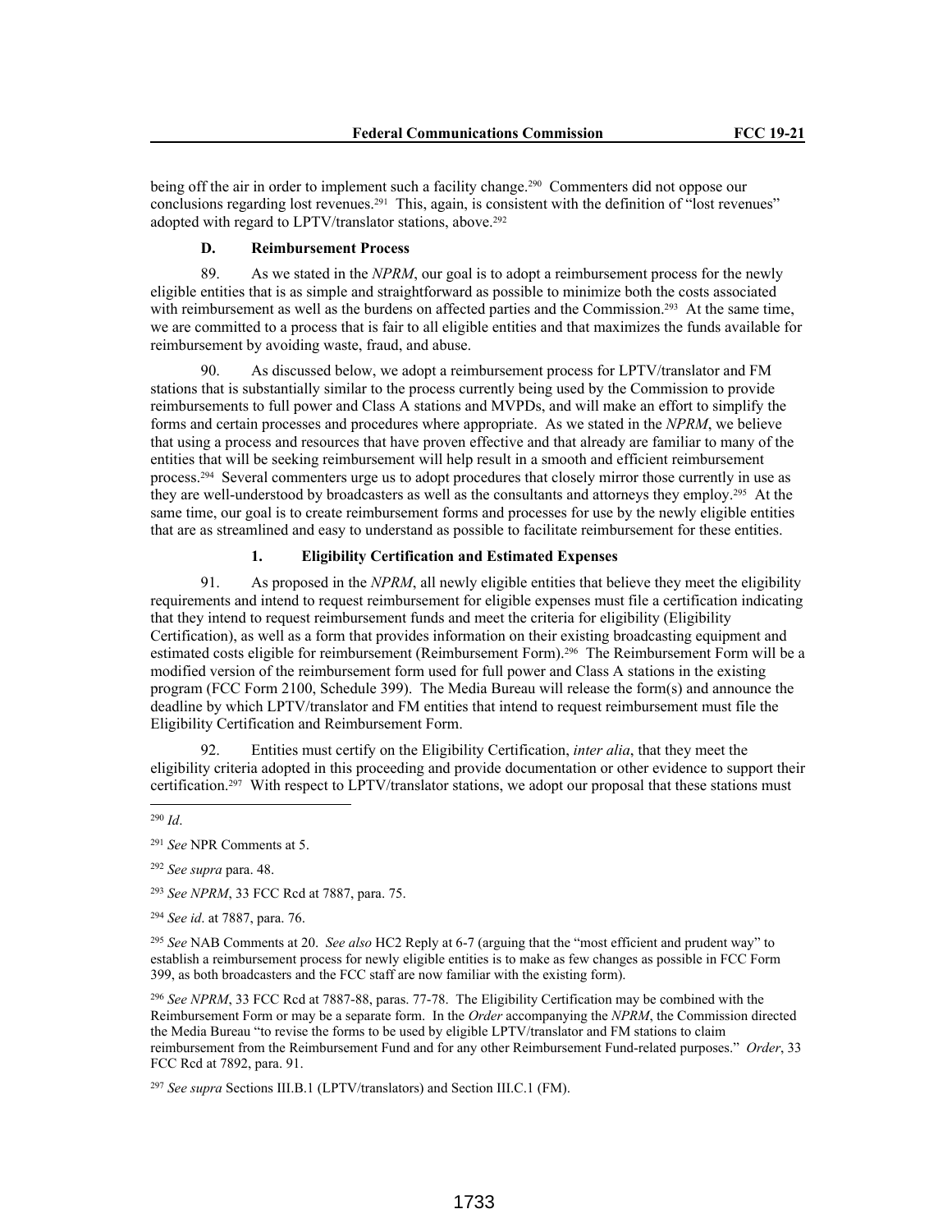being off the air in order to implement such a facility change.[290] Commenters did not oppose our conclusions regarding lost revenues.[291] This, again, is consistent with the definition of "lost revenues" adopted with regard to LPTV/translator stations, above.[292]

### D. Reimbursement Process

89. As we stated in the *NPRM*, our goal is to adopt a reimbursement process for the newly eligible entities that is as simple and straightforward as possible to minimize both the costs associated with reimbursement as well as the burdens on affected parties and the Commission.[293] At the same time, we are committed to a process that is fair to all eligible entities and that maximizes the funds available for reimbursement by avoiding waste, fraud, and abuse.

90. As discussed below, we adopt a reimbursement process for LPTV/translator and FM stations that is substantially similar to the process currently being used by the Commission to provide reimbursements to full power and Class A stations and MVPDs, and will make an effort to simplify the forms and certain processes and procedures where appropriate. As we stated in the *NPRM*, we believe that using a process and resources that have proven effective and that already are familiar to many of the entities that will be seeking reimbursement will help result in a smooth and efficient reimbursement process.[294] Several commenters urge us to adopt procedures that closely mirror those currently in use as they are well-understood by broadcasters as well as the consultants and attorneys they employ.[295] At the same time, our goal is to create reimbursement forms and processes for use by the newly eligible entities that are as streamlined and easy to understand as possible to facilitate reimbursement for these entities.

#### 1. Eligibility Certification and Estimated Expenses

91. As proposed in the *NPRM*, all newly eligible entities that believe they meet the eligibility requirements and intend to request reimbursement for eligible expenses must file a certification indicating that they intend to request reimbursement funds and meet the criteria for eligibility (Eligibility Certification), as well as a form that provides information on their existing broadcasting equipment and estimated costs eligible for reimbursement (Reimbursement Form).[296] The Reimbursement Form will be a modified version of the reimbursement form used for full power and Class A stations in the existing program (FCC Form 2100, Schedule 399). The Media Bureau will release the form(s) and announce the deadline by which LPTV/translator and FM entities that intend to request reimbursement must file the Eligibility Certification and Reimbursement Form.

92. Entities must certify on the Eligibility Certification, *inter alia*, that they meet the eligibility criteria adopted in this proceeding and provide documentation or other evidence to support their certification.[297] With respect to LPTV/translator stations, we adopt our proposal that these stations must

---

[290] *Id*.

[291] *See* NPR Comments at 5.

[292] *See supra* para. 48.

[293] *See NPRM*, 33 FCC Rcd at 7887, para. 75.

[294] *See id*. at 7887, para. 76.

[295] *See* NAB Comments at 20. *See also* HC2 Reply at 6-7 (arguing that the "most efficient and prudent way" to establish a reimbursement process for newly eligible entities is to make as few changes as possible in FCC Form 399, as both broadcasters and the FCC staff are now familiar with the existing form).

[296] *See NPRM*, 33 FCC Rcd at 7887-88, paras. 77-78. The Eligibility Certification may be combined with the Reimbursement Form or may be a separate form. In the *Order* accompanying the *NPRM*, the Commission directed the Media Bureau "to revise the forms to be used by eligible LPTV/translator and FM stations to claim reimbursement from the Reimbursement Fund and for any other Reimbursement Fund-related purposes." *Order*, 33 FCC Rcd at 7892, para. 91.

[297] *See supra* Sections III.B.1 (LPTV/translators) and Section III.C.1 (FM).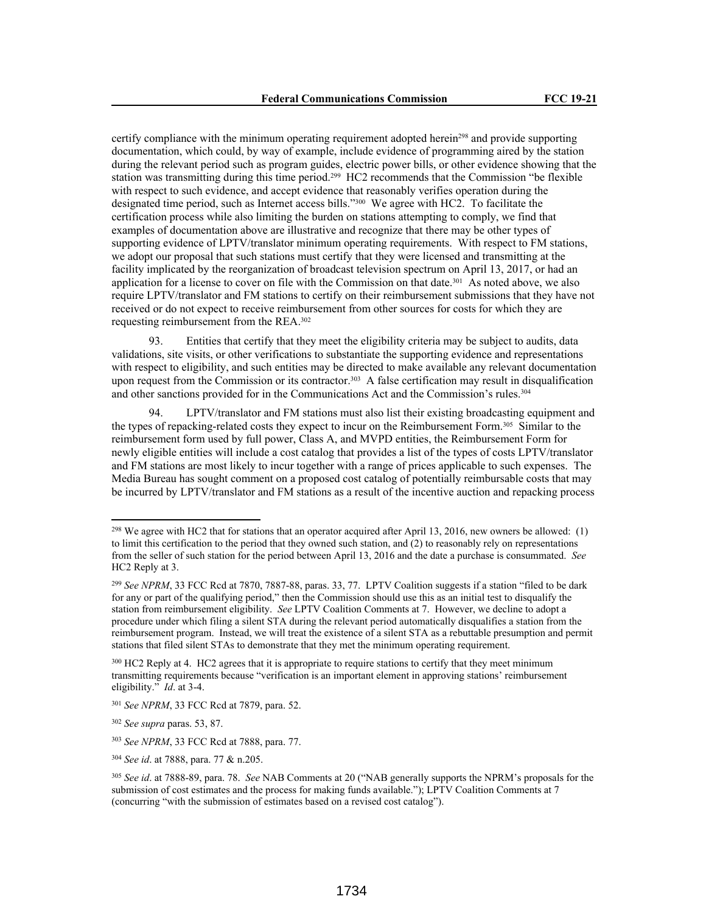certify compliance with the minimum operating requirement adopted herein[298] and provide supporting documentation, which could, by way of example, include evidence of programming aired by the station during the relevant period such as program guides, electric power bills, or other evidence showing that the station was transmitting during this time period.[299] HC2 recommends that the Commission "be flexible with respect to such evidence, and accept evidence that reasonably verifies operation during the designated time period, such as Internet access bills."[300] We agree with HC2. To facilitate the certification process while also limiting the burden on stations attempting to comply, we find that examples of documentation above are illustrative and recognize that there may be other types of supporting evidence of LPTV/translator minimum operating requirements. With respect to FM stations, we adopt our proposal that such stations must certify that they were licensed and transmitting at the facility implicated by the reorganization of broadcast television spectrum on April 13, 2017, or had an application for a license to cover on file with the Commission on that date.[301] As noted above, we also require LPTV/translator and FM stations to certify on their reimbursement submissions that they have not received or do not expect to receive reimbursement from other sources for costs for which they are requesting reimbursement from the REA.[302]

93. Entities that certify that they meet the eligibility criteria may be subject to audits, data validations, site visits, or other verifications to substantiate the supporting evidence and representations with respect to eligibility, and such entities may be directed to make available any relevant documentation upon request from the Commission or its contractor.[303] A false certification may result in disqualification and other sanctions provided for in the Communications Act and the Commission's rules.[304]

94. LPTV/translator and FM stations must also list their existing broadcasting equipment and the types of repacking-related costs they expect to incur on the Reimbursement Form.[305] Similar to the reimbursement form used by full power, Class A, and MVPD entities, the Reimbursement Form for newly eligible entities will include a cost catalog that provides a list of the types of costs LPTV/translator and FM stations are most likely to incur together with a range of prices applicable to such expenses. The Media Bureau has sought comment on a proposed cost catalog of potentially reimbursable costs that may be incurred by LPTV/translator and FM stations as a result of the incentive auction and repacking process

---

[298] We agree with HC2 that for stations that an operator acquired after April 13, 2016, new owners be allowed: (1) to limit this certification to the period that they owned such station, and (2) to reasonably rely on representations from the seller of such station for the period between April 13, 2016 and the date a purchase is consummated. *See* HC2 Reply at 3.

[299] *See NPRM*, 33 FCC Rcd at 7870, 7887-88, paras. 33, 77. LPTV Coalition suggests if a station "filed to be dark for any or part of the qualifying period," then the Commission should use this as an initial test to disqualify the station from reimbursement eligibility. *See* LPTV Coalition Comments at 7. However, we decline to adopt a procedure under which filing a silent STA during the relevant period automatically disqualifies a station from the reimbursement program. Instead, we will treat the existence of a silent STA as a rebuttable presumption and permit stations that filed silent STAs to demonstrate that they met the minimum operating requirement.

[300] HC2 Reply at 4. HC2 agrees that it is appropriate to require stations to certify that they meet minimum transmitting requirements because "verification is an important element in approving stations' reimbursement eligibility." *Id*. at 3-4.

[301] *See NPRM*, 33 FCC Rcd at 7879, para. 52.

[302] *See supra* paras. 53, 87.

[303] *See NPRM*, 33 FCC Rcd at 7888, para. 77.

[304] *See id*. at 7888, para. 77 & n.205.

[305] *See id*. at 7888-89, para. 78. *See* NAB Comments at 20 ("NAB generally supports the NPRM's proposals for the submission of cost estimates and the process for making funds available."); LPTV Coalition Comments at 7 (concurring "with the submission of estimates based on a revised cost catalog").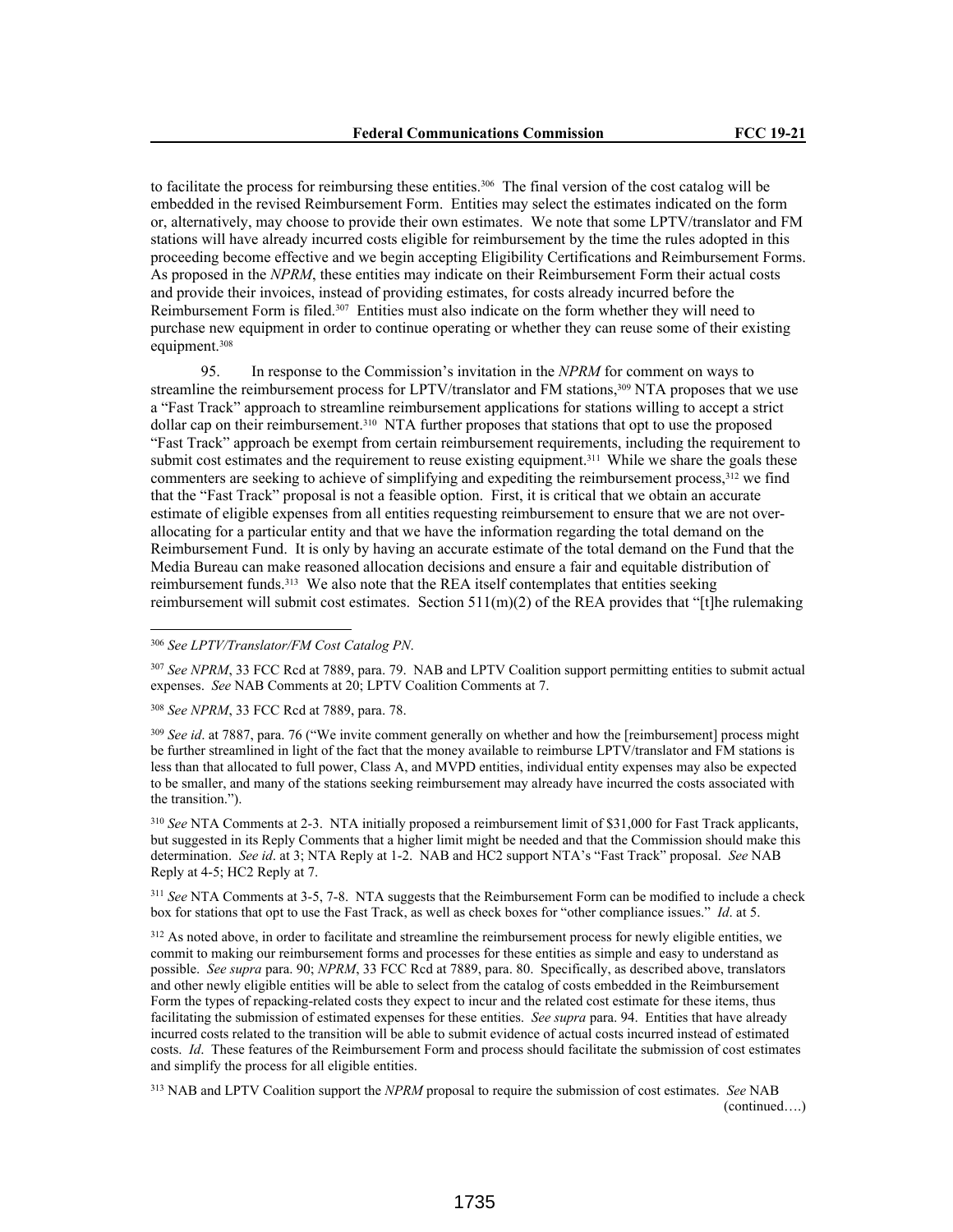to facilitate the process for reimbursing these entities.[306] The final version of the cost catalog will be embedded in the revised Reimbursement Form. Entities may select the estimates indicated on the form or, alternatively, may choose to provide their own estimates. We note that some LPTV/translator and FM stations will have already incurred costs eligible for reimbursement by the time the rules adopted in this proceeding become effective and we begin accepting Eligibility Certifications and Reimbursement Forms. As proposed in the *NPRM*, these entities may indicate on their Reimbursement Form their actual costs and provide their invoices, instead of providing estimates, for costs already incurred before the Reimbursement Form is filed.[307] Entities must also indicate on the form whether they will need to purchase new equipment in order to continue operating or whether they can reuse some of their existing equipment.[308]

95. In response to the Commission's invitation in the *NPRM* for comment on ways to streamline the reimbursement process for LPTV/translator and FM stations,[309] NTA proposes that we use a "Fast Track" approach to streamline reimbursement applications for stations willing to accept a strict dollar cap on their reimbursement.[310] NTA further proposes that stations that opt to use the proposed "Fast Track" approach be exempt from certain reimbursement requirements, including the requirement to submit cost estimates and the requirement to reuse existing equipment.[311] While we share the goals these commenters are seeking to achieve of simplifying and expediting the reimbursement process,[312] we find that the "Fast Track" proposal is not a feasible option. First, it is critical that we obtain an accurate estimate of eligible expenses from all entities requesting reimbursement to ensure that we are not over-allocating for a particular entity and that we have the information regarding the total demand on the Reimbursement Fund. It is only by having an accurate estimate of the total demand on the Fund that the Media Bureau can make reasoned allocation decisions and ensure a fair and equitable distribution of reimbursement funds.[313] We also note that the REA itself contemplates that entities seeking reimbursement will submit cost estimates. Section 511(m)(2) of the REA provides that "[t]he rulemaking

---

[306] *See LPTV/Translator/FM Cost Catalog PN*.

[307] *See NPRM*, 33 FCC Rcd at 7889, para. 79. NAB and LPTV Coalition support permitting entities to submit actual expenses. *See* NAB Comments at 20; LPTV Coalition Comments at 7.

[308] *See NPRM*, 33 FCC Rcd at 7889, para. 78.

[309] *See id*. at 7887, para. 76 ("We invite comment generally on whether and how the [reimbursement] process might be further streamlined in light of the fact that the money available to reimburse LPTV/translator and FM stations is less than that allocated to full power, Class A, and MVPD entities, individual entity expenses may also be expected to be smaller, and many of the stations seeking reimbursement may already have incurred the costs associated with the transition.").

[310] *See* NTA Comments at 2-3. NTA initially proposed a reimbursement limit of $31,000 for Fast Track applicants, but suggested in its Reply Comments that a higher limit might be needed and that the Commission should make this determination. *See id*. at 3; NTA Reply at 1-2. NAB and HC2 support NTA's "Fast Track" proposal. *See* NAB Reply at 4-5; HC2 Reply at 7.

[311] *See* NTA Comments at 3-5, 7-8. NTA suggests that the Reimbursement Form can be modified to include a check box for stations that opt to use the Fast Track, as well as check boxes for "other compliance issues." *Id*. at 5.

[312] As noted above, in order to facilitate and streamline the reimbursement process for newly eligible entities, we commit to making our reimbursement forms and processes for these entities as simple and easy to understand as possible. *See supra* para. 90; *NPRM*, 33 FCC Rcd at 7889, para. 80. Specifically, as described above, translators and other newly eligible entities will be able to select from the catalog of costs embedded in the Reimbursement Form the types of repacking-related costs they expect to incur and the related cost estimate for these items, thus facilitating the submission of estimated expenses for these entities. *See supra* para. 94. Entities that have already incurred costs related to the transition will be able to submit evidence of actual costs incurred instead of estimated costs. *Id*. These features of the Reimbursement Form and process should facilitate the submission of cost estimates and simplify the process for all eligible entities.

[313] NAB and LPTV Coalition support the *NPRM* proposal to require the submission of cost estimates. *See* NAB (continued….)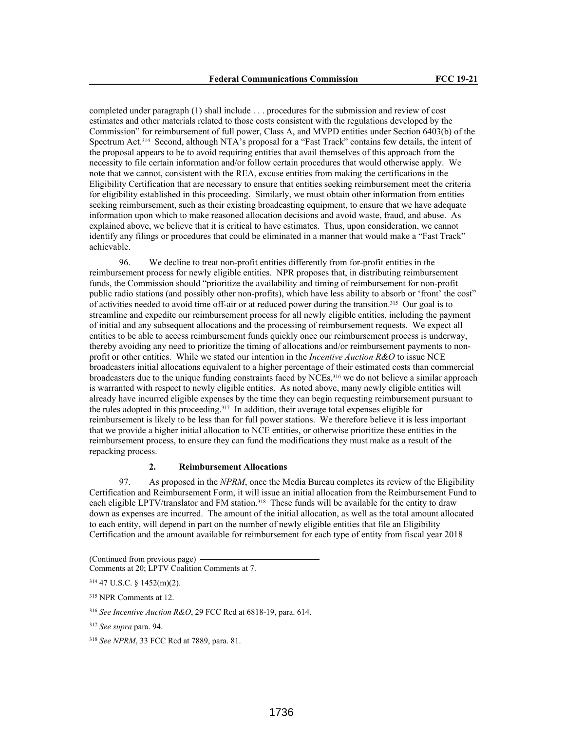completed under paragraph (1) shall include . . . procedures for the submission and review of cost estimates and other materials related to those costs consistent with the regulations developed by the Commission" for reimbursement of full power, Class A, and MVPD entities under Section 6403(b) of the Spectrum Act.[314] Second, although NTA's proposal for a "Fast Track" contains few details, the intent of the proposal appears to be to avoid requiring entities that avail themselves of this approach from the necessity to file certain information and/or follow certain procedures that would otherwise apply. We note that we cannot, consistent with the REA, excuse entities from making the certifications in the Eligibility Certification that are necessary to ensure that entities seeking reimbursement meet the criteria for eligibility established in this proceeding. Similarly, we must obtain other information from entities seeking reimbursement, such as their existing broadcasting equipment, to ensure that we have adequate information upon which to make reasoned allocation decisions and avoid waste, fraud, and abuse. As explained above, we believe that it is critical to have estimates. Thus, upon consideration, we cannot identify any filings or procedures that could be eliminated in a manner that would make a "Fast Track" achievable.

96. We decline to treat non-profit entities differently from for-profit entities in the reimbursement process for newly eligible entities. NPR proposes that, in distributing reimbursement funds, the Commission should "prioritize the availability and timing of reimbursement for non-profit public radio stations (and possibly other non-profits), which have less ability to absorb or 'front' the cost" of activities needed to avoid time off-air or at reduced power during the transition.[315] Our goal is to streamline and expedite our reimbursement process for all newly eligible entities, including the payment of initial and any subsequent allocations and the processing of reimbursement requests. We expect all entities to be able to access reimbursement funds quickly once our reimbursement process is underway, thereby avoiding any need to prioritize the timing of allocations and/or reimbursement payments to non-profit or other entities. While we stated our intention in the *Incentive Auction R&O* to issue NCE broadcasters initial allocations equivalent to a higher percentage of their estimated costs than commercial broadcasters due to the unique funding constraints faced by NCEs,[316] we do not believe a similar approach is warranted with respect to newly eligible entities. As noted above, many newly eligible entities will already have incurred eligible expenses by the time they can begin requesting reimbursement pursuant to the rules adopted in this proceeding.[317] In addition, their average total expenses eligible for reimbursement is likely to be less than for full power stations. We therefore believe it is less important that we provide a higher initial allocation to NCE entities, or otherwise prioritize these entities in the reimbursement process, to ensure they can fund the modifications they must make as a result of the repacking process.

### 2. Reimbursement Allocations

97. As proposed in the *NPRM*, once the Media Bureau completes its review of the Eligibility Certification and Reimbursement Form, it will issue an initial allocation from the Reimbursement Fund to each eligible LPTV/translator and FM station.[318] These funds will be available for the entity to draw down as expenses are incurred. The amount of the initial allocation, as well as the total amount allocated to each entity, will depend in part on the number of newly eligible entities that file an Eligibility Certification and the amount available for reimbursement for each type of entity from fiscal year 2018

(Continued from previous page)
Comments at 20; LPTV Coalition Comments at 7.

[314] 47 U.S.C. § 1452(m)(2).

[315] NPR Comments at 12.

[316] *See Incentive Auction R&O*, 29 FCC Rcd at 6818-19, para. 614.

[317] *See supra* para. 94.

[318] *See NPRM*, 33 FCC Rcd at 7889, para. 81.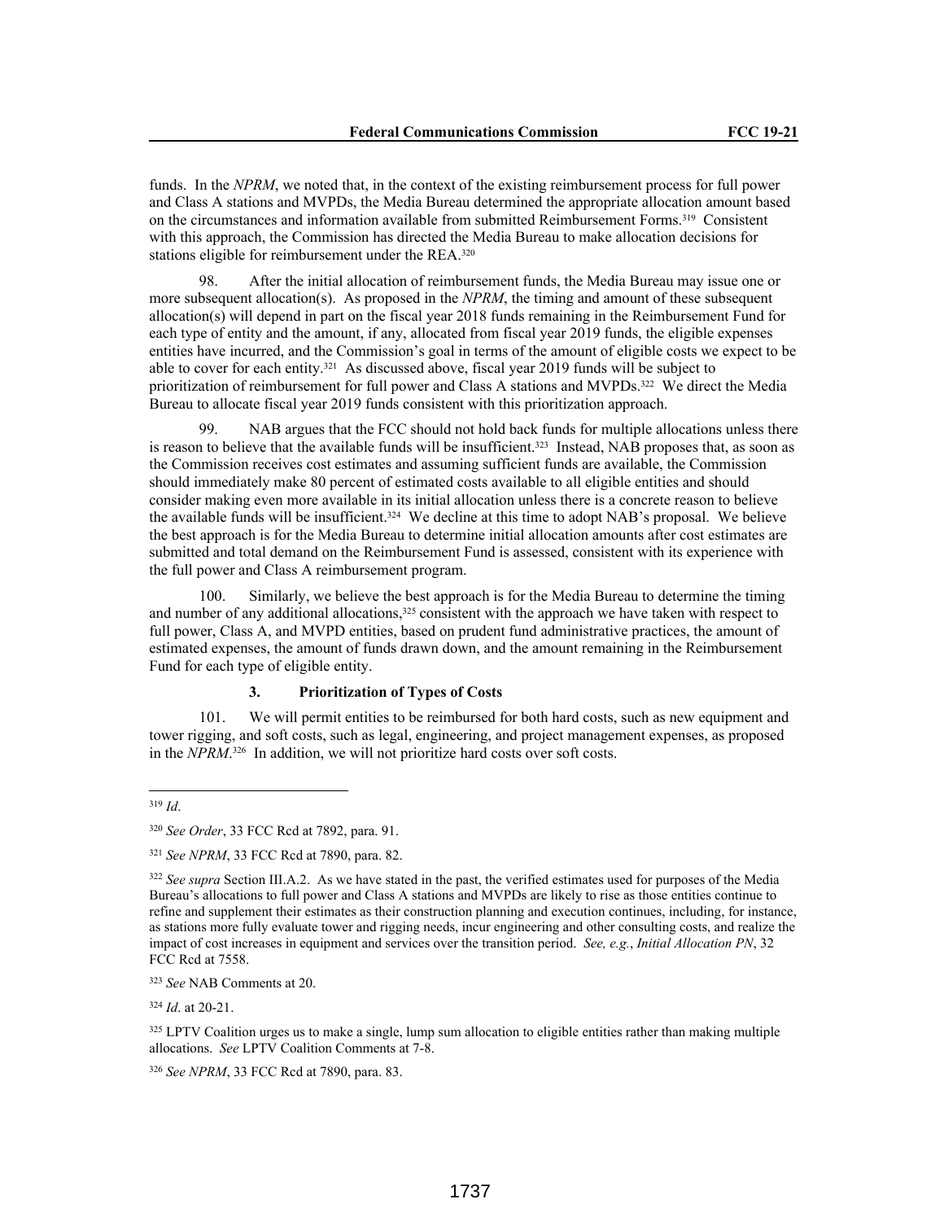funds. In the *NPRM*, we noted that, in the context of the existing reimbursement process for full power and Class A stations and MVPDs, the Media Bureau determined the appropriate allocation amount based on the circumstances and information available from submitted Reimbursement Forms.[319] Consistent with this approach, the Commission has directed the Media Bureau to make allocation decisions for stations eligible for reimbursement under the REA.[320]

98. After the initial allocation of reimbursement funds, the Media Bureau may issue one or more subsequent allocation(s). As proposed in the *NPRM*, the timing and amount of these subsequent allocation(s) will depend in part on the fiscal year 2018 funds remaining in the Reimbursement Fund for each type of entity and the amount, if any, allocated from fiscal year 2019 funds, the eligible expenses entities have incurred, and the Commission's goal in terms of the amount of eligible costs we expect to be able to cover for each entity.[321] As discussed above, fiscal year 2019 funds will be subject to prioritization of reimbursement for full power and Class A stations and MVPDs.[322] We direct the Media Bureau to allocate fiscal year 2019 funds consistent with this prioritization approach.

99. NAB argues that the FCC should not hold back funds for multiple allocations unless there is reason to believe that the available funds will be insufficient.[323] Instead, NAB proposes that, as soon as the Commission receives cost estimates and assuming sufficient funds are available, the Commission should immediately make 80 percent of estimated costs available to all eligible entities and should consider making even more available in its initial allocation unless there is a concrete reason to believe the available funds will be insufficient.[324] We decline at this time to adopt NAB's proposal. We believe the best approach is for the Media Bureau to determine initial allocation amounts after cost estimates are submitted and total demand on the Reimbursement Fund is assessed, consistent with its experience with the full power and Class A reimbursement program.

100. Similarly, we believe the best approach is for the Media Bureau to determine the timing and number of any additional allocations,[325] consistent with the approach we have taken with respect to full power, Class A, and MVPD entities, based on prudent fund administrative practices, the amount of estimated expenses, the amount of funds drawn down, and the amount remaining in the Reimbursement Fund for each type of eligible entity.

### 3. Prioritization of Types of Costs

101. We will permit entities to be reimbursed for both hard costs, such as new equipment and tower rigging, and soft costs, such as legal, engineering, and project management expenses, as proposed in the *NPRM*.[326] In addition, we will not prioritize hard costs over soft costs.

---

[319] *Id*.

[320] *See Order*, 33 FCC Rcd at 7892, para. 91.

[321] *See NPRM*, 33 FCC Rcd at 7890, para. 82.

[322] *See supra* Section III.A.2. As we have stated in the past, the verified estimates used for purposes of the Media Bureau's allocations to full power and Class A stations and MVPDs are likely to rise as those entities continue to refine and supplement their estimates as their construction planning and execution continues, including, for instance, as stations more fully evaluate tower and rigging needs, incur engineering and other consulting costs, and realize the impact of cost increases in equipment and services over the transition period. *See, e.g.*, *Initial Allocation PN*, 32 FCC Rcd at 7558.

[323] *See* NAB Comments at 20.

[324] *Id*. at 20-21.

[325] LPTV Coalition urges us to make a single, lump sum allocation to eligible entities rather than making multiple allocations. *See* LPTV Coalition Comments at 7-8.

[326] *See NPRM*, 33 FCC Rcd at 7890, para. 83.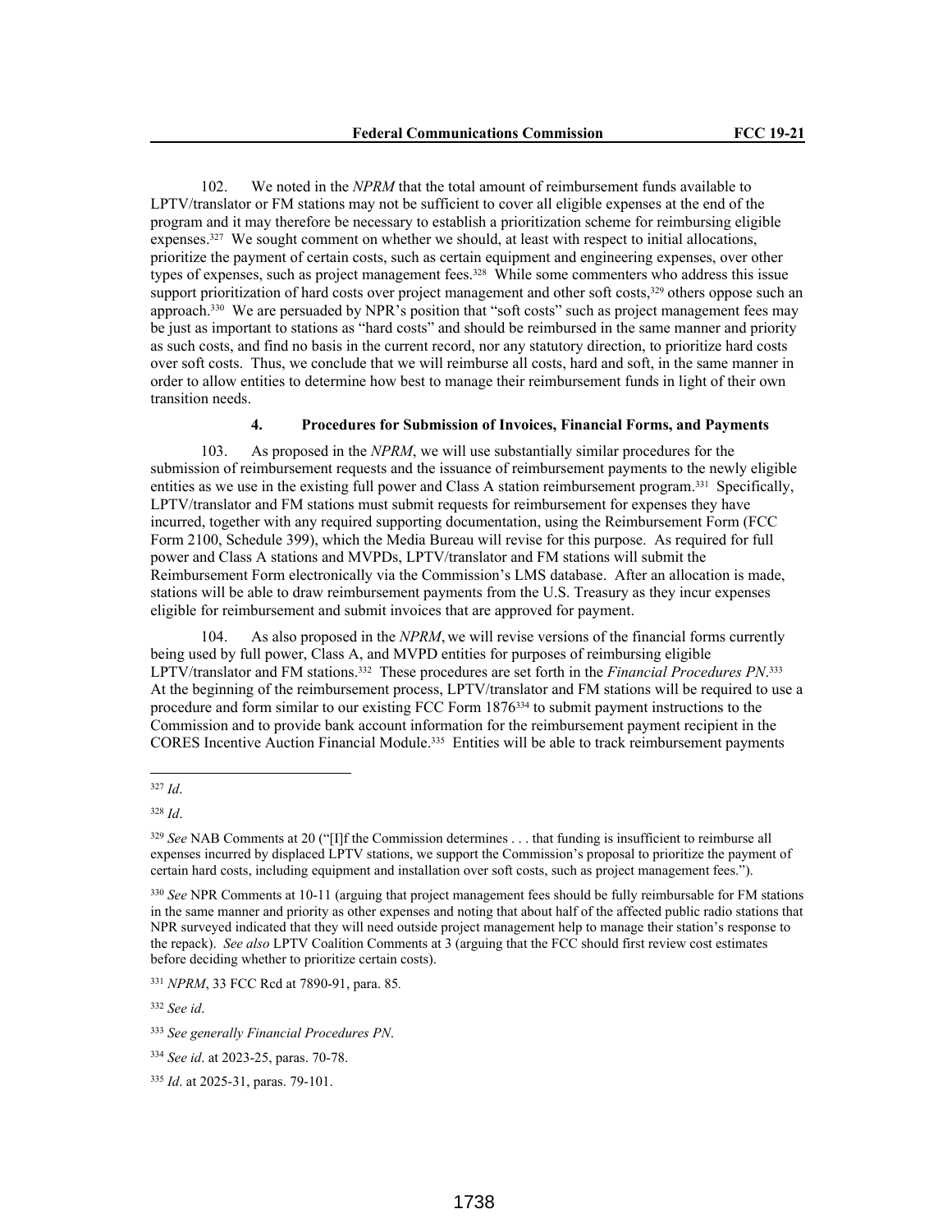102. We noted in the *NPRM* that the total amount of reimbursement funds available to LPTV/translator or FM stations may not be sufficient to cover all eligible expenses at the end of the program and it may therefore be necessary to establish a prioritization scheme for reimbursing eligible expenses.[327] We sought comment on whether we should, at least with respect to initial allocations, prioritize the payment of certain costs, such as certain equipment and engineering expenses, over other types of expenses, such as project management fees.[328] While some commenters who address this issue support prioritization of hard costs over project management and other soft costs,[329] others oppose such an approach.[330] We are persuaded by NPR's position that "soft costs" such as project management fees may be just as important to stations as "hard costs" and should be reimbursed in the same manner and priority as such costs, and find no basis in the current record, nor any statutory direction, to prioritize hard costs over soft costs. Thus, we conclude that we will reimburse all costs, hard and soft, in the same manner in order to allow entities to determine how best to manage their reimbursement funds in light of their own transition needs.

#### 4. Procedures for Submission of Invoices, Financial Forms, and Payments

103. As proposed in the *NPRM*, we will use substantially similar procedures for the submission of reimbursement requests and the issuance of reimbursement payments to the newly eligible entities as we use in the existing full power and Class A station reimbursement program.[331] Specifically, LPTV/translator and FM stations must submit requests for reimbursement for expenses they have incurred, together with any required supporting documentation, using the Reimbursement Form (FCC Form 2100, Schedule 399), which the Media Bureau will revise for this purpose. As required for full power and Class A stations and MVPDs, LPTV/translator and FM stations will submit the Reimbursement Form electronically via the Commission's LMS database. After an allocation is made, stations will be able to draw reimbursement payments from the U.S. Treasury as they incur expenses eligible for reimbursement and submit invoices that are approved for payment.

104. As also proposed in the *NPRM*, we will revise versions of the financial forms currently being used by full power, Class A, and MVPD entities for purposes of reimbursing eligible LPTV/translator and FM stations.[332] These procedures are set forth in the *Financial Procedures PN*.[333] At the beginning of the reimbursement process, LPTV/translator and FM stations will be required to use a procedure and form similar to our existing FCC Form 1876[334] to submit payment instructions to the Commission and to provide bank account information for the reimbursement payment recipient in the CORES Incentive Auction Financial Module.[335] Entities will be able to track reimbursement payments

---

[327] *Id*.

[328] *Id*.

[329] *See* NAB Comments at 20 ("[I]f the Commission determines . . . that funding is insufficient to reimburse all expenses incurred by displaced LPTV stations, we support the Commission's proposal to prioritize the payment of certain hard costs, including equipment and installation over soft costs, such as project management fees.").

[330] *See* NPR Comments at 10-11 (arguing that project management fees should be fully reimbursable for FM stations in the same manner and priority as other expenses and noting that about half of the affected public radio stations that NPR surveyed indicated that they will need outside project management help to manage their station's response to the repack). *See also* LPTV Coalition Comments at 3 (arguing that the FCC should first review cost estimates before deciding whether to prioritize certain costs).

[331] *NPRM*, 33 FCC Rcd at 7890-91, para. 85.

[332] *See id*.

[333] *See generally Financial Procedures PN*.

[334] *See id*. at 2023-25, paras. 70-78.

[335] *Id*. at 2025-31, paras. 79-101.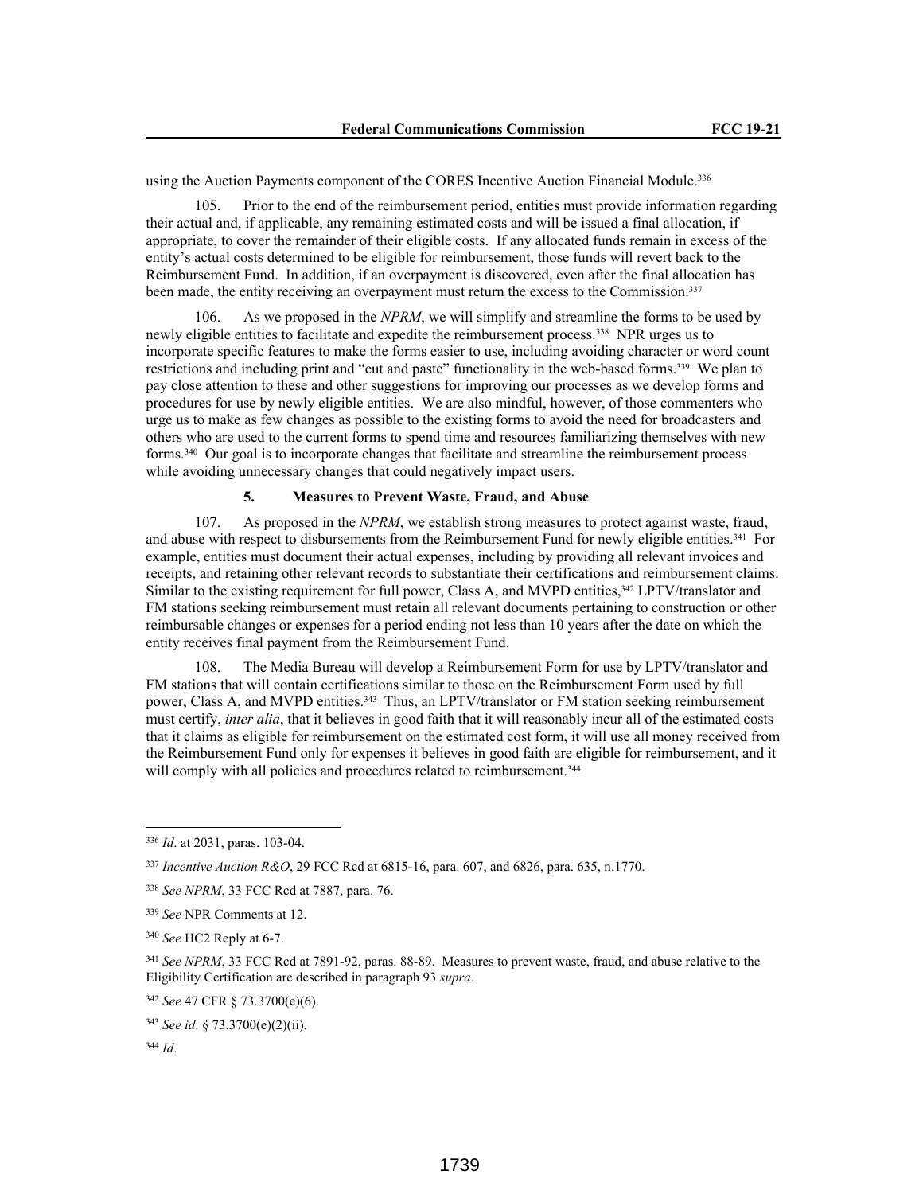using the Auction Payments component of the CORES Incentive Auction Financial Module.[336]

105. Prior to the end of the reimbursement period, entities must provide information regarding their actual and, if applicable, any remaining estimated costs and will be issued a final allocation, if appropriate, to cover the remainder of their eligible costs. If any allocated funds remain in excess of the entity's actual costs determined to be eligible for reimbursement, those funds will revert back to the Reimbursement Fund. In addition, if an overpayment is discovered, even after the final allocation has been made, the entity receiving an overpayment must return the excess to the Commission.[337]

106. As we proposed in the *NPRM*, we will simplify and streamline the forms to be used by newly eligible entities to facilitate and expedite the reimbursement process.[338] NPR urges us to incorporate specific features to make the forms easier to use, including avoiding character or word count restrictions and including print and "cut and paste" functionality in the web-based forms.[339] We plan to pay close attention to these and other suggestions for improving our processes as we develop forms and procedures for use by newly eligible entities. We are also mindful, however, of those commenters who urge us to make as few changes as possible to the existing forms to avoid the need for broadcasters and others who are used to the current forms to spend time and resources familiarizing themselves with new forms.[340] Our goal is to incorporate changes that facilitate and streamline the reimbursement process while avoiding unnecessary changes that could negatively impact users.

### 5. Measures to Prevent Waste, Fraud, and Abuse

107. As proposed in the *NPRM*, we establish strong measures to protect against waste, fraud, and abuse with respect to disbursements from the Reimbursement Fund for newly eligible entities.[341] For example, entities must document their actual expenses, including by providing all relevant invoices and receipts, and retaining other relevant records to substantiate their certifications and reimbursement claims. Similar to the existing requirement for full power, Class A, and MVPD entities,[342] LPTV/translator and FM stations seeking reimbursement must retain all relevant documents pertaining to construction or other reimbursable changes or expenses for a period ending not less than 10 years after the date on which the entity receives final payment from the Reimbursement Fund.

108. The Media Bureau will develop a Reimbursement Form for use by LPTV/translator and FM stations that will contain certifications similar to those on the Reimbursement Form used by full power, Class A, and MVPD entities.[343] Thus, an LPTV/translator or FM station seeking reimbursement must certify, *inter alia*, that it believes in good faith that it will reasonably incur all of the estimated costs that it claims as eligible for reimbursement on the estimated cost form, it will use all money received from the Reimbursement Fund only for expenses it believes in good faith are eligible for reimbursement, and it will comply with all policies and procedures related to reimbursement.[344]

---

[336] *Id*. at 2031, paras. 103-04.

[337] *Incentive Auction R&O*, 29 FCC Rcd at 6815-16, para. 607, and 6826, para. 635, n.1770.

[338] *See NPRM*, 33 FCC Rcd at 7887, para. 76.

[339] *See* NPR Comments at 12.

[340] *See* HC2 Reply at 6-7.

[341] *See NPRM*, 33 FCC Rcd at 7891-92, paras. 88-89. Measures to prevent waste, fraud, and abuse relative to the Eligibility Certification are described in paragraph 93 *supra*.

[342] *See* 47 CFR § 73.3700(e)(6).

[343] *See id*. § 73.3700(e)(2)(ii).

[344] *Id*.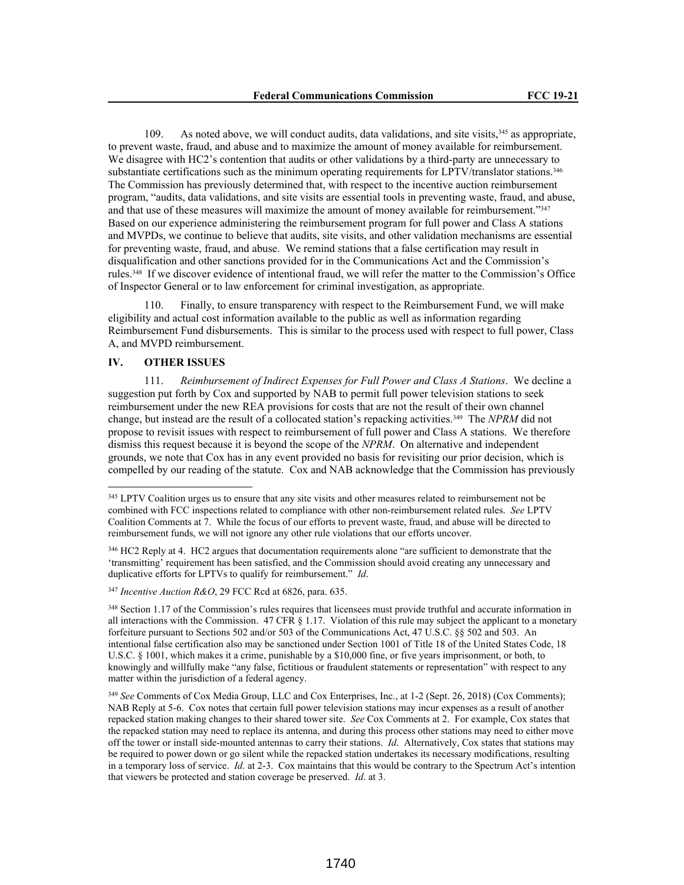109. As noted above, we will conduct audits, data validations, and site visits,[345] as appropriate, to prevent waste, fraud, and abuse and to maximize the amount of money available for reimbursement. We disagree with HC2's contention that audits or other validations by a third-party are unnecessary to substantiate certifications such as the minimum operating requirements for LPTV/translator stations.[346] The Commission has previously determined that, with respect to the incentive auction reimbursement program, "audits, data validations, and site visits are essential tools in preventing waste, fraud, and abuse, and that use of these measures will maximize the amount of money available for reimbursement."[347] Based on our experience administering the reimbursement program for full power and Class A stations and MVPDs, we continue to believe that audits, site visits, and other validation mechanisms are essential for preventing waste, fraud, and abuse. We remind stations that a false certification may result in disqualification and other sanctions provided for in the Communications Act and the Commission's rules.[348] If we discover evidence of intentional fraud, we will refer the matter to the Commission's Office of Inspector General or to law enforcement for criminal investigation, as appropriate.

110. Finally, to ensure transparency with respect to the Reimbursement Fund, we will make eligibility and actual cost information available to the public as well as information regarding Reimbursement Fund disbursements. This is similar to the process used with respect to full power, Class A, and MVPD reimbursement.

## IV. OTHER ISSUES

111. *Reimbursement of Indirect Expenses for Full Power and Class A Stations*. We decline a suggestion put forth by Cox and supported by NAB to permit full power television stations to seek reimbursement under the new REA provisions for costs that are not the result of their own channel change, but instead are the result of a collocated station's repacking activities.[349] The *NPRM* did not propose to revisit issues with respect to reimbursement of full power and Class A stations. We therefore dismiss this request because it is beyond the scope of the *NPRM*. On alternative and independent grounds, we note that Cox has in any event provided no basis for revisiting our prior decision, which is compelled by our reading of the statute. Cox and NAB acknowledge that the Commission has previously

---

[345] LPTV Coalition urges us to ensure that any site visits and other measures related to reimbursement not be combined with FCC inspections related to compliance with other non-reimbursement related rules. *See* LPTV Coalition Comments at 7. While the focus of our efforts to prevent waste, fraud, and abuse will be directed to reimbursement funds, we will not ignore any other rule violations that our efforts uncover.

[346] HC2 Reply at 4. HC2 argues that documentation requirements alone "are sufficient to demonstrate that the 'transmitting' requirement has been satisfied, and the Commission should avoid creating any unnecessary and duplicative efforts for LPTVs to qualify for reimbursement." *Id*.

[347] *Incentive Auction R&O*, 29 FCC Rcd at 6826, para. 635.

[348] Section 1.17 of the Commission's rules requires that licensees must provide truthful and accurate information in all interactions with the Commission. 47 CFR § 1.17. Violation of this rule may subject the applicant to a monetary forfeiture pursuant to Sections 502 and/or 503 of the Communications Act, 47 U.S.C. §§ 502 and 503. An intentional false certification also may be sanctioned under Section 1001 of Title 18 of the United States Code, 18 U.S.C. § 1001, which makes it a crime, punishable by a $10,000 fine, or five years imprisonment, or both, to knowingly and willfully make "any false, fictitious or fraudulent statements or representation" with respect to any matter within the jurisdiction of a federal agency.

[349] *See* Comments of Cox Media Group, LLC and Cox Enterprises, Inc., at 1-2 (Sept. 26, 2018) (Cox Comments); NAB Reply at 5-6. Cox notes that certain full power television stations may incur expenses as a result of another repacked station making changes to their shared tower site. *See* Cox Comments at 2. For example, Cox states that the repacked station may need to replace its antenna, and during this process other stations may need to either move off the tower or install side-mounted antennas to carry their stations. *Id*. Alternatively, Cox states that stations may be required to power down or go silent while the repacked station undertakes its necessary modifications, resulting in a temporary loss of service. *Id*. at 2-3. Cox maintains that this would be contrary to the Spectrum Act's intention that viewers be protected and station coverage be preserved. *Id*. at 3.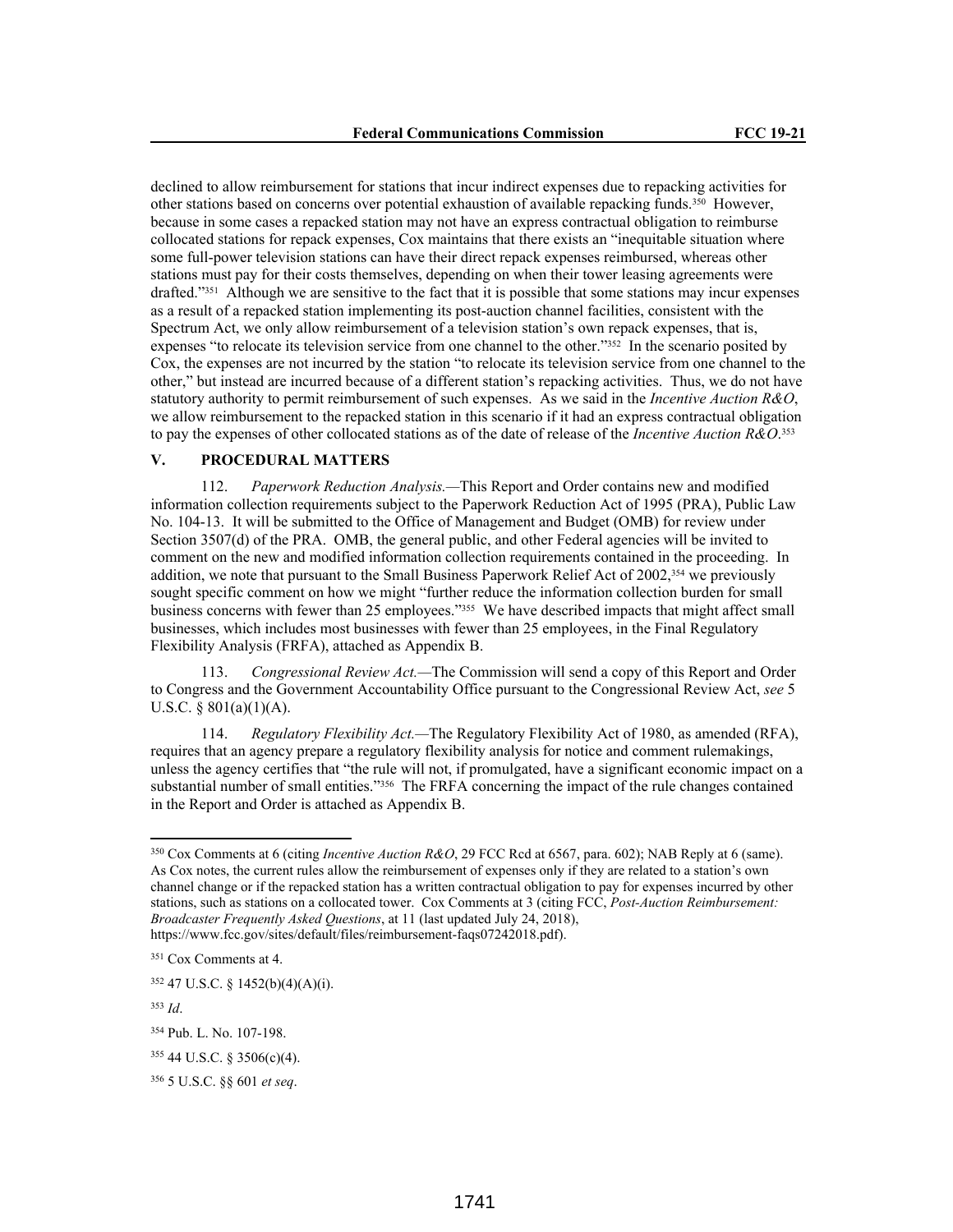declined to allow reimbursement for stations that incur indirect expenses due to repacking activities for other stations based on concerns over potential exhaustion of available repacking funds.[350] However, because in some cases a repacked station may not have an express contractual obligation to reimburse collocated stations for repack expenses, Cox maintains that there exists an "inequitable situation where some full-power television stations can have their direct repack expenses reimbursed, whereas other stations must pay for their costs themselves, depending on when their tower leasing agreements were drafted."[351] Although we are sensitive to the fact that it is possible that some stations may incur expenses as a result of a repacked station implementing its post-auction channel facilities, consistent with the Spectrum Act, we only allow reimbursement of a television station's own repack expenses, that is, expenses "to relocate its television service from one channel to the other."[352] In the scenario posited by Cox, the expenses are not incurred by the station "to relocate its television service from one channel to the other," but instead are incurred because of a different station's repacking activities. Thus, we do not have statutory authority to permit reimbursement of such expenses. As we said in the *Incentive Auction R&O*, we allow reimbursement to the repacked station in this scenario if it had an express contractual obligation to pay the expenses of other collocated stations as of the date of release of the *Incentive Auction R&O*.[353]

## V. PROCEDURAL MATTERS

112. *Paperwork Reduction Analysis.—*This Report and Order contains new and modified information collection requirements subject to the Paperwork Reduction Act of 1995 (PRA), Public Law No. 104-13. It will be submitted to the Office of Management and Budget (OMB) for review under Section 3507(d) of the PRA. OMB, the general public, and other Federal agencies will be invited to comment on the new and modified information collection requirements contained in the proceeding. In addition, we note that pursuant to the Small Business Paperwork Relief Act of 2002,[354] we previously sought specific comment on how we might "further reduce the information collection burden for small business concerns with fewer than 25 employees."[355] We have described impacts that might affect small businesses, which includes most businesses with fewer than 25 employees, in the Final Regulatory Flexibility Analysis (FRFA), attached as Appendix B.

113. *Congressional Review Act.—*The Commission will send a copy of this Report and Order to Congress and the Government Accountability Office pursuant to the Congressional Review Act, *see* 5 U.S.C. § 801(a)(1)(A).

114. *Regulatory Flexibility Act.—*The Regulatory Flexibility Act of 1980, as amended (RFA), requires that an agency prepare a regulatory flexibility analysis for notice and comment rulemakings, unless the agency certifies that "the rule will not, if promulgated, have a significant economic impact on a substantial number of small entities."[356] The FRFA concerning the impact of the rule changes contained in the Report and Order is attached as Appendix B.

---

[350] Cox Comments at 6 (citing *Incentive Auction R&O*, 29 FCC Rcd at 6567, para. 602); NAB Reply at 6 (same). As Cox notes, the current rules allow the reimbursement of expenses only if they are related to a station's own channel change or if the repacked station has a written contractual obligation to pay for expenses incurred by other stations, such as stations on a collocated tower. Cox Comments at 3 (citing FCC, *Post-Auction Reimbursement: Broadcaster Frequently Asked Questions*, at 11 (last updated July 24, 2018), https://www.fcc.gov/sites/default/files/reimbursement-faqs07242018.pdf).

[351] Cox Comments at 4.

[352] 47 U.S.C. § 1452(b)(4)(A)(i).

[353] *Id*.

[354] Pub. L. No. 107-198.

[355] 44 U.S.C. § 3506(c)(4).

[356] 5 U.S.C. §§ 601 *et seq*.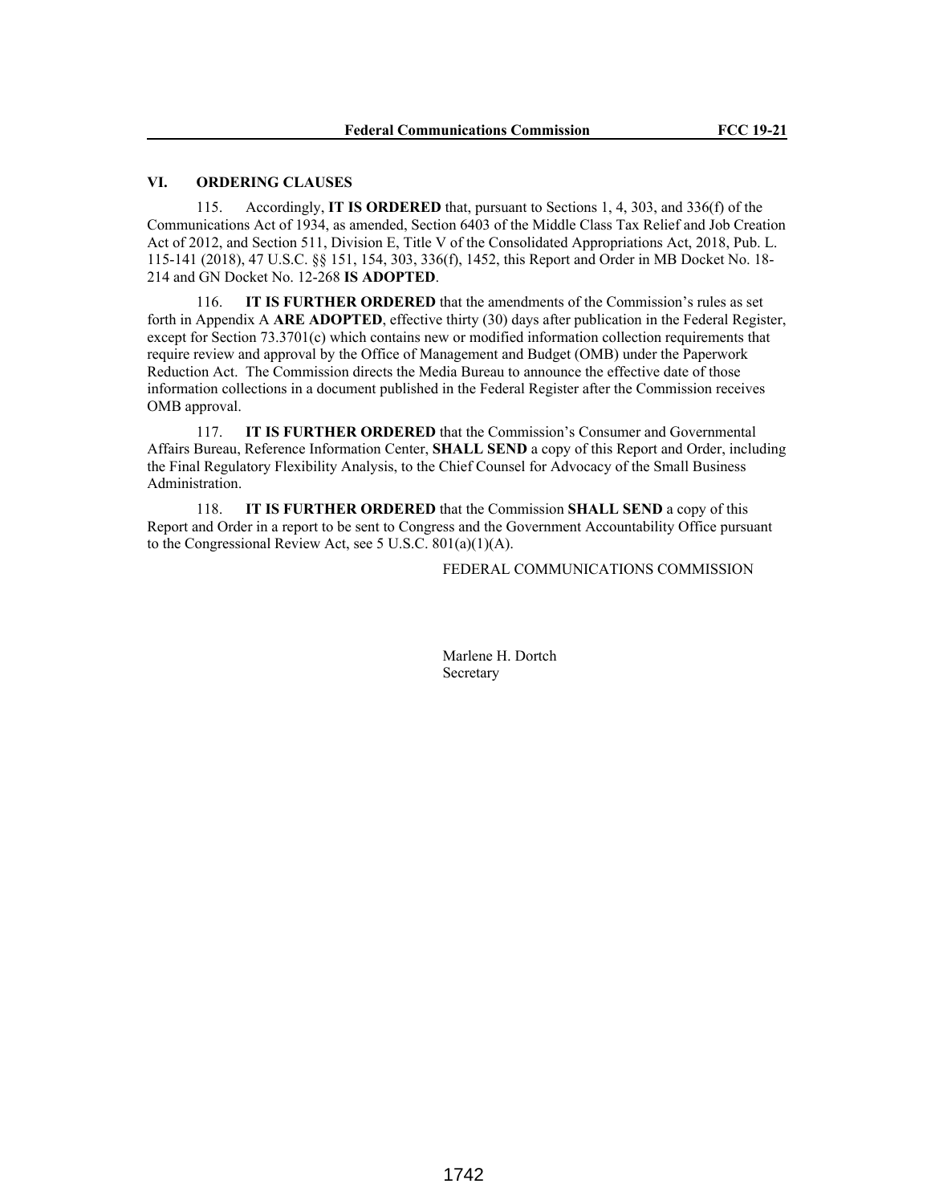## VI. ORDERING CLAUSES

115. Accordingly, **IT IS ORDERED** that, pursuant to Sections 1, 4, 303, and 336(f) of the Communications Act of 1934, as amended, Section 6403 of the Middle Class Tax Relief and Job Creation Act of 2012, and Section 511, Division E, Title V of the Consolidated Appropriations Act, 2018, Pub. L. 115-141 (2018), 47 U.S.C. §§ 151, 154, 303, 336(f), 1452, this Report and Order in MB Docket No. 18-214 and GN Docket No. 12-268 **IS ADOPTED**.

116. **IT IS FURTHER ORDERED** that the amendments of the Commission's rules as set forth in Appendix A **ARE ADOPTED**, effective thirty (30) days after publication in the Federal Register, except for Section 73.3701(c) which contains new or modified information collection requirements that require review and approval by the Office of Management and Budget (OMB) under the Paperwork Reduction Act. The Commission directs the Media Bureau to announce the effective date of those information collections in a document published in the Federal Register after the Commission receives OMB approval.

117. **IT IS FURTHER ORDERED** that the Commission's Consumer and Governmental Affairs Bureau, Reference Information Center, **SHALL SEND** a copy of this Report and Order, including the Final Regulatory Flexibility Analysis, to the Chief Counsel for Advocacy of the Small Business Administration.

118. **IT IS FURTHER ORDERED** that the Commission **SHALL SEND** a copy of this Report and Order in a report to be sent to Congress and the Government Accountability Office pursuant to the Congressional Review Act, see 5 U.S.C. 801(a)(1)(A).

FEDERAL COMMUNICATIONS COMMISSION

Marlene H. Dortch
Secretary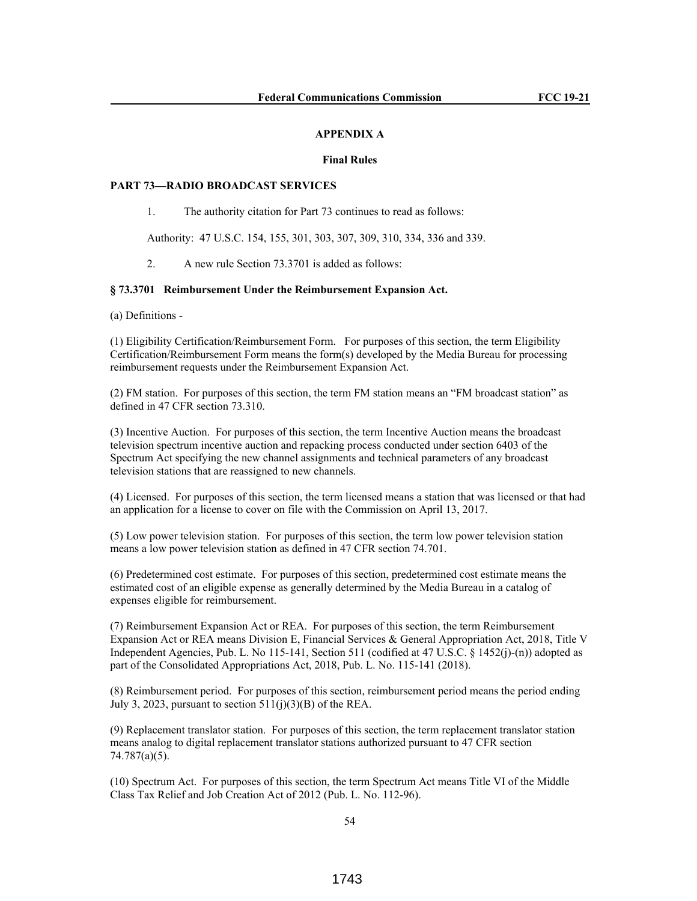## APPENDIX A

### Final Rules

**PART 73—RADIO BROADCAST SERVICES**

1. The authority citation for Part 73 continues to read as follows:

Authority: 47 U.S.C. 154, 155, 301, 303, 307, 309, 310, 334, 336 and 339.

2. A new rule Section 73.3701 is added as follows:

**§ 73.3701 Reimbursement Under the Reimbursement Expansion Act.**

(a) Definitions -

(1) Eligibility Certification/Reimbursement Form. For purposes of this section, the term Eligibility Certification/Reimbursement Form means the form(s) developed by the Media Bureau for processing reimbursement requests under the Reimbursement Expansion Act.

(2) FM station. For purposes of this section, the term FM station means an "FM broadcast station" as defined in 47 CFR section 73.310.

(3) Incentive Auction. For purposes of this section, the term Incentive Auction means the broadcast television spectrum incentive auction and repacking process conducted under section 6403 of the Spectrum Act specifying the new channel assignments and technical parameters of any broadcast television stations that are reassigned to new channels.

(4) Licensed. For purposes of this section, the term licensed means a station that was licensed or that had an application for a license to cover on file with the Commission on April 13, 2017.

(5) Low power television station. For purposes of this section, the term low power television station means a low power television station as defined in 47 CFR section 74.701.

(6) Predetermined cost estimate. For purposes of this section, predetermined cost estimate means the estimated cost of an eligible expense as generally determined by the Media Bureau in a catalog of expenses eligible for reimbursement.

(7) Reimbursement Expansion Act or REA. For purposes of this section, the term Reimbursement Expansion Act or REA means Division E, Financial Services & General Appropriation Act, 2018, Title V Independent Agencies, Pub. L. No 115-141, Section 511 (codified at 47 U.S.C. § 1452(j)-(n)) adopted as part of the Consolidated Appropriations Act, 2018, Pub. L. No. 115-141 (2018).

(8) Reimbursement period. For purposes of this section, reimbursement period means the period ending July 3, 2023, pursuant to section 511(j)(3)(B) of the REA.

(9) Replacement translator station. For purposes of this section, the term replacement translator station means analog to digital replacement translator stations authorized pursuant to 47 CFR section 74.787(a)(5).

(10) Spectrum Act. For purposes of this section, the term Spectrum Act means Title VI of the Middle Class Tax Relief and Job Creation Act of 2012 (Pub. L. No. 112-96).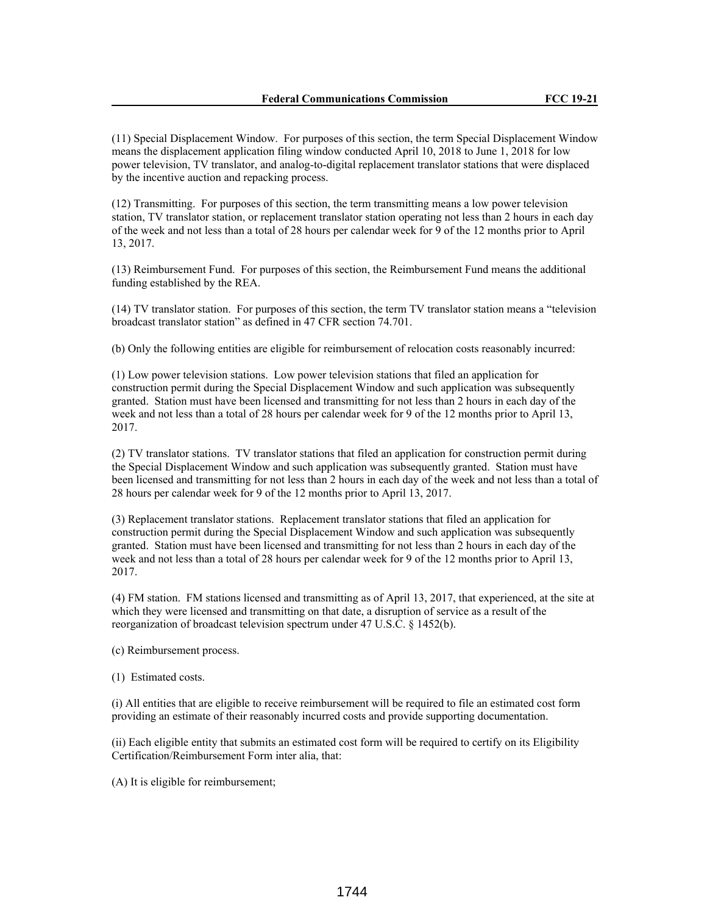(11) Special Displacement Window. For purposes of this section, the term Special Displacement Window means the displacement application filing window conducted April 10, 2018 to June 1, 2018 for low power television, TV translator, and analog-to-digital replacement translator stations that were displaced by the incentive auction and repacking process.

(12) Transmitting. For purposes of this section, the term transmitting means a low power television station, TV translator station, or replacement translator station operating not less than 2 hours in each day of the week and not less than a total of 28 hours per calendar week for 9 of the 12 months prior to April 13, 2017.

(13) Reimbursement Fund. For purposes of this section, the Reimbursement Fund means the additional funding established by the REA.

(14) TV translator station. For purposes of this section, the term TV translator station means a "television broadcast translator station" as defined in 47 CFR section 74.701.

(b) Only the following entities are eligible for reimbursement of relocation costs reasonably incurred:

(1) Low power television stations. Low power television stations that filed an application for construction permit during the Special Displacement Window and such application was subsequently granted. Station must have been licensed and transmitting for not less than 2 hours in each day of the week and not less than a total of 28 hours per calendar week for 9 of the 12 months prior to April 13, 2017.

(2) TV translator stations. TV translator stations that filed an application for construction permit during the Special Displacement Window and such application was subsequently granted. Station must have been licensed and transmitting for not less than 2 hours in each day of the week and not less than a total of 28 hours per calendar week for 9 of the 12 months prior to April 13, 2017.

(3) Replacement translator stations. Replacement translator stations that filed an application for construction permit during the Special Displacement Window and such application was subsequently granted. Station must have been licensed and transmitting for not less than 2 hours in each day of the week and not less than a total of 28 hours per calendar week for 9 of the 12 months prior to April 13, 2017.

(4) FM station. FM stations licensed and transmitting as of April 13, 2017, that experienced, at the site at which they were licensed and transmitting on that date, a disruption of service as a result of the reorganization of broadcast television spectrum under 47 U.S.C. § 1452(b).

(c) Reimbursement process.

(1) Estimated costs.

(i) All entities that are eligible to receive reimbursement will be required to file an estimated cost form providing an estimate of their reasonably incurred costs and provide supporting documentation.

(ii) Each eligible entity that submits an estimated cost form will be required to certify on its Eligibility Certification/Reimbursement Form inter alia, that:

(A) It is eligible for reimbursement;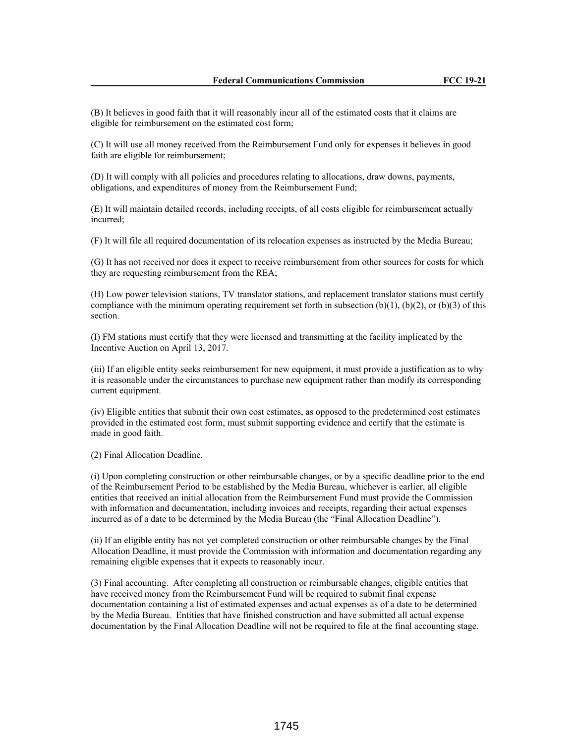(B) It believes in good faith that it will reasonably incur all of the estimated costs that it claims are eligible for reimbursement on the estimated cost form;

(C) It will use all money received from the Reimbursement Fund only for expenses it believes in good faith are eligible for reimbursement;

(D) It will comply with all policies and procedures relating to allocations, draw downs, payments, obligations, and expenditures of money from the Reimbursement Fund;

(E) It will maintain detailed records, including receipts, of all costs eligible for reimbursement actually incurred;

(F) It will file all required documentation of its relocation expenses as instructed by the Media Bureau;

(G) It has not received nor does it expect to receive reimbursement from other sources for costs for which they are requesting reimbursement from the REA;

(H) Low power television stations, TV translator stations, and replacement translator stations must certify compliance with the minimum operating requirement set forth in subsection (b)(1), (b)(2), or (b)(3) of this section.

(I) FM stations must certify that they were licensed and transmitting at the facility implicated by the Incentive Auction on April 13, 2017.

(iii) If an eligible entity seeks reimbursement for new equipment, it must provide a justification as to why it is reasonable under the circumstances to purchase new equipment rather than modify its corresponding current equipment.

(iv) Eligible entities that submit their own cost estimates, as opposed to the predetermined cost estimates provided in the estimated cost form, must submit supporting evidence and certify that the estimate is made in good faith.

(2) Final Allocation Deadline.

(i) Upon completing construction or other reimbursable changes, or by a specific deadline prior to the end of the Reimbursement Period to be established by the Media Bureau, whichever is earlier, all eligible entities that received an initial allocation from the Reimbursement Fund must provide the Commission with information and documentation, including invoices and receipts, regarding their actual expenses incurred as of a date to be determined by the Media Bureau (the "Final Allocation Deadline").

(ii) If an eligible entity has not yet completed construction or other reimbursable changes by the Final Allocation Deadline, it must provide the Commission with information and documentation regarding any remaining eligible expenses that it expects to reasonably incur.

(3) Final accounting. After completing all construction or reimbursable changes, eligible entities that have received money from the Reimbursement Fund will be required to submit final expense documentation containing a list of estimated expenses and actual expenses as of a date to be determined by the Media Bureau. Entities that have finished construction and have submitted all actual expense documentation by the Final Allocation Deadline will not be required to file at the final accounting stage.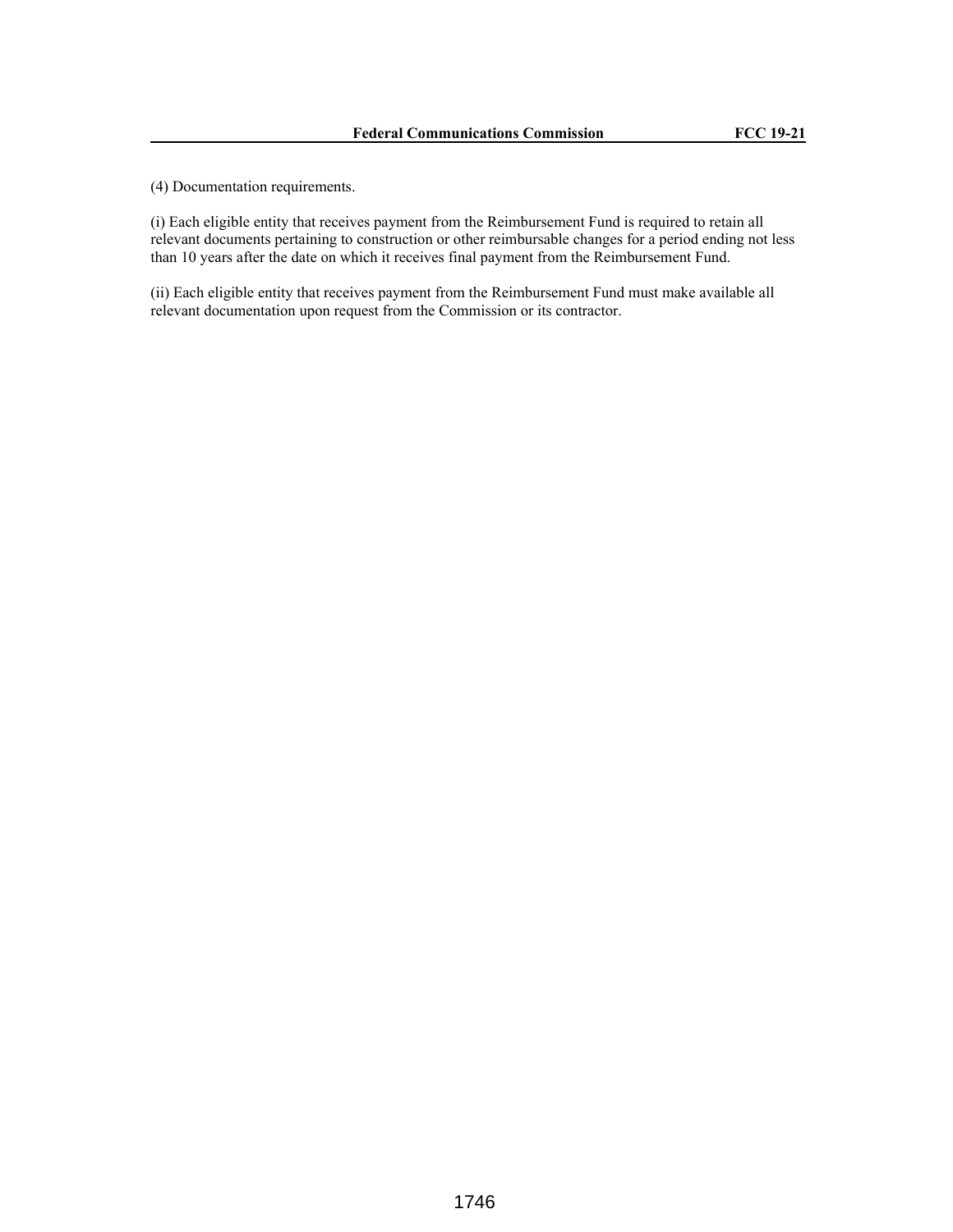(4) Documentation requirements.

(i) Each eligible entity that receives payment from the Reimbursement Fund is required to retain all relevant documents pertaining to construction or other reimbursable changes for a period ending not less than 10 years after the date on which it receives final payment from the Reimbursement Fund.

(ii) Each eligible entity that receives payment from the Reimbursement Fund must make available all relevant documentation upon request from the Commission or its contractor.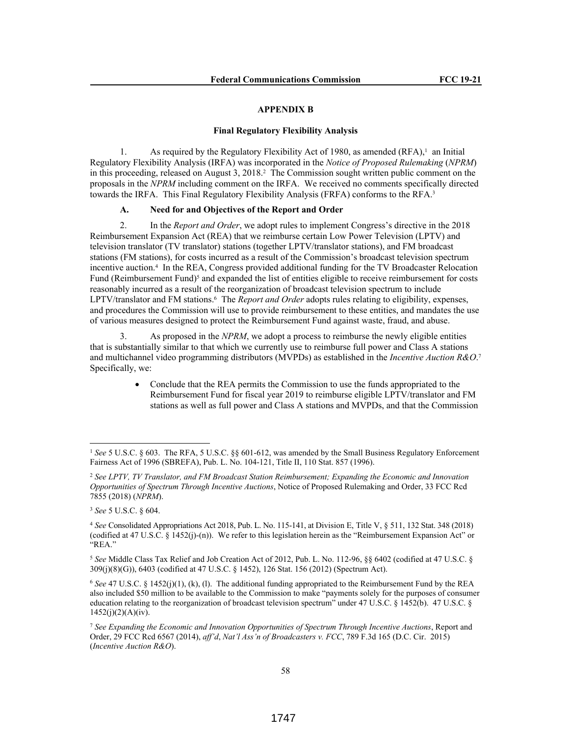## APPENDIX B

### Final Regulatory Flexibility Analysis

1. As required by the Regulatory Flexibility Act of 1980, as amended (RFA),[1] an Initial Regulatory Flexibility Analysis (IRFA) was incorporated in the *Notice of Proposed Rulemaking* (*NPRM*) in this proceeding, released on August 3, 2018.[2] The Commission sought written public comment on the proposals in the *NPRM* including comment on the IRFA. We received no comments specifically directed towards the IRFA. This Final Regulatory Flexibility Analysis (FRFA) conforms to the RFA.[3]

#### A. Need for and Objectives of the Report and Order

2. In the *Report and Order*, we adopt rules to implement Congress's directive in the 2018 Reimbursement Expansion Act (REA) that we reimburse certain Low Power Television (LPTV) and television translator (TV translator) stations (together LPTV/translator stations), and FM broadcast stations (FM stations), for costs incurred as a result of the Commission's broadcast television spectrum incentive auction.[4] In the REA, Congress provided additional funding for the TV Broadcaster Relocation Fund (Reimbursement Fund)[5] and expanded the list of entities eligible to receive reimbursement for costs reasonably incurred as a result of the reorganization of broadcast television spectrum to include LPTV/translator and FM stations.[6] The *Report and Order* adopts rules relating to eligibility, expenses, and procedures the Commission will use to provide reimbursement to these entities, and mandates the use of various measures designed to protect the Reimbursement Fund against waste, fraud, and abuse.

3. As proposed in the *NPRM*, we adopt a process to reimburse the newly eligible entities that is substantially similar to that which we currently use to reimburse full power and Class A stations and multichannel video programming distributors (MVPDs) as established in the *Incentive Auction R&O*.[7] Specifically, we:

- Conclude that the REA permits the Commission to use the funds appropriated to the Reimbursement Fund for fiscal year 2019 to reimburse eligible LPTV/translator and FM stations as well as full power and Class A stations and MVPDs, and that the Commission

---

[1] *See* 5 U.S.C. § 603. The RFA, 5 U.S.C. §§ 601-612, was amended by the Small Business Regulatory Enforcement Fairness Act of 1996 (SBREFA), Pub. L. No. 104-121, Title II, 110 Stat. 857 (1996).

[2] *See LPTV, TV Translator, and FM Broadcast Station Reimbursement; Expanding the Economic and Innovation Opportunities of Spectrum Through Incentive Auctions*, Notice of Proposed Rulemaking and Order, 33 FCC Rcd 7855 (2018) (*NPRM*).

[3] *See* 5 U.S.C. § 604.

[4] *See* Consolidated Appropriations Act 2018, Pub. L. No. 115-141, at Division E, Title V, § 511, 132 Stat. 348 (2018) (codified at 47 U.S.C. § 1452(j)-(n)). We refer to this legislation herein as the "Reimbursement Expansion Act" or "REA."

[5] *See* Middle Class Tax Relief and Job Creation Act of 2012, Pub. L. No. 112-96, §§ 6402 (codified at 47 U.S.C. § 309(j)(8)(G)), 6403 (codified at 47 U.S.C. § 1452), 126 Stat. 156 (2012) (Spectrum Act).

[6] *See* 47 U.S.C. § 1452(j)(1), (k), (l). The additional funding appropriated to the Reimbursement Fund by the REA also included $50 million to be available to the Commission to make "payments solely for the purposes of consumer education relating to the reorganization of broadcast television spectrum" under 47 U.S.C. § 1452(b). 47 U.S.C. § 1452(j)(2)(A)(iv).

[7] *See Expanding the Economic and Innovation Opportunities of Spectrum Through Incentive Auctions*, Report and Order, 29 FCC Rcd 6567 (2014), *aff'd*, *Nat'l Ass'n of Broadcasters v. FCC*, 789 F.3d 165 (D.C. Cir. 2015) (*Incentive Auction R&O*).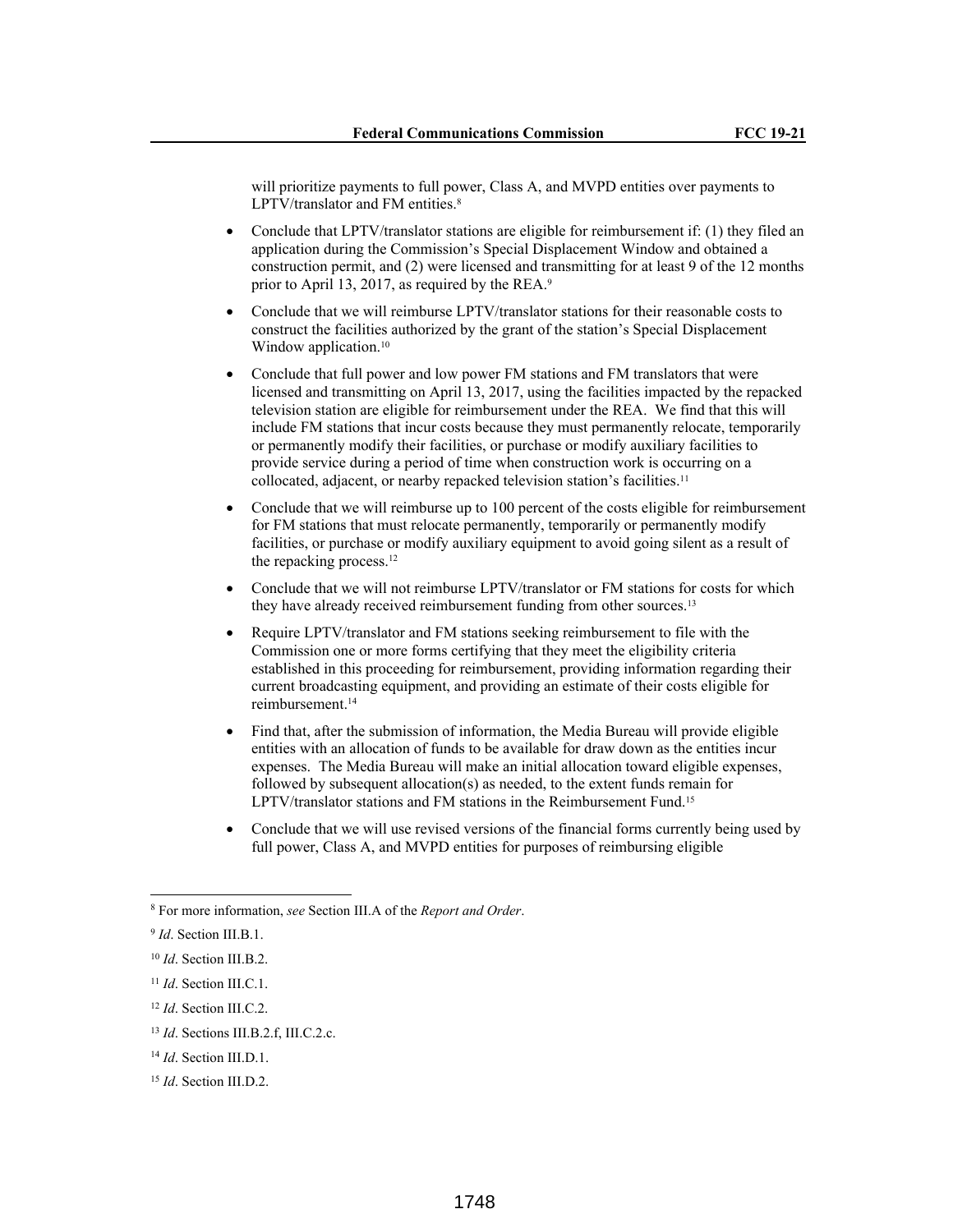will prioritize payments to full power, Class A, and MVPD entities over payments to LPTV/translator and FM entities.[8]

- Conclude that LPTV/translator stations are eligible for reimbursement if: (1) they filed an application during the Commission's Special Displacement Window and obtained a construction permit, and (2) were licensed and transmitting for at least 9 of the 12 months prior to April 13, 2017, as required by the REA.[9]
- Conclude that we will reimburse LPTV/translator stations for their reasonable costs to construct the facilities authorized by the grant of the station's Special Displacement Window application.[10]
- Conclude that full power and low power FM stations and FM translators that were licensed and transmitting on April 13, 2017, using the facilities impacted by the repacked television station are eligible for reimbursement under the REA. We find that this will include FM stations that incur costs because they must permanently relocate, temporarily or permanently modify their facilities, or purchase or modify auxiliary facilities to provide service during a period of time when construction work is occurring on a collocated, adjacent, or nearby repacked television station's facilities.[11]
- Conclude that we will reimburse up to 100 percent of the costs eligible for reimbursement for FM stations that must relocate permanently, temporarily or permanently modify facilities, or purchase or modify auxiliary equipment to avoid going silent as a result of the repacking process.[12]
- Conclude that we will not reimburse LPTV/translator or FM stations for costs for which they have already received reimbursement funding from other sources.[13]
- Require LPTV/translator and FM stations seeking reimbursement to file with the Commission one or more forms certifying that they meet the eligibility criteria established in this proceeding for reimbursement, providing information regarding their current broadcasting equipment, and providing an estimate of their costs eligible for reimbursement.[14]
- Find that, after the submission of information, the Media Bureau will provide eligible entities with an allocation of funds to be available for draw down as the entities incur expenses. The Media Bureau will make an initial allocation toward eligible expenses, followed by subsequent allocation(s) as needed, to the extent funds remain for LPTV/translator stations and FM stations in the Reimbursement Fund.[15]
- Conclude that we will use revised versions of the financial forms currently being used by full power, Class A, and MVPD entities for purposes of reimbursing eligible

---

[8] For more information, *see* Section III.A of the *Report and Order*.

[9] *Id*. Section III.B.1.

[10] *Id*. Section III.B.2.

[11] *Id*. Section III.C.1.

[12] *Id*. Section III.C.2.

[13] *Id*. Sections III.B.2.f, III.C.2.c.

[14] *Id*. Section III.D.1.

[15] *Id*. Section III.D.2.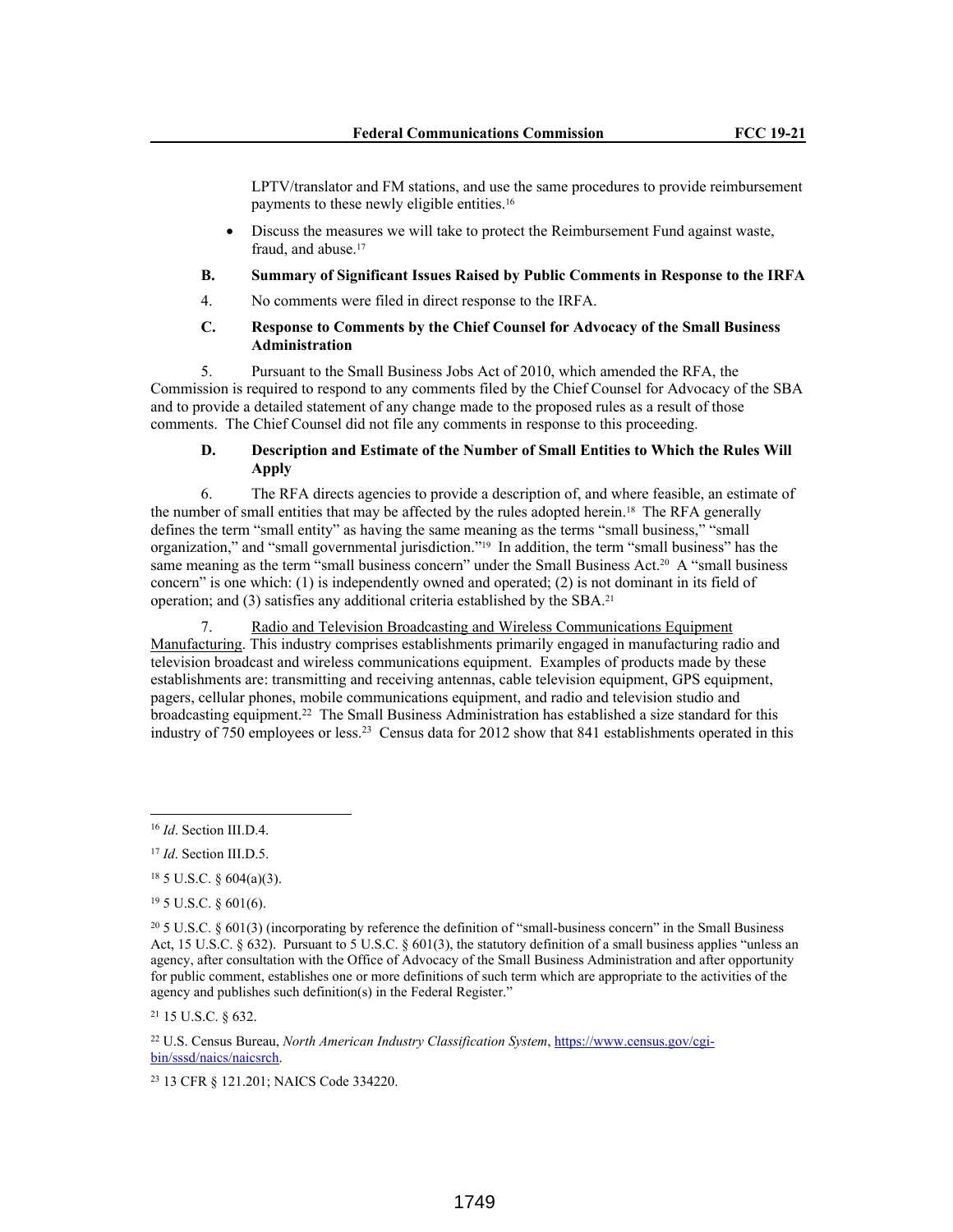LPTV/translator and FM stations, and use the same procedures to provide reimbursement payments to these newly eligible entities.[16]

- Discuss the measures we will take to protect the Reimbursement Fund against waste, fraud, and abuse.[17]

**B. Summary of Significant Issues Raised by Public Comments in Response to the IRFA**

4. No comments were filed in direct response to the IRFA.

**C. Response to Comments by the Chief Counsel for Advocacy of the Small Business Administration**

5. Pursuant to the Small Business Jobs Act of 2010, which amended the RFA, the Commission is required to respond to any comments filed by the Chief Counsel for Advocacy of the SBA and to provide a detailed statement of any change made to the proposed rules as a result of those comments. The Chief Counsel did not file any comments in response to this proceeding.

**D. Description and Estimate of the Number of Small Entities to Which the Rules Will Apply**

6. The RFA directs agencies to provide a description of, and where feasible, an estimate of the number of small entities that may be affected by the rules adopted herein.[18] The RFA generally defines the term "small entity" as having the same meaning as the terms "small business," "small organization," and "small governmental jurisdiction."[19] In addition, the term "small business" has the same meaning as the term "small business concern" under the Small Business Act.[20] A "small business concern" is one which: (1) is independently owned and operated; (2) is not dominant in its field of operation; and (3) satisfies any additional criteria established by the SBA.[21]

7. Radio and Television Broadcasting and Wireless Communications Equipment Manufacturing. This industry comprises establishments primarily engaged in manufacturing radio and television broadcast and wireless communications equipment. Examples of products made by these establishments are: transmitting and receiving antennas, cable television equipment, GPS equipment, pagers, cellular phones, mobile communications equipment, and radio and television studio and broadcasting equipment.[22] The Small Business Administration has established a size standard for this industry of 750 employees or less.[23] Census data for 2012 show that 841 establishments operated in this

---

[16] *Id*. Section III.D.4.

[17] *Id*. Section III.D.5.

[18] 5 U.S.C. § 604(a)(3).

[19] 5 U.S.C. § 601(6).

[20] 5 U.S.C. § 601(3) (incorporating by reference the definition of "small-business concern" in the Small Business Act, 15 U.S.C. § 632). Pursuant to 5 U.S.C. § 601(3), the statutory definition of a small business applies "unless an agency, after consultation with the Office of Advocacy of the Small Business Administration and after opportunity for public comment, establishes one or more definitions of such term which are appropriate to the activities of the agency and publishes such definition(s) in the Federal Register."

[21] 15 U.S.C. § 632.

[22] U.S. Census Bureau, *North American Industry Classification System*, https://www.census.gov/cgi-bin/sssd/naics/naicsrch.

[23] 13 CFR § 121.201; NAICS Code 334220.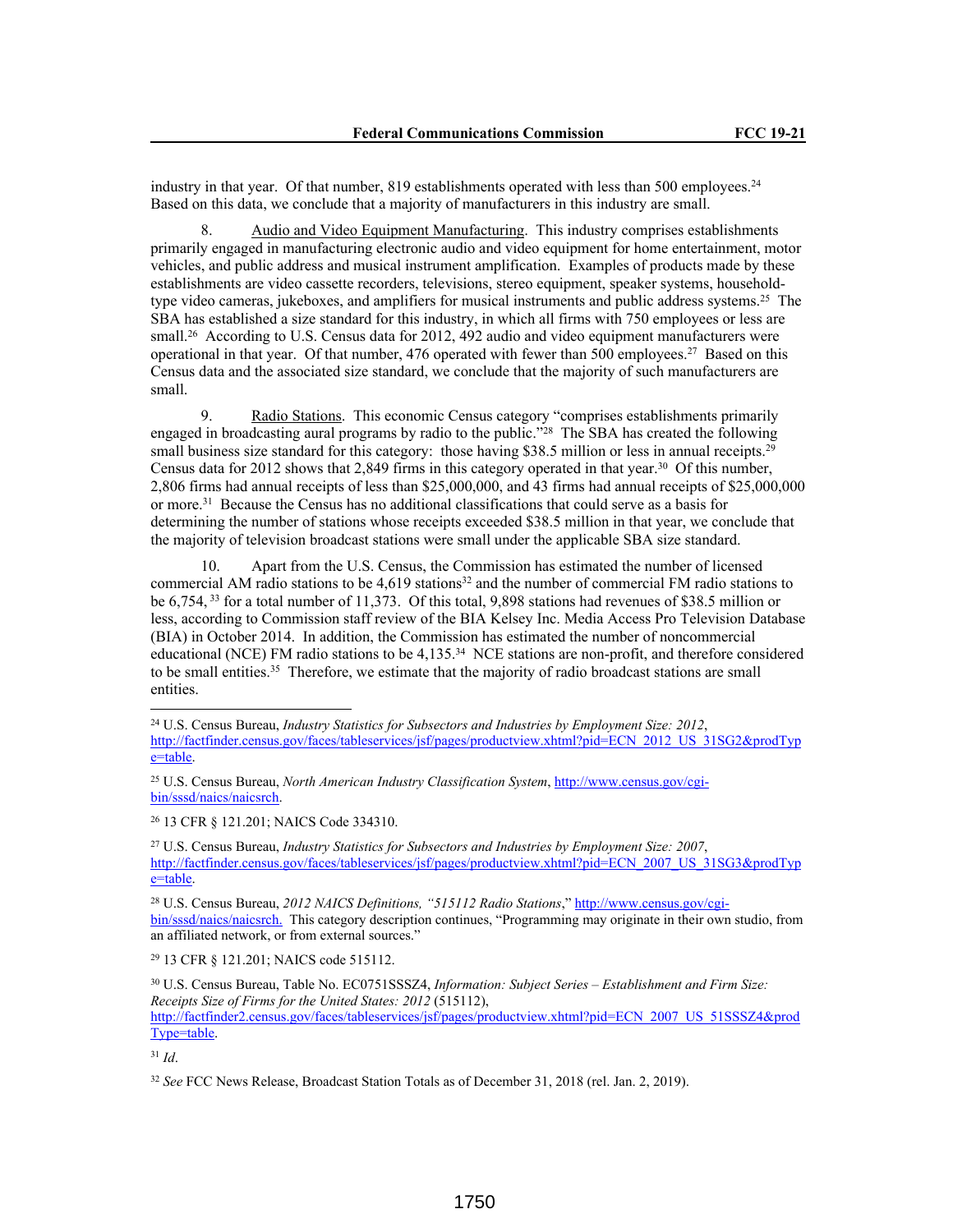industry in that year. Of that number, 819 establishments operated with less than 500 employees.[24] Based on this data, we conclude that a majority of manufacturers in this industry are small.

8. Audio and Video Equipment Manufacturing. This industry comprises establishments primarily engaged in manufacturing electronic audio and video equipment for home entertainment, motor vehicles, and public address and musical instrument amplification. Examples of products made by these establishments are video cassette recorders, televisions, stereo equipment, speaker systems, household-type video cameras, jukeboxes, and amplifiers for musical instruments and public address systems.[25] The SBA has established a size standard for this industry, in which all firms with 750 employees or less are small.[26] According to U.S. Census data for 2012, 492 audio and video equipment manufacturers were operational in that year. Of that number, 476 operated with fewer than 500 employees.[27] Based on this Census data and the associated size standard, we conclude that the majority of such manufacturers are small.

9. Radio Stations. This economic Census category "comprises establishments primarily engaged in broadcasting aural programs by radio to the public."[28] The SBA has created the following small business size standard for this category: those having $38.5 million or less in annual receipts.[29] Census data for 2012 shows that 2,849 firms in this category operated in that year.[30] Of this number, 2,806 firms had annual receipts of less than $25,000,000, and 43 firms had annual receipts of $25,000,000 or more.[31] Because the Census has no additional classifications that could serve as a basis for determining the number of stations whose receipts exceeded $38.5 million in that year, we conclude that the majority of television broadcast stations were small under the applicable SBA size standard.

10. Apart from the U.S. Census, the Commission has estimated the number of licensed commercial AM radio stations to be 4,619 stations[32] and the number of commercial FM radio stations to be 6,754, [33] for a total number of 11,373. Of this total, 9,898 stations had revenues of $38.5 million or less, according to Commission staff review of the BIA Kelsey Inc. Media Access Pro Television Database (BIA) in October 2014. In addition, the Commission has estimated the number of noncommercial educational (NCE) FM radio stations to be 4,135.[34] NCE stations are non-profit, and therefore considered to be small entities.[35] Therefore, we estimate that the majority of radio broadcast stations are small entities.

---

[24] U.S. Census Bureau, *Industry Statistics for Subsectors and Industries by Employment Size: 2012*, http://factfinder.census.gov/faces/tableservices/jsf/pages/productview.xhtml?pid=ECN_2012_US_31SG2&prodType=table.

[25] U.S. Census Bureau, *North American Industry Classification System*, http://www.census.gov/cgi-bin/sssd/naics/naicsrch.

[26] 13 CFR § 121.201; NAICS Code 334310.

[27] U.S. Census Bureau, *Industry Statistics for Subsectors and Industries by Employment Size: 2007*, http://factfinder.census.gov/faces/tableservices/jsf/pages/productview.xhtml?pid=ECN_2007_US_31SG3&prodType=table.

[28] U.S. Census Bureau, *2012 NAICS Definitions, "515112 Radio Stations*," http://www.census.gov/cgi-bin/sssd/naics/naicsrch. This category description continues, "Programming may originate in their own studio, from an affiliated network, or from external sources."

[29] 13 CFR § 121.201; NAICS code 515112.

[30] U.S. Census Bureau, Table No. EC0751SSSZ4, *Information: Subject Series – Establishment and Firm Size: Receipts Size of Firms for the United States: 2012* (515112), http://factfinder2.census.gov/faces/tableservices/jsf/pages/productview.xhtml?pid=ECN_2007_US_51SSSZ4&prodType=table.

[31] *Id*.

[32] *See* FCC News Release, Broadcast Station Totals as of December 31, 2018 (rel. Jan. 2, 2019).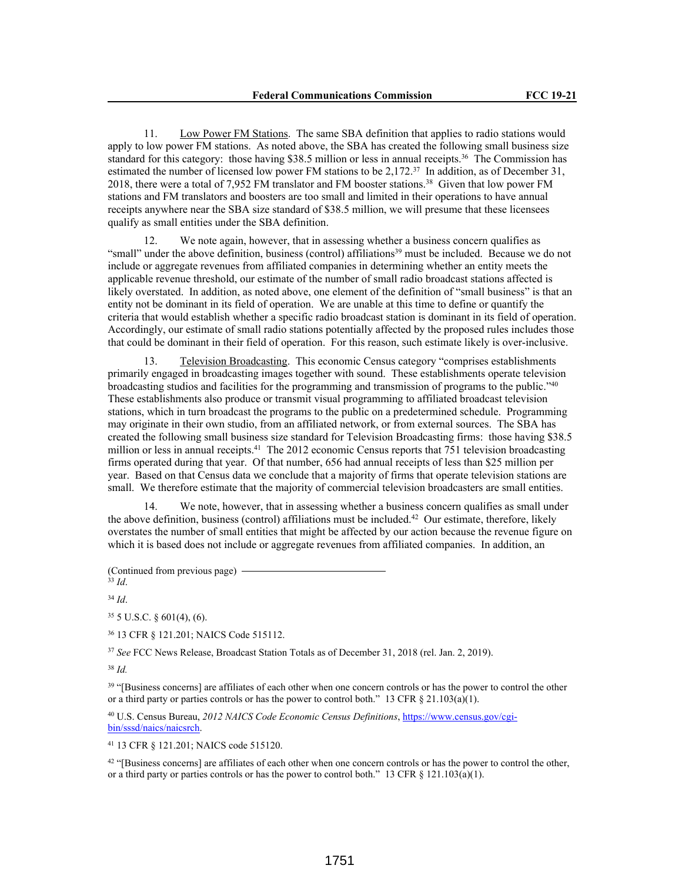11. Low Power FM Stations. The same SBA definition that applies to radio stations would apply to low power FM stations. As noted above, the SBA has created the following small business size standard for this category: those having $38.5 million or less in annual receipts.[36] The Commission has estimated the number of licensed low power FM stations to be 2,172.[37] In addition, as of December 31, 2018, there were a total of 7,952 FM translator and FM booster stations.[38] Given that low power FM stations and FM translators and boosters are too small and limited in their operations to have annual receipts anywhere near the SBA size standard of $38.5 million, we will presume that these licensees qualify as small entities under the SBA definition.

12. We note again, however, that in assessing whether a business concern qualifies as "small" under the above definition, business (control) affiliations[39] must be included. Because we do not include or aggregate revenues from affiliated companies in determining whether an entity meets the applicable revenue threshold, our estimate of the number of small radio broadcast stations affected is likely overstated. In addition, as noted above, one element of the definition of "small business" is that an entity not be dominant in its field of operation. We are unable at this time to define or quantify the criteria that would establish whether a specific radio broadcast station is dominant in its field of operation. Accordingly, our estimate of small radio stations potentially affected by the proposed rules includes those that could be dominant in their field of operation. For this reason, such estimate likely is over-inclusive.

13. Television Broadcasting. This economic Census category "comprises establishments primarily engaged in broadcasting images together with sound. These establishments operate television broadcasting studios and facilities for the programming and transmission of programs to the public."[40] These establishments also produce or transmit visual programming to affiliated broadcast television stations, which in turn broadcast the programs to the public on a predetermined schedule. Programming may originate in their own studio, from an affiliated network, or from external sources. The SBA has created the following small business size standard for Television Broadcasting firms: those having $38.5 million or less in annual receipts.[41] The 2012 economic Census reports that 751 television broadcasting firms operated during that year. Of that number, 656 had annual receipts of less than $25 million per year. Based on that Census data we conclude that a majority of firms that operate television stations are small. We therefore estimate that the majority of commercial television broadcasters are small entities.

14. We note, however, that in assessing whether a business concern qualifies as small under the above definition, business (control) affiliations must be included.[42] Our estimate, therefore, likely overstates the number of small entities that might be affected by our action because the revenue figure on which it is based does not include or aggregate revenues from affiliated companies. In addition, an

(Continued from previous page)

[33] *Id*.

[34] *Id*.

[35] 5 U.S.C. § 601(4), (6).

[36] 13 CFR § 121.201; NAICS Code 515112.

[37] *See* FCC News Release, Broadcast Station Totals as of December 31, 2018 (rel. Jan. 2, 2019).

[38] *Id.*

[39] "[Business concerns] are affiliates of each other when one concern controls or has the power to control the other or a third party or parties controls or has the power to control both." 13 CFR § 21.103(a)(1).

[40] U.S. Census Bureau, *2012 NAICS Code Economic Census Definitions*, https://www.census.gov/cgi-bin/sssd/naics/naicsrch.

[41] 13 CFR § 121.201; NAICS code 515120.

[42] "[Business concerns] are affiliates of each other when one concern controls or has the power to control the other, or a third party or parties controls or has the power to control both." 13 CFR § 121.103(a)(1).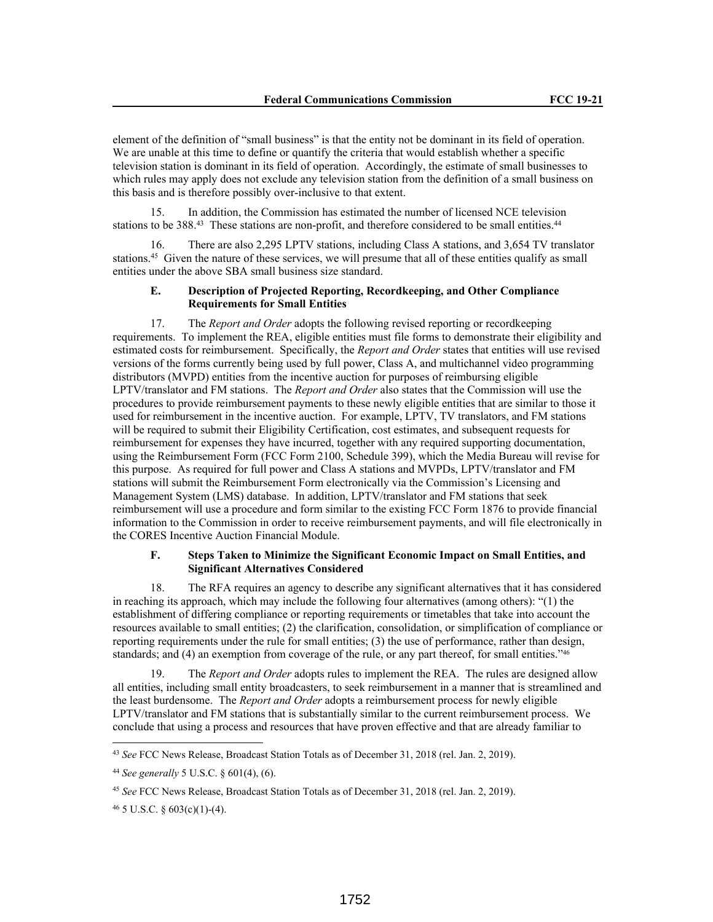element of the definition of "small business" is that the entity not be dominant in its field of operation. We are unable at this time to define or quantify the criteria that would establish whether a specific television station is dominant in its field of operation. Accordingly, the estimate of small businesses to which rules may apply does not exclude any television station from the definition of a small business on this basis and is therefore possibly over-inclusive to that extent.

15. In addition, the Commission has estimated the number of licensed NCE television stations to be 388.[43] These stations are non-profit, and therefore considered to be small entities.[44]

16. There are also 2,295 LPTV stations, including Class A stations, and 3,654 TV translator stations.[45] Given the nature of these services, we will presume that all of these entities qualify as small entities under the above SBA small business size standard.

### E. Description of Projected Reporting, Recordkeeping, and Other Compliance Requirements for Small Entities

17. The *Report and Order* adopts the following revised reporting or recordkeeping requirements. To implement the REA, eligible entities must file forms to demonstrate their eligibility and estimated costs for reimbursement. Specifically, the *Report and Order* states that entities will use revised versions of the forms currently being used by full power, Class A, and multichannel video programming distributors (MVPD) entities from the incentive auction for purposes of reimbursing eligible LPTV/translator and FM stations. The *Report and Order* also states that the Commission will use the procedures to provide reimbursement payments to these newly eligible entities that are similar to those it used for reimbursement in the incentive auction. For example, LPTV, TV translators, and FM stations will be required to submit their Eligibility Certification, cost estimates, and subsequent requests for reimbursement for expenses they have incurred, together with any required supporting documentation, using the Reimbursement Form (FCC Form 2100, Schedule 399), which the Media Bureau will revise for this purpose. As required for full power and Class A stations and MVPDs, LPTV/translator and FM stations will submit the Reimbursement Form electronically via the Commission's Licensing and Management System (LMS) database. In addition, LPTV/translator and FM stations that seek reimbursement will use a procedure and form similar to the existing FCC Form 1876 to provide financial information to the Commission in order to receive reimbursement payments, and will file electronically in the CORES Incentive Auction Financial Module.

### F. Steps Taken to Minimize the Significant Economic Impact on Small Entities, and Significant Alternatives Considered

18. The RFA requires an agency to describe any significant alternatives that it has considered in reaching its approach, which may include the following four alternatives (among others): "(1) the establishment of differing compliance or reporting requirements or timetables that take into account the resources available to small entities; (2) the clarification, consolidation, or simplification of compliance or reporting requirements under the rule for small entities; (3) the use of performance, rather than design, standards; and (4) an exemption from coverage of the rule, or any part thereof, for small entities."[46]

19. The *Report and Order* adopts rules to implement the REA. The rules are designed allow all entities, including small entity broadcasters, to seek reimbursement in a manner that is streamlined and the least burdensome. The *Report and Order* adopts a reimbursement process for newly eligible LPTV/translator and FM stations that is substantially similar to the current reimbursement process. We conclude that using a process and resources that have proven effective and that are already familiar to

---

[43] *See* FCC News Release, Broadcast Station Totals as of December 31, 2018 (rel. Jan. 2, 2019).

[44] *See generally* 5 U.S.C. § 601(4), (6).

[45] *See* FCC News Release, Broadcast Station Totals as of December 31, 2018 (rel. Jan. 2, 2019).

[46] 5 U.S.C. § 603(c)(1)-(4).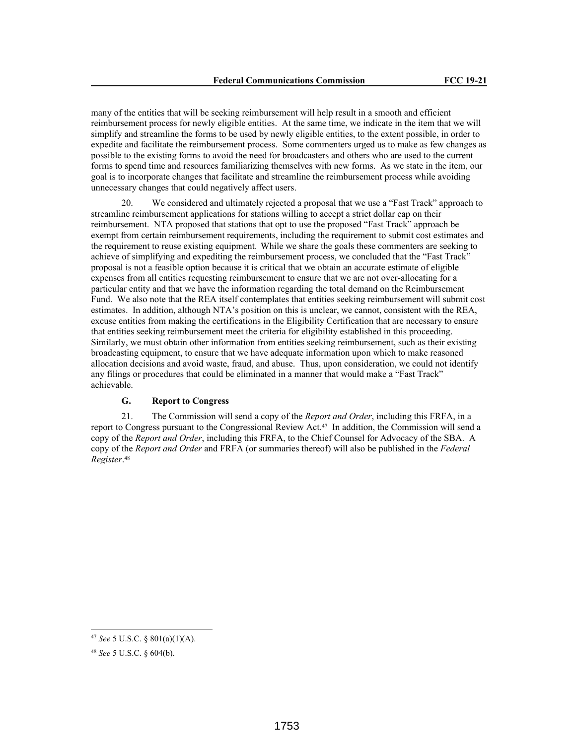many of the entities that will be seeking reimbursement will help result in a smooth and efficient reimbursement process for newly eligible entities. At the same time, we indicate in the item that we will simplify and streamline the forms to be used by newly eligible entities, to the extent possible, in order to expedite and facilitate the reimbursement process. Some commenters urged us to make as few changes as possible to the existing forms to avoid the need for broadcasters and others who are used to the current forms to spend time and resources familiarizing themselves with new forms. As we state in the item, our goal is to incorporate changes that facilitate and streamline the reimbursement process while avoiding unnecessary changes that could negatively affect users.

20. We considered and ultimately rejected a proposal that we use a "Fast Track" approach to streamline reimbursement applications for stations willing to accept a strict dollar cap on their reimbursement. NTA proposed that stations that opt to use the proposed "Fast Track" approach be exempt from certain reimbursement requirements, including the requirement to submit cost estimates and the requirement to reuse existing equipment. While we share the goals these commenters are seeking to achieve of simplifying and expediting the reimbursement process, we concluded that the "Fast Track" proposal is not a feasible option because it is critical that we obtain an accurate estimate of eligible expenses from all entities requesting reimbursement to ensure that we are not over-allocating for a particular entity and that we have the information regarding the total demand on the Reimbursement Fund. We also note that the REA itself contemplates that entities seeking reimbursement will submit cost estimates. In addition, although NTA's position on this is unclear, we cannot, consistent with the REA, excuse entities from making the certifications in the Eligibility Certification that are necessary to ensure that entities seeking reimbursement meet the criteria for eligibility established in this proceeding. Similarly, we must obtain other information from entities seeking reimbursement, such as their existing broadcasting equipment, to ensure that we have adequate information upon which to make reasoned allocation decisions and avoid waste, fraud, and abuse. Thus, upon consideration, we could not identify any filings or procedures that could be eliminated in a manner that would make a "Fast Track" achievable.

### G. Report to Congress

21. The Commission will send a copy of the *Report and Order*, including this FRFA, in a report to Congress pursuant to the Congressional Review Act.[47] In addition, the Commission will send a copy of the *Report and Order*, including this FRFA, to the Chief Counsel for Advocacy of the SBA. A copy of the *Report and Order* and FRFA (or summaries thereof) will also be published in the *Federal Register*.[48]

---

[47] *See* 5 U.S.C. § 801(a)(1)(A).

[48] *See* 5 U.S.C. § 604(b).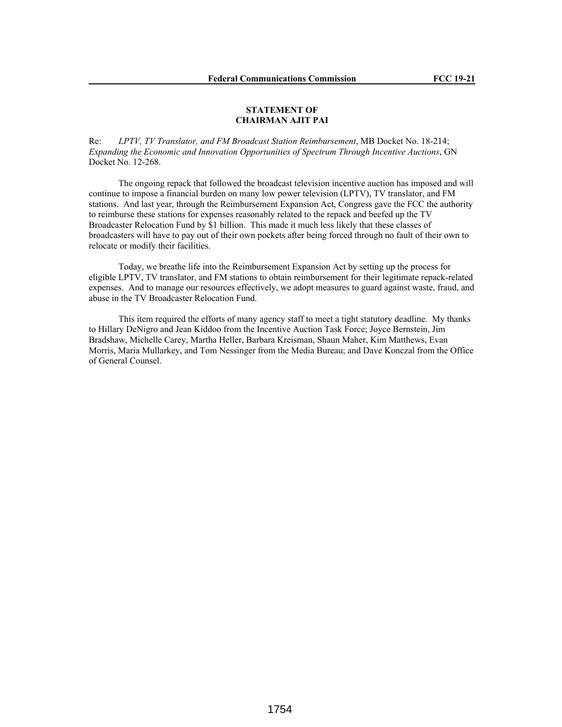**STATEMENT OF**
**CHAIRMAN AJIT PAI**

Re: *LPTV, TV Translator, and FM Broadcast Station Reimbursement*, MB Docket No. 18-214; *Expanding the Economic and Innovation Opportunities of Spectrum Through Incentive Auctions*, GN Docket No. 12-268.

The ongoing repack that followed the broadcast television incentive auction has imposed and will continue to impose a financial burden on many low power television (LPTV), TV translator, and FM stations. And last year, through the Reimbursement Expansion Act, Congress gave the FCC the authority to reimburse these stations for expenses reasonably related to the repack and beefed up the TV Broadcaster Relocation Fund by $1 billion. This made it much less likely that these classes of broadcasters will have to pay out of their own pockets after being forced through no fault of their own to relocate or modify their facilities.

Today, we breathe life into the Reimbursement Expansion Act by setting up the process for eligible LPTV, TV translator, and FM stations to obtain reimbursement for their legitimate repack-related expenses. And to manage our resources effectively, we adopt measures to guard against waste, fraud, and abuse in the TV Broadcaster Relocation Fund.

This item required the efforts of many agency staff to meet a tight statutory deadline. My thanks to Hillary DeNigro and Jean Kiddoo from the Incentive Auction Task Force; Joyce Bernstein, Jim Bradshaw, Michelle Carey, Martha Heller, Barbara Kreisman, Shaun Maher, Kim Matthews, Evan Morris, Maria Mullarkey, and Tom Nessinger from the Media Bureau; and Dave Konczal from the Office of General Counsel.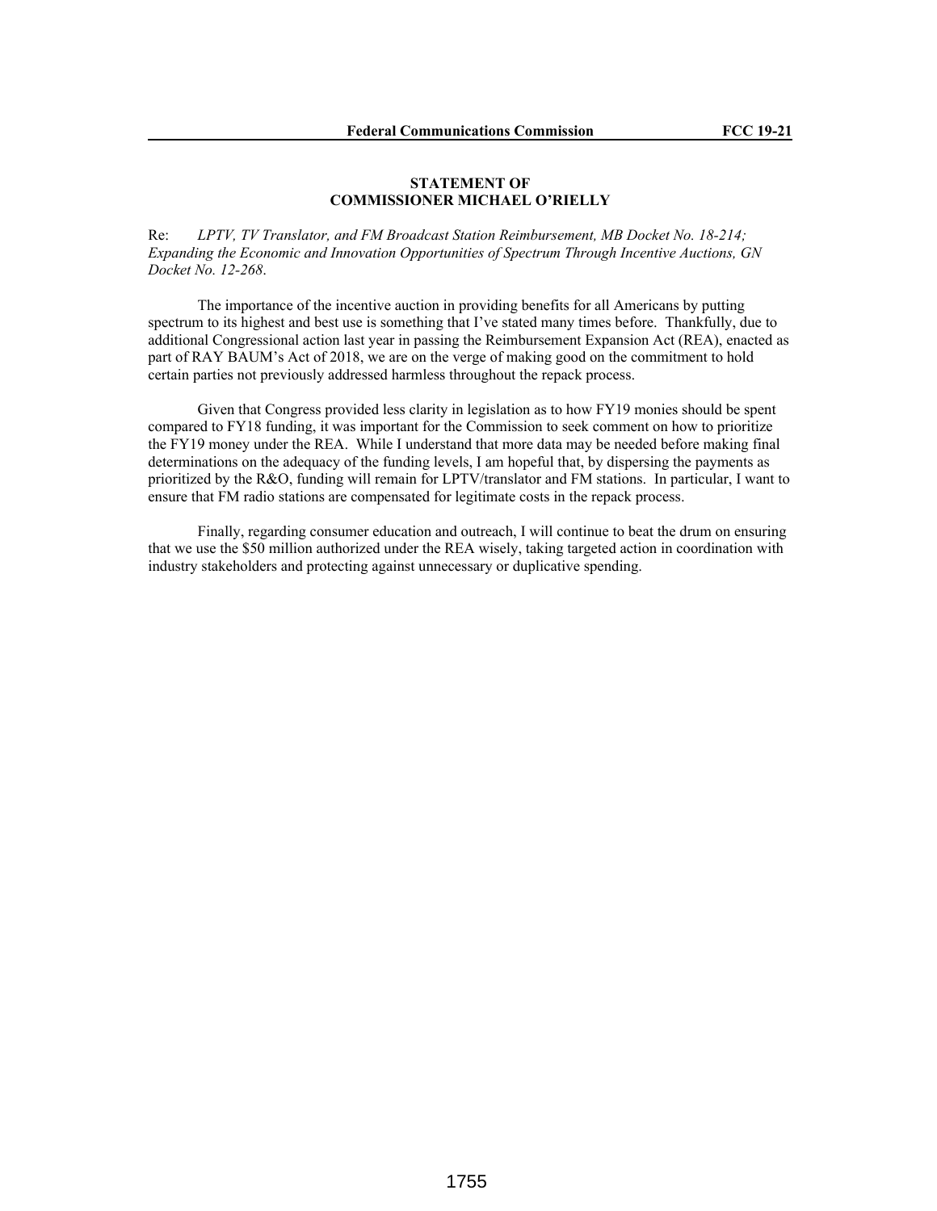**STATEMENT OF**
**COMMISSIONER MICHAEL O'RIELLY**

Re: *LPTV, TV Translator, and FM Broadcast Station Reimbursement, MB Docket No. 18-214; Expanding the Economic and Innovation Opportunities of Spectrum Through Incentive Auctions, GN Docket No. 12-268*.

The importance of the incentive auction in providing benefits for all Americans by putting spectrum to its highest and best use is something that I've stated many times before. Thankfully, due to additional Congressional action last year in passing the Reimbursement Expansion Act (REA), enacted as part of RAY BAUM's Act of 2018, we are on the verge of making good on the commitment to hold certain parties not previously addressed harmless throughout the repack process.

Given that Congress provided less clarity in legislation as to how FY19 monies should be spent compared to FY18 funding, it was important for the Commission to seek comment on how to prioritize the FY19 money under the REA. While I understand that more data may be needed before making final determinations on the adequacy of the funding levels, I am hopeful that, by dispersing the payments as prioritized by the R&O, funding will remain for LPTV/translator and FM stations. In particular, I want to ensure that FM radio stations are compensated for legitimate costs in the repack process.

Finally, regarding consumer education and outreach, I will continue to beat the drum on ensuring that we use the $50 million authorized under the REA wisely, taking targeted action in coordination with industry stakeholders and protecting against unnecessary or duplicative spending.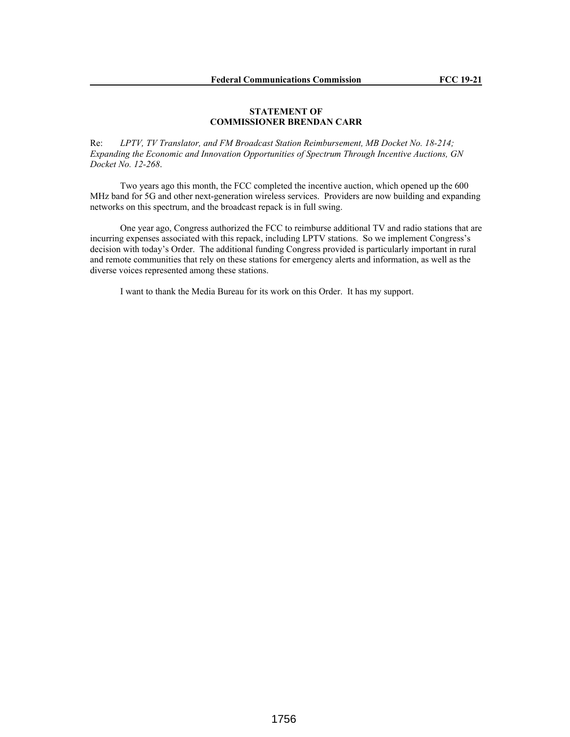**STATEMENT OF**
**COMMISSIONER BRENDAN CARR**

Re: *LPTV, TV Translator, and FM Broadcast Station Reimbursement, MB Docket No. 18-214; Expanding the Economic and Innovation Opportunities of Spectrum Through Incentive Auctions, GN Docket No. 12-268*.

Two years ago this month, the FCC completed the incentive auction, which opened up the 600 MHz band for 5G and other next-generation wireless services. Providers are now building and expanding networks on this spectrum, and the broadcast repack is in full swing.

One year ago, Congress authorized the FCC to reimburse additional TV and radio stations that are incurring expenses associated with this repack, including LPTV stations. So we implement Congress's decision with today's Order. The additional funding Congress provided is particularly important in rural and remote communities that rely on these stations for emergency alerts and information, as well as the diverse voices represented among these stations.

I want to thank the Media Bureau for its work on this Order. It has my support.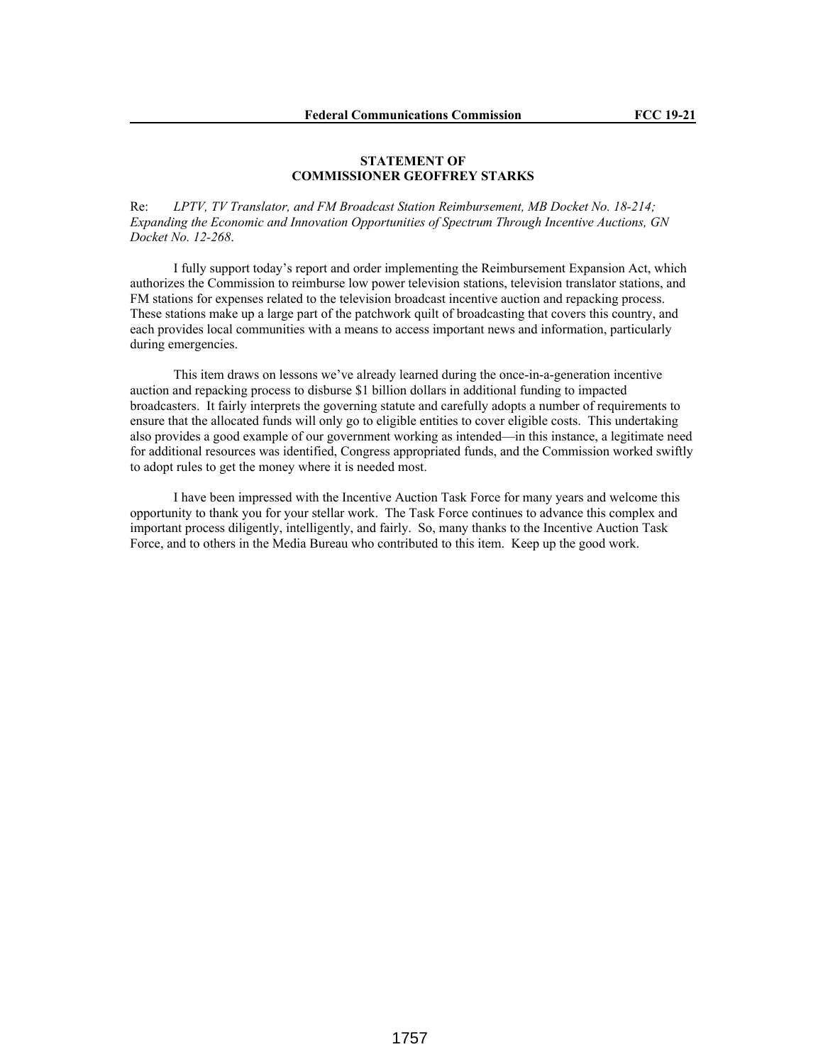**STATEMENT OF**
**COMMISSIONER GEOFFREY STARKS**

Re: *LPTV, TV Translator, and FM Broadcast Station Reimbursement, MB Docket No. 18-214; Expanding the Economic and Innovation Opportunities of Spectrum Through Incentive Auctions, GN Docket No. 12-268*.

I fully support today's report and order implementing the Reimbursement Expansion Act, which authorizes the Commission to reimburse low power television stations, television translator stations, and FM stations for expenses related to the television broadcast incentive auction and repacking process. These stations make up a large part of the patchwork quilt of broadcasting that covers this country, and each provides local communities with a means to access important news and information, particularly during emergencies.

This item draws on lessons we've already learned during the once-in-a-generation incentive auction and repacking process to disburse $1 billion dollars in additional funding to impacted broadcasters. It fairly interprets the governing statute and carefully adopts a number of requirements to ensure that the allocated funds will only go to eligible entities to cover eligible costs. This undertaking also provides a good example of our government working as intended—in this instance, a legitimate need for additional resources was identified, Congress appropriated funds, and the Commission worked swiftly to adopt rules to get the money where it is needed most.

I have been impressed with the Incentive Auction Task Force for many years and welcome this opportunity to thank you for your stellar work. The Task Force continues to advance this complex and important process diligently, intelligently, and fairly. So, many thanks to the Incentive Auction Task Force, and to others in the Media Bureau who contributed to this item. Keep up the good work.